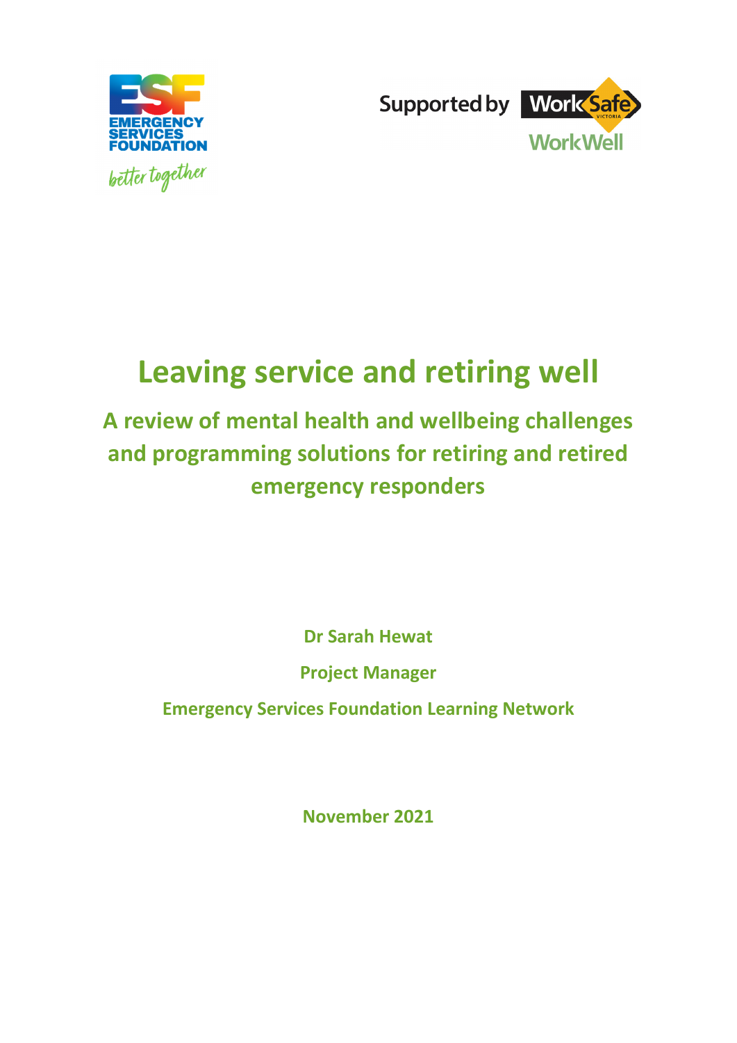EMERGENCY SERVICES FOUNDATION

better together

Supported by WorkSafe VICTORIA WorkWell

# Leaving service and retiring well

## A review of mental health and wellbeing challenges and programming solutions for retiring and retired emergency responders

**Dr Sarah Hewat**

**Project Manager**

**Emergency Services Foundation Learning Network**

**November 2021**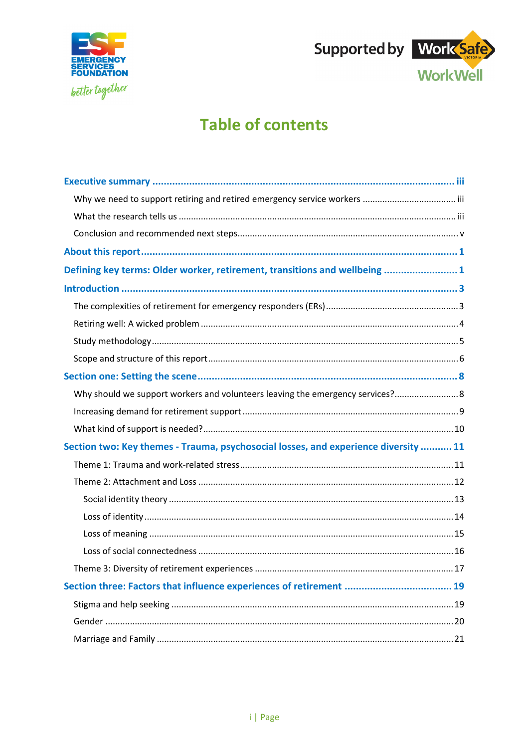# Table of contents

Executive summary ..... iii

- Why we need to support retiring and retired emergency service workers ..... iii
- What the research tells us ..... iii
- Conclusion and recommended next steps ..... v

About this report ..... 1

Defining key terms: Older worker, retirement, transitions and wellbeing ..... 1

Introduction ..... 3

- The complexities of retirement for emergency responders (ERs) ..... 3
- Retiring well: A wicked problem ..... 4
- Study methodology ..... 5
- Scope and structure of this report ..... 6

Section one: Setting the scene ..... 8

- Why should we support workers and volunteers leaving the emergency services? ..... 8
- Increasing demand for retirement support ..... 9
- What kind of support is needed? ..... 10

Section two: Key themes - Trauma, psychosocial losses, and experience diversity ..... 11

- Theme 1: Trauma and work-related stress ..... 11
- Theme 2: Attachment and Loss ..... 12
  - Social identity theory ..... 13
  - Loss of identity ..... 14
  - Loss of meaning ..... 15
  - Loss of social connectedness ..... 16
- Theme 3: Diversity of retirement experiences ..... 17

Section three: Factors that influence experiences of retirement ..... 19

- Stigma and help seeking ..... 19
- Gender ..... 20
- Marriage and Family ..... 21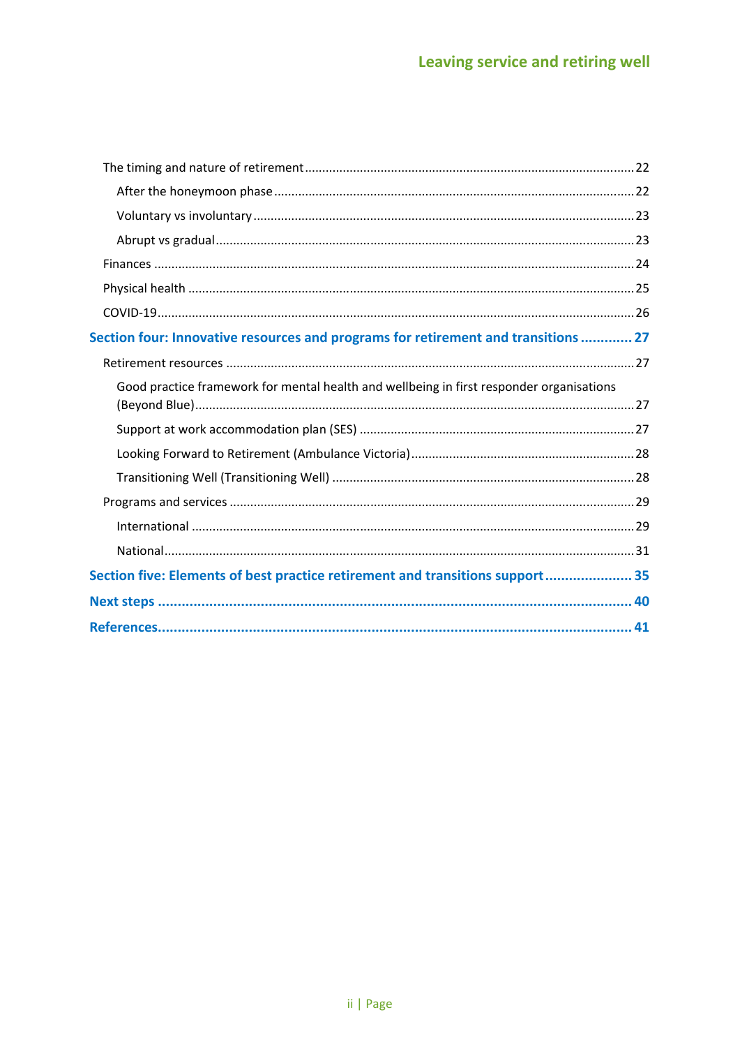- The timing and nature of retirement ..... 22
  - After the honeymoon phase ..... 22
  - Voluntary vs involuntary ..... 23
  - Abrupt vs gradual ..... 23
- Finances ..... 24
- Physical health ..... 25
- COVID-19 ..... 26

**Section four: Innovative resources and programs for retirement and transitions ..... 27**

- Retirement resources ..... 27
  - Good practice framework for mental health and wellbeing in first responder organisations (Beyond Blue) ..... 27
  - Support at work accommodation plan (SES) ..... 27
  - Looking Forward to Retirement (Ambulance Victoria) ..... 28
  - Transitioning Well (Transitioning Well) ..... 28
- Programs and services ..... 29
  - International ..... 29
  - National ..... 31

**Section five: Elements of best practice retirement and transitions support ..... 35**

**Next steps ..... 40**

**References ..... 41**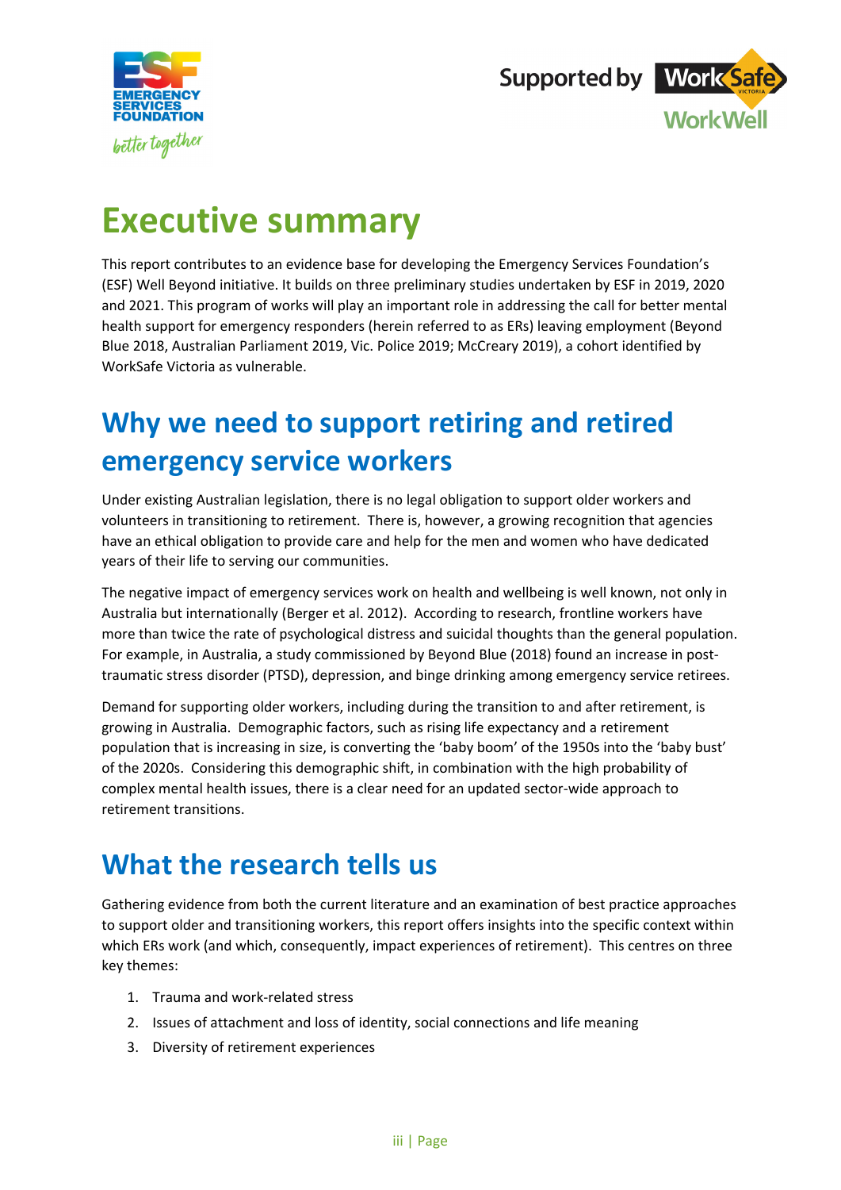# Executive summary

This report contributes to an evidence base for developing the Emergency Services Foundation's (ESF) Well Beyond initiative. It builds on three preliminary studies undertaken by ESF in 2019, 2020 and 2021. This program of works will play an important role in addressing the call for better mental health support for emergency responders (herein referred to as ERs) leaving employment (Beyond Blue 2018, Australian Parliament 2019, Vic. Police 2019; McCreary 2019), a cohort identified by WorkSafe Victoria as vulnerable.

## Why we need to support retiring and retired emergency service workers

Under existing Australian legislation, there is no legal obligation to support older workers and volunteers in transitioning to retirement. There is, however, a growing recognition that agencies have an ethical obligation to provide care and help for the men and women who have dedicated years of their life to serving our communities.

The negative impact of emergency services work on health and wellbeing is well known, not only in Australia but internationally (Berger et al. 2012). According to research, frontline workers have more than twice the rate of psychological distress and suicidal thoughts than the general population. For example, in Australia, a study commissioned by Beyond Blue (2018) found an increase in post-traumatic stress disorder (PTSD), depression, and binge drinking among emergency service retirees.

Demand for supporting older workers, including during the transition to and after retirement, is growing in Australia. Demographic factors, such as rising life expectancy and a retirement population that is increasing in size, is converting the 'baby boom' of the 1950s into the 'baby bust' of the 2020s. Considering this demographic shift, in combination with the high probability of complex mental health issues, there is a clear need for an updated sector-wide approach to retirement transitions.

## What the research tells us

Gathering evidence from both the current literature and an examination of best practice approaches to support older and transitioning workers, this report offers insights into the specific context within which ERs work (and which, consequently, impact experiences of retirement). This centres on three key themes:

1. Trauma and work-related stress
2. Issues of attachment and loss of identity, social connections and life meaning
3. Diversity of retirement experiences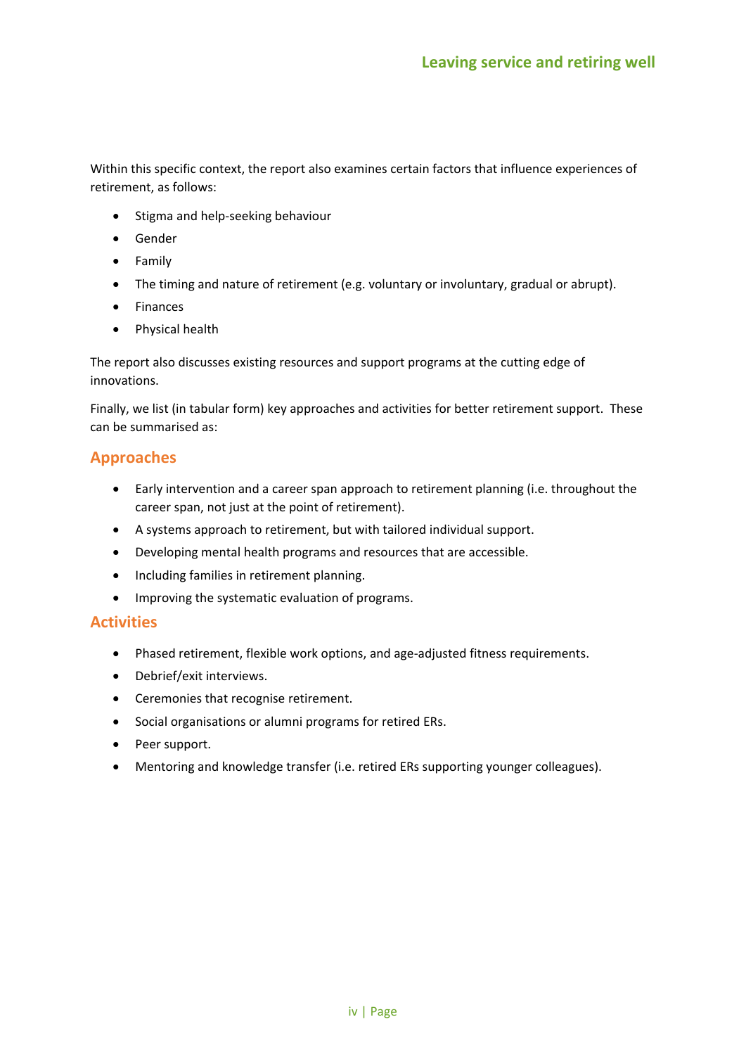Within this specific context, the report also examines certain factors that influence experiences of retirement, as follows:

- Stigma and help-seeking behaviour
- Gender
- Family
- The timing and nature of retirement (e.g. voluntary or involuntary, gradual or abrupt).
- Finances
- Physical health

The report also discusses existing resources and support programs at the cutting edge of innovations.

Finally, we list (in tabular form) key approaches and activities for better retirement support. These can be summarised as:

## Approaches

- Early intervention and a career span approach to retirement planning (i.e. throughout the career span, not just at the point of retirement).
- A systems approach to retirement, but with tailored individual support.
- Developing mental health programs and resources that are accessible.
- Including families in retirement planning.
- Improving the systematic evaluation of programs.

## Activities

- Phased retirement, flexible work options, and age-adjusted fitness requirements.
- Debrief/exit interviews.
- Ceremonies that recognise retirement.
- Social organisations or alumni programs for retired ERs.
- Peer support.
- Mentoring and knowledge transfer (i.e. retired ERs supporting younger colleagues).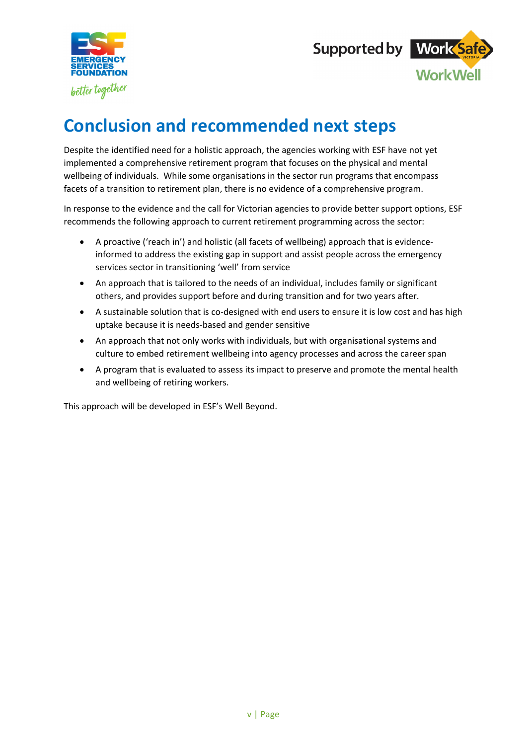# Conclusion and recommended next steps

Despite the identified need for a holistic approach, the agencies working with ESF have not yet implemented a comprehensive retirement program that focuses on the physical and mental wellbeing of individuals. While some organisations in the sector run programs that encompass facets of a transition to retirement plan, there is no evidence of a comprehensive program.

In response to the evidence and the call for Victorian agencies to provide better support options, ESF recommends the following approach to current retirement programming across the sector:

- A proactive ('reach in') and holistic (all facets of wellbeing) approach that is evidence-informed to address the existing gap in support and assist people across the emergency services sector in transitioning 'well' from service
- An approach that is tailored to the needs of an individual, includes family or significant others, and provides support before and during transition and for two years after.
- A sustainable solution that is co-designed with end users to ensure it is low cost and has high uptake because it is needs-based and gender sensitive
- An approach that not only works with individuals, but with organisational systems and culture to embed retirement wellbeing into agency processes and across the career span
- A program that is evaluated to assess its impact to preserve and promote the mental health and wellbeing of retiring workers.

This approach will be developed in ESF's Well Beyond.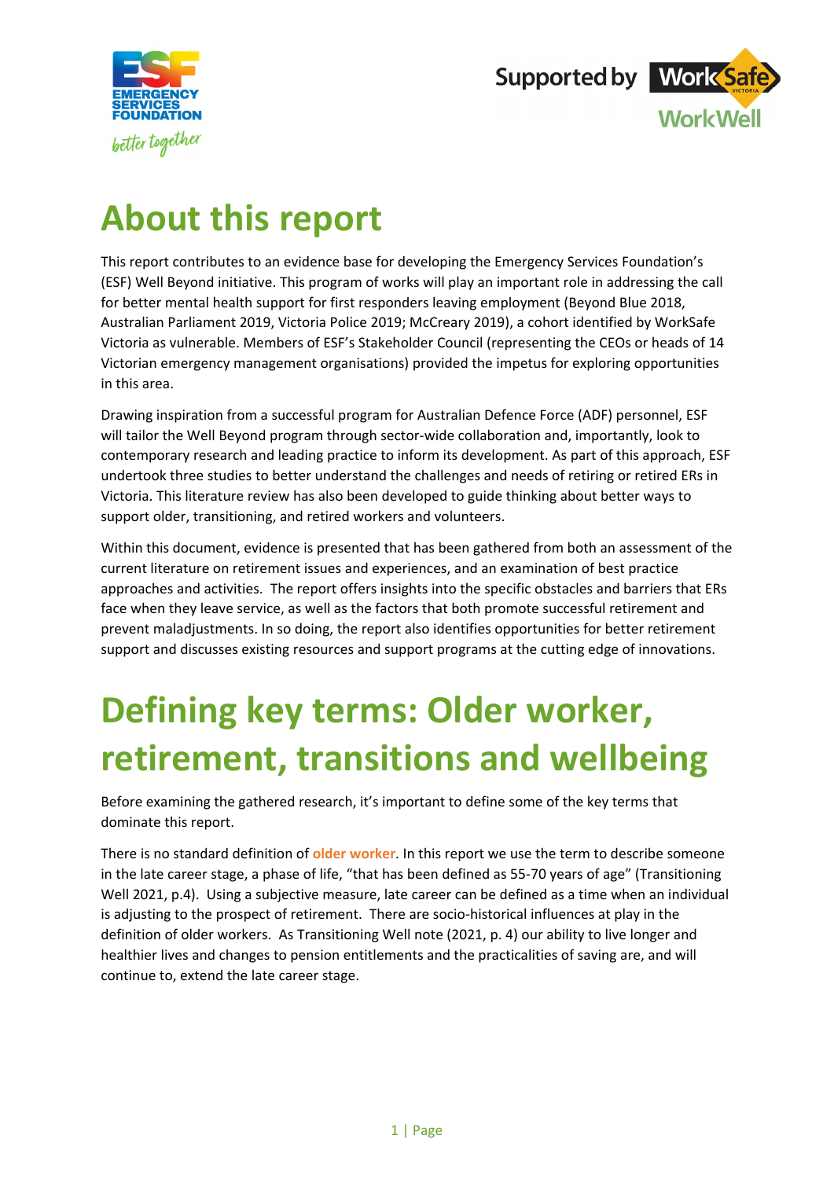# About this report

This report contributes to an evidence base for developing the Emergency Services Foundation's (ESF) Well Beyond initiative. This program of works will play an important role in addressing the call for better mental health support for first responders leaving employment (Beyond Blue 2018, Australian Parliament 2019, Victoria Police 2019; McCreary 2019), a cohort identified by WorkSafe Victoria as vulnerable. Members of ESF's Stakeholder Council (representing the CEOs or heads of 14 Victorian emergency management organisations) provided the impetus for exploring opportunities in this area.

Drawing inspiration from a successful program for Australian Defence Force (ADF) personnel, ESF will tailor the Well Beyond program through sector-wide collaboration and, importantly, look to contemporary research and leading practice to inform its development. As part of this approach, ESF undertook three studies to better understand the challenges and needs of retiring or retired ERs in Victoria. This literature review has also been developed to guide thinking about better ways to support older, transitioning, and retired workers and volunteers.

Within this document, evidence is presented that has been gathered from both an assessment of the current literature on retirement issues and experiences, and an examination of best practice approaches and activities. The report offers insights into the specific obstacles and barriers that ERs face when they leave service, as well as the factors that both promote successful retirement and prevent maladjustments. In so doing, the report also identifies opportunities for better retirement support and discusses existing resources and support programs at the cutting edge of innovations.

# Defining key terms: Older worker, retirement, transitions and wellbeing

Before examining the gathered research, it's important to define some of the key terms that dominate this report.

There is no standard definition of **older worker**. In this report we use the term to describe someone in the late career stage, a phase of life, "that has been defined as 55-70 years of age" (Transitioning Well 2021, p.4). Using a subjective measure, late career can be defined as a time when an individual is adjusting to the prospect of retirement. There are socio-historical influences at play in the definition of older workers. As Transitioning Well note (2021, p. 4) our ability to live longer and healthier lives and changes to pension entitlements and the practicalities of saving are, and will continue to, extend the late career stage.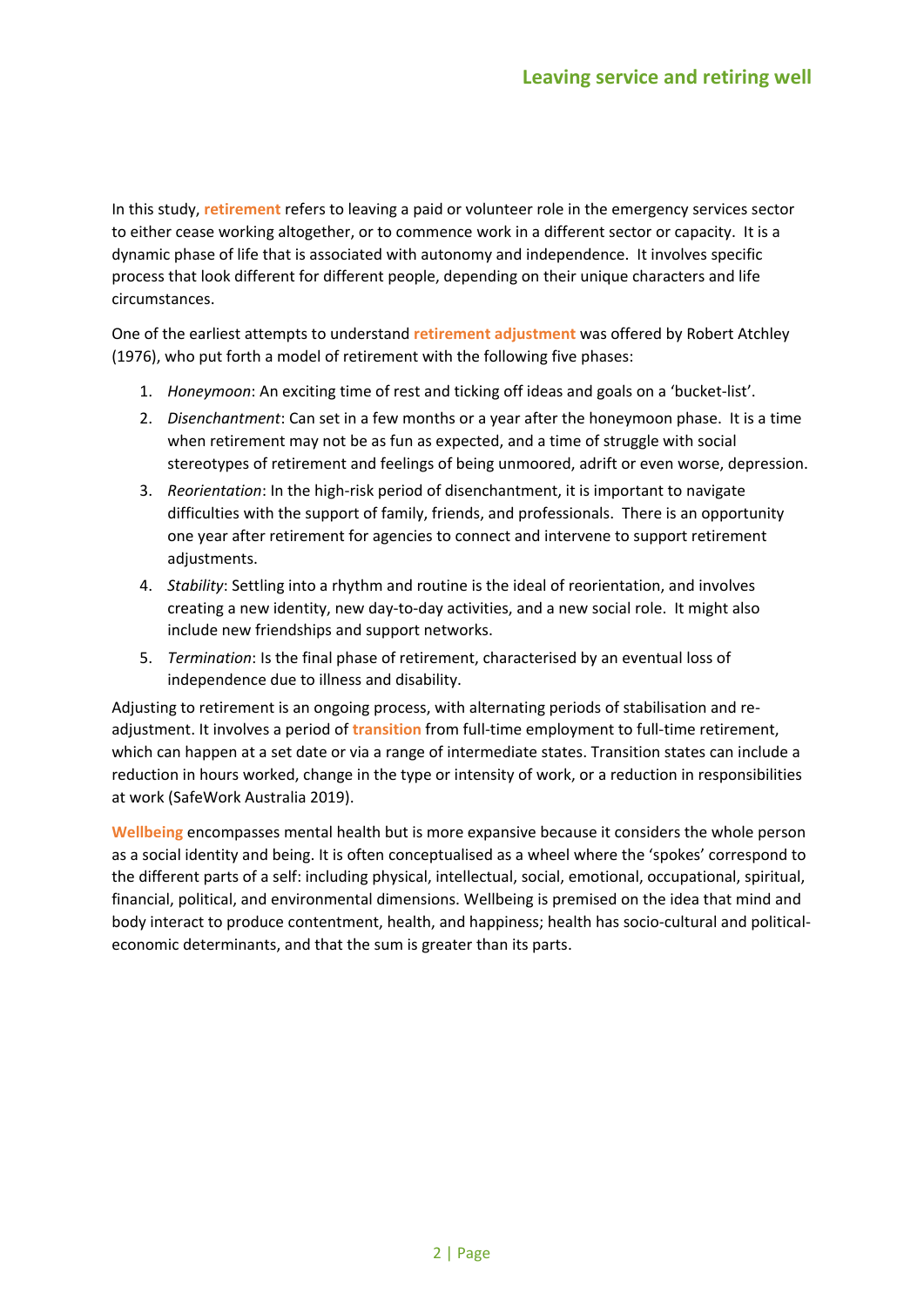In this study, **retirement** refers to leaving a paid or volunteer role in the emergency services sector to either cease working altogether, or to commence work in a different sector or capacity. It is a dynamic phase of life that is associated with autonomy and independence. It involves specific process that look different for different people, depending on their unique characters and life circumstances.

One of the earliest attempts to understand **retirement adjustment** was offered by Robert Atchley (1976), who put forth a model of retirement with the following five phases:

1. *Honeymoon*: An exciting time of rest and ticking off ideas and goals on a 'bucket-list'.
2. *Disenchantment*: Can set in a few months or a year after the honeymoon phase. It is a time when retirement may not be as fun as expected, and a time of struggle with social stereotypes of retirement and feelings of being unmoored, adrift or even worse, depression.
3. *Reorientation*: In the high-risk period of disenchantment, it is important to navigate difficulties with the support of family, friends, and professionals. There is an opportunity one year after retirement for agencies to connect and intervene to support retirement adjustments.
4. *Stability*: Settling into a rhythm and routine is the ideal of reorientation, and involves creating a new identity, new day-to-day activities, and a new social role. It might also include new friendships and support networks.
5. *Termination*: Is the final phase of retirement, characterised by an eventual loss of independence due to illness and disability.

Adjusting to retirement is an ongoing process, with alternating periods of stabilisation and re-adjustment. It involves a period of **transition** from full-time employment to full-time retirement, which can happen at a set date or via a range of intermediate states. Transition states can include a reduction in hours worked, change in the type or intensity of work, or a reduction in responsibilities at work (SafeWork Australia 2019).

**Wellbeing** encompasses mental health but is more expansive because it considers the whole person as a social identity and being. It is often conceptualised as a wheel where the 'spokes' correspond to the different parts of a self: including physical, intellectual, social, emotional, occupational, spiritual, financial, political, and environmental dimensions. Wellbeing is premised on the idea that mind and body interact to produce contentment, health, and happiness; health has socio-cultural and political-economic determinants, and that the sum is greater than its parts.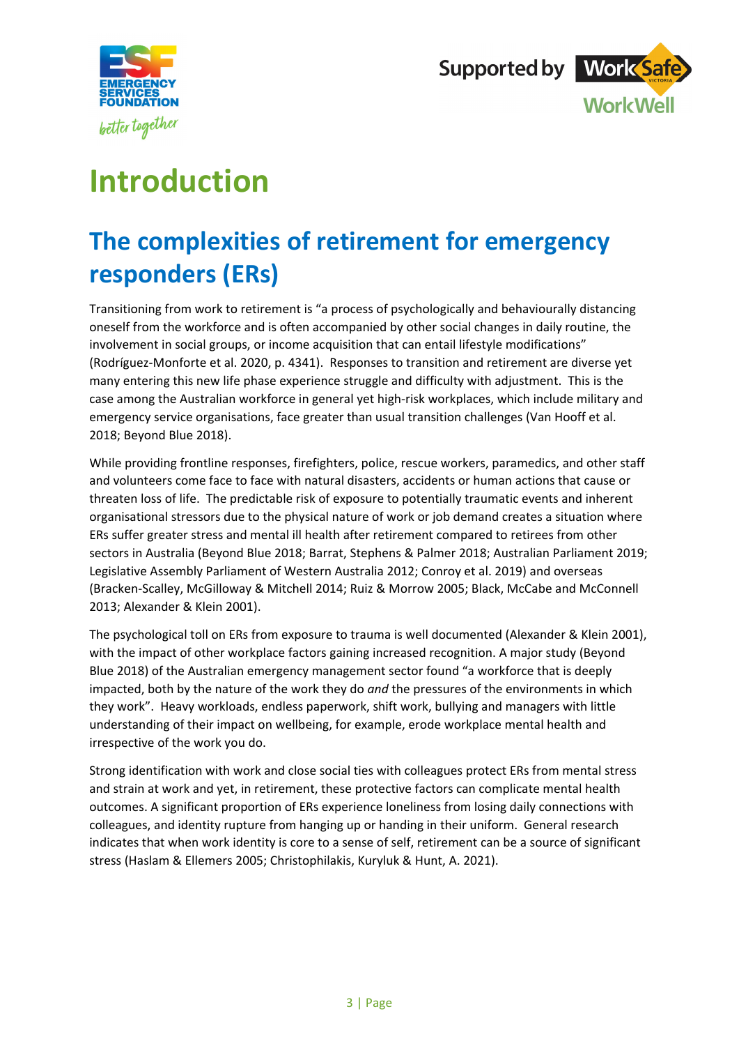# Introduction

## The complexities of retirement for emergency responders (ERs)

Transitioning from work to retirement is "a process of psychologically and behaviourally distancing oneself from the workforce and is often accompanied by other social changes in daily routine, the involvement in social groups, or income acquisition that can entail lifestyle modifications" (Rodríguez-Monforte et al. 2020, p. 4341). Responses to transition and retirement are diverse yet many entering this new life phase experience struggle and difficulty with adjustment. This is the case among the Australian workforce in general yet high-risk workplaces, which include military and emergency service organisations, face greater than usual transition challenges (Van Hooff et al. 2018; Beyond Blue 2018).

While providing frontline responses, firefighters, police, rescue workers, paramedics, and other staff and volunteers come face to face with natural disasters, accidents or human actions that cause or threaten loss of life. The predictable risk of exposure to potentially traumatic events and inherent organisational stressors due to the physical nature of work or job demand creates a situation where ERs suffer greater stress and mental ill health after retirement compared to retirees from other sectors in Australia (Beyond Blue 2018; Barrat, Stephens & Palmer 2018; Australian Parliament 2019; Legislative Assembly Parliament of Western Australia 2012; Conroy et al. 2019) and overseas (Bracken-Scalley, McGilloway & Mitchell 2014; Ruiz & Morrow 2005; Black, McCabe and McConnell 2013; Alexander & Klein 2001).

The psychological toll on ERs from exposure to trauma is well documented (Alexander & Klein 2001), with the impact of other workplace factors gaining increased recognition. A major study (Beyond Blue 2018) of the Australian emergency management sector found "a workforce that is deeply impacted, both by the nature of the work they do *and* the pressures of the environments in which they work". Heavy workloads, endless paperwork, shift work, bullying and managers with little understanding of their impact on wellbeing, for example, erode workplace mental health and irrespective of the work you do.

Strong identification with work and close social ties with colleagues protect ERs from mental stress and strain at work and yet, in retirement, these protective factors can complicate mental health outcomes. A significant proportion of ERs experience loneliness from losing daily connections with colleagues, and identity rupture from hanging up or handing in their uniform. General research indicates that when work identity is core to a sense of self, retirement can be a source of significant stress (Haslam & Ellemers 2005; Christophilakis, Kuryluk & Hunt, A. 2021).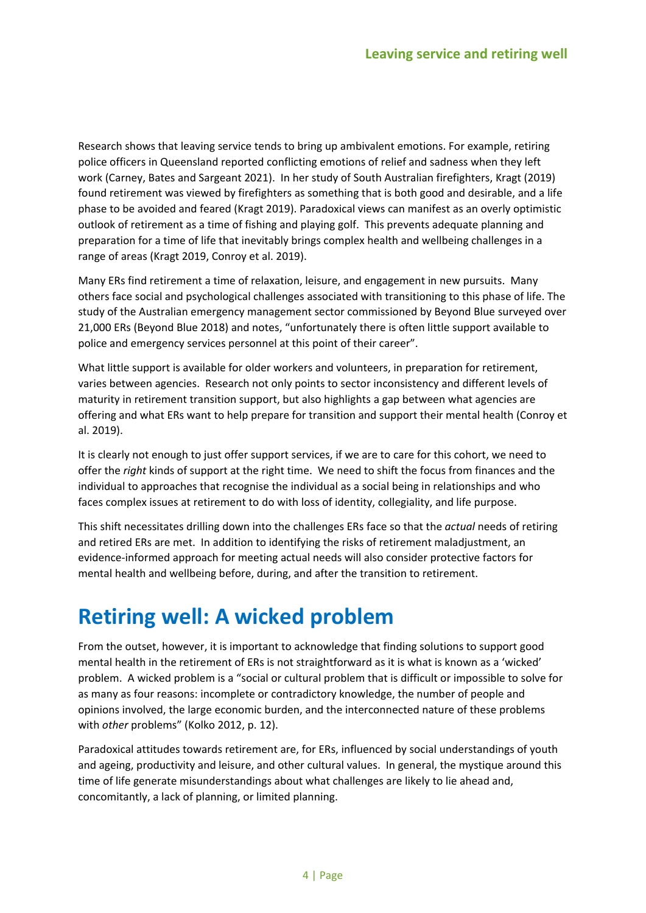Research shows that leaving service tends to bring up ambivalent emotions. For example, retiring police officers in Queensland reported conflicting emotions of relief and sadness when they left work (Carney, Bates and Sargeant 2021). In her study of South Australian firefighters, Kragt (2019) found retirement was viewed by firefighters as something that is both good and desirable, and a life phase to be avoided and feared (Kragt 2019). Paradoxical views can manifest as an overly optimistic outlook of retirement as a time of fishing and playing golf. This prevents adequate planning and preparation for a time of life that inevitably brings complex health and wellbeing challenges in a range of areas (Kragt 2019, Conroy et al. 2019).

Many ERs find retirement a time of relaxation, leisure, and engagement in new pursuits. Many others face social and psychological challenges associated with transitioning to this phase of life. The study of the Australian emergency management sector commissioned by Beyond Blue surveyed over 21,000 ERs (Beyond Blue 2018) and notes, "unfortunately there is often little support available to police and emergency services personnel at this point of their career".

What little support is available for older workers and volunteers, in preparation for retirement, varies between agencies. Research not only points to sector inconsistency and different levels of maturity in retirement transition support, but also highlights a gap between what agencies are offering and what ERs want to help prepare for transition and support their mental health (Conroy et al. 2019).

It is clearly not enough to just offer support services, if we are to care for this cohort, we need to offer the *right* kinds of support at the right time. We need to shift the focus from finances and the individual to approaches that recognise the individual as a social being in relationships and who faces complex issues at retirement to do with loss of identity, collegiality, and life purpose.

This shift necessitates drilling down into the challenges ERs face so that the *actual* needs of retiring and retired ERs are met. In addition to identifying the risks of retirement maladjustment, an evidence-informed approach for meeting actual needs will also consider protective factors for mental health and wellbeing before, during, and after the transition to retirement.

# Retiring well: A wicked problem

From the outset, however, it is important to acknowledge that finding solutions to support good mental health in the retirement of ERs is not straightforward as it is what is known as a 'wicked' problem. A wicked problem is a "social or cultural problem that is difficult or impossible to solve for as many as four reasons: incomplete or contradictory knowledge, the number of people and opinions involved, the large economic burden, and the interconnected nature of these problems with *other* problems" (Kolko 2012, p. 12).

Paradoxical attitudes towards retirement are, for ERs, influenced by social understandings of youth and ageing, productivity and leisure, and other cultural values. In general, the mystique around this time of life generate misunderstandings about what challenges are likely to lie ahead and, concomitantly, a lack of planning, or limited planning.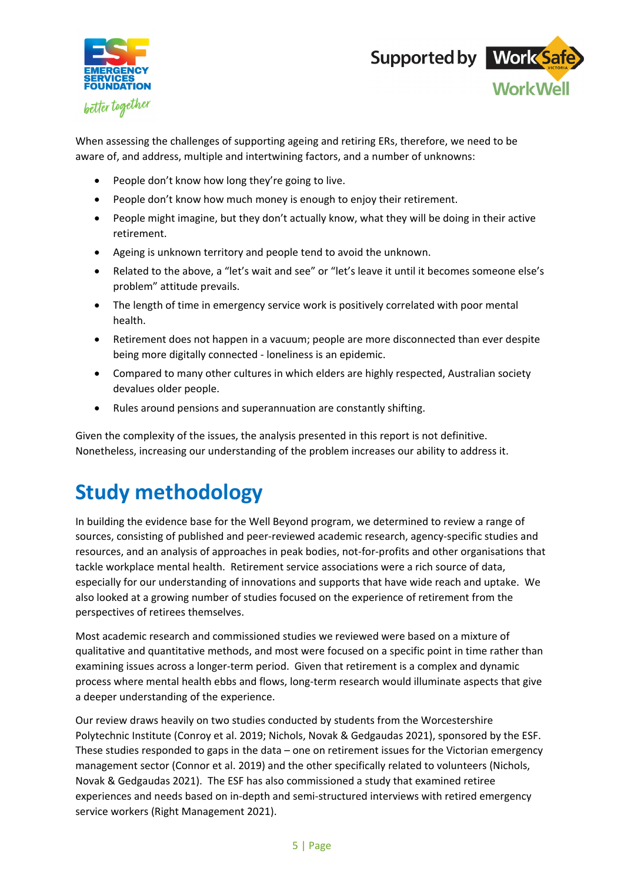When assessing the challenges of supporting ageing and retiring ERs, therefore, we need to be aware of, and address, multiple and intertwining factors, and a number of unknowns:

- People don't know how long they're going to live.
- People don't know how much money is enough to enjoy their retirement.
- People might imagine, but they don't actually know, what they will be doing in their active retirement.
- Ageing is unknown territory and people tend to avoid the unknown.
- Related to the above, a "let's wait and see" or "let's leave it until it becomes someone else's problem" attitude prevails.
- The length of time in emergency service work is positively correlated with poor mental health.
- Retirement does not happen in a vacuum; people are more disconnected than ever despite being more digitally connected - loneliness is an epidemic.
- Compared to many other cultures in which elders are highly respected, Australian society devalues older people.
- Rules around pensions and superannuation are constantly shifting.

Given the complexity of the issues, the analysis presented in this report is not definitive. Nonetheless, increasing our understanding of the problem increases our ability to address it.

# Study methodology

In building the evidence base for the Well Beyond program, we determined to review a range of sources, consisting of published and peer-reviewed academic research, agency-specific studies and resources, and an analysis of approaches in peak bodies, not-for-profits and other organisations that tackle workplace mental health. Retirement service associations were a rich source of data, especially for our understanding of innovations and supports that have wide reach and uptake. We also looked at a growing number of studies focused on the experience of retirement from the perspectives of retirees themselves.

Most academic research and commissioned studies we reviewed were based on a mixture of qualitative and quantitative methods, and most were focused on a specific point in time rather than examining issues across a longer-term period. Given that retirement is a complex and dynamic process where mental health ebbs and flows, long-term research would illuminate aspects that give a deeper understanding of the experience.

Our review draws heavily on two studies conducted by students from the Worcestershire Polytechnic Institute (Conroy et al. 2019; Nichols, Novak & Gedgaudas 2021), sponsored by the ESF. These studies responded to gaps in the data – one on retirement issues for the Victorian emergency management sector (Connor et al. 2019) and the other specifically related to volunteers (Nichols, Novak & Gedgaudas 2021). The ESF has also commissioned a study that examined retiree experiences and needs based on in-depth and semi-structured interviews with retired emergency service workers (Right Management 2021).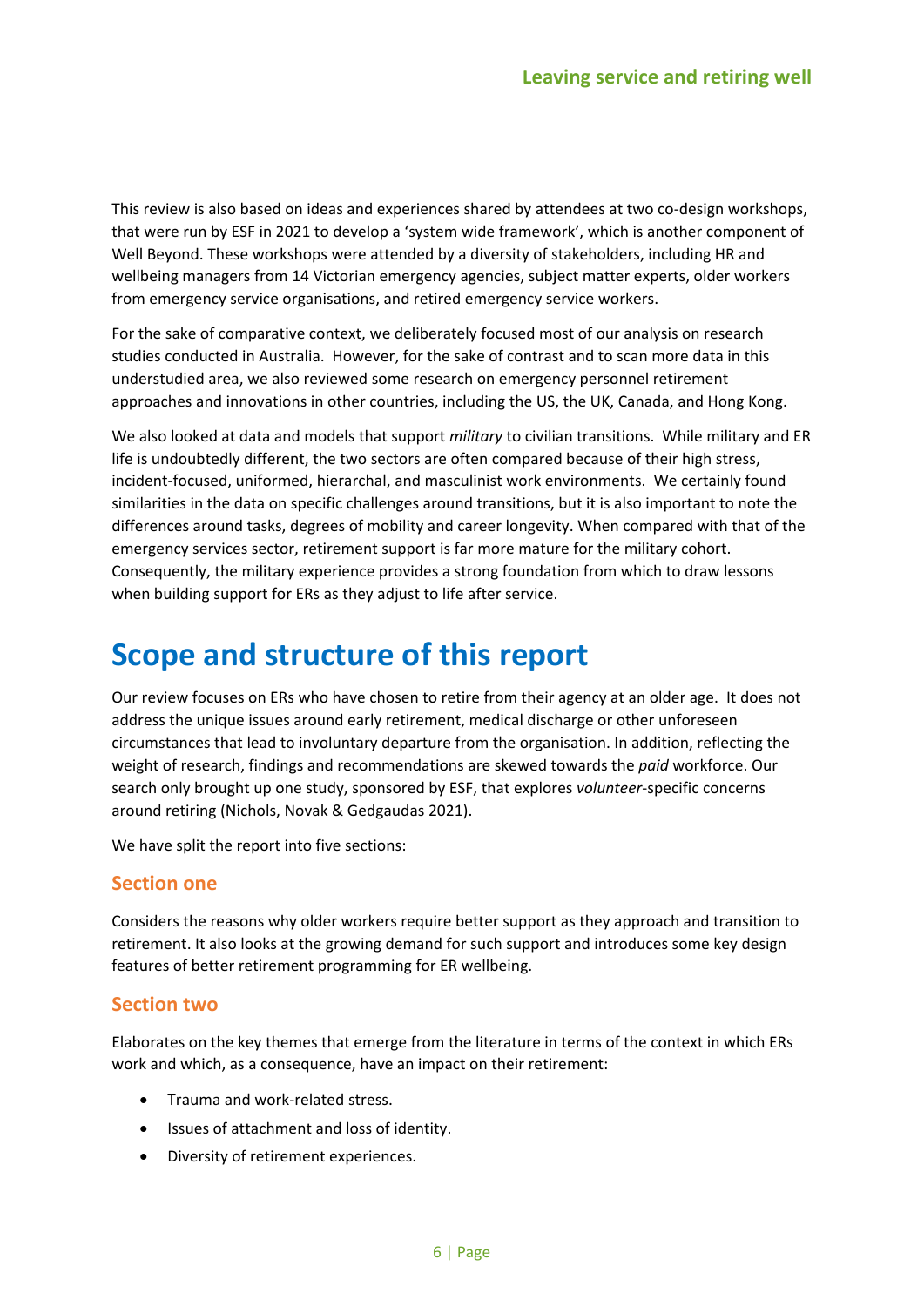This review is also based on ideas and experiences shared by attendees at two co-design workshops, that were run by ESF in 2021 to develop a 'system wide framework', which is another component of Well Beyond. These workshops were attended by a diversity of stakeholders, including HR and wellbeing managers from 14 Victorian emergency agencies, subject matter experts, older workers from emergency service organisations, and retired emergency service workers.

For the sake of comparative context, we deliberately focused most of our analysis on research studies conducted in Australia. However, for the sake of contrast and to scan more data in this understudied area, we also reviewed some research on emergency personnel retirement approaches and innovations in other countries, including the US, the UK, Canada, and Hong Kong.

We also looked at data and models that support *military* to civilian transitions. While military and ER life is undoubtedly different, the two sectors are often compared because of their high stress, incident-focused, uniformed, hierarchal, and masculinist work environments. We certainly found similarities in the data on specific challenges around transitions, but it is also important to note the differences around tasks, degrees of mobility and career longevity. When compared with that of the emergency services sector, retirement support is far more mature for the military cohort. Consequently, the military experience provides a strong foundation from which to draw lessons when building support for ERs as they adjust to life after service.

# Scope and structure of this report

Our review focuses on ERs who have chosen to retire from their agency at an older age. It does not address the unique issues around early retirement, medical discharge or other unforeseen circumstances that lead to involuntary departure from the organisation. In addition, reflecting the weight of research, findings and recommendations are skewed towards the *paid* workforce. Our search only brought up one study, sponsored by ESF, that explores *volunteer*-specific concerns around retiring (Nichols, Novak & Gedgaudas 2021).

We have split the report into five sections:

## Section one

Considers the reasons why older workers require better support as they approach and transition to retirement. It also looks at the growing demand for such support and introduces some key design features of better retirement programming for ER wellbeing.

## Section two

Elaborates on the key themes that emerge from the literature in terms of the context in which ERs work and which, as a consequence, have an impact on their retirement:

- Trauma and work-related stress.
- Issues of attachment and loss of identity.
- Diversity of retirement experiences.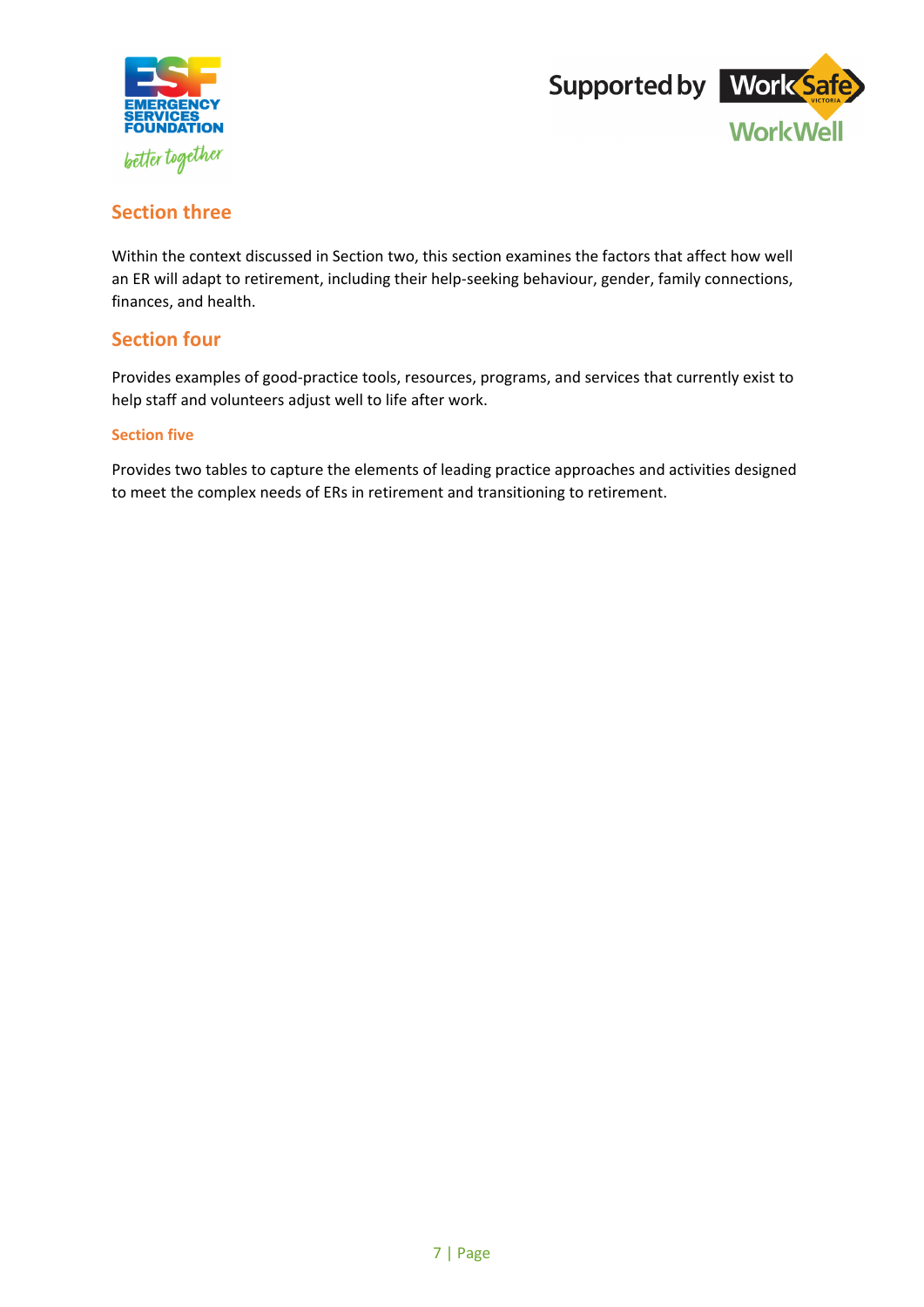## Section three

Within the context discussed in Section two, this section examines the factors that affect how well an ER will adapt to retirement, including their help-seeking behaviour, gender, family connections, finances, and health.

## Section four

Provides examples of good-practice tools, resources, programs, and services that currently exist to help staff and volunteers adjust well to life after work.

### Section five

Provides two tables to capture the elements of leading practice approaches and activities designed to meet the complex needs of ERs in retirement and transitioning to retirement.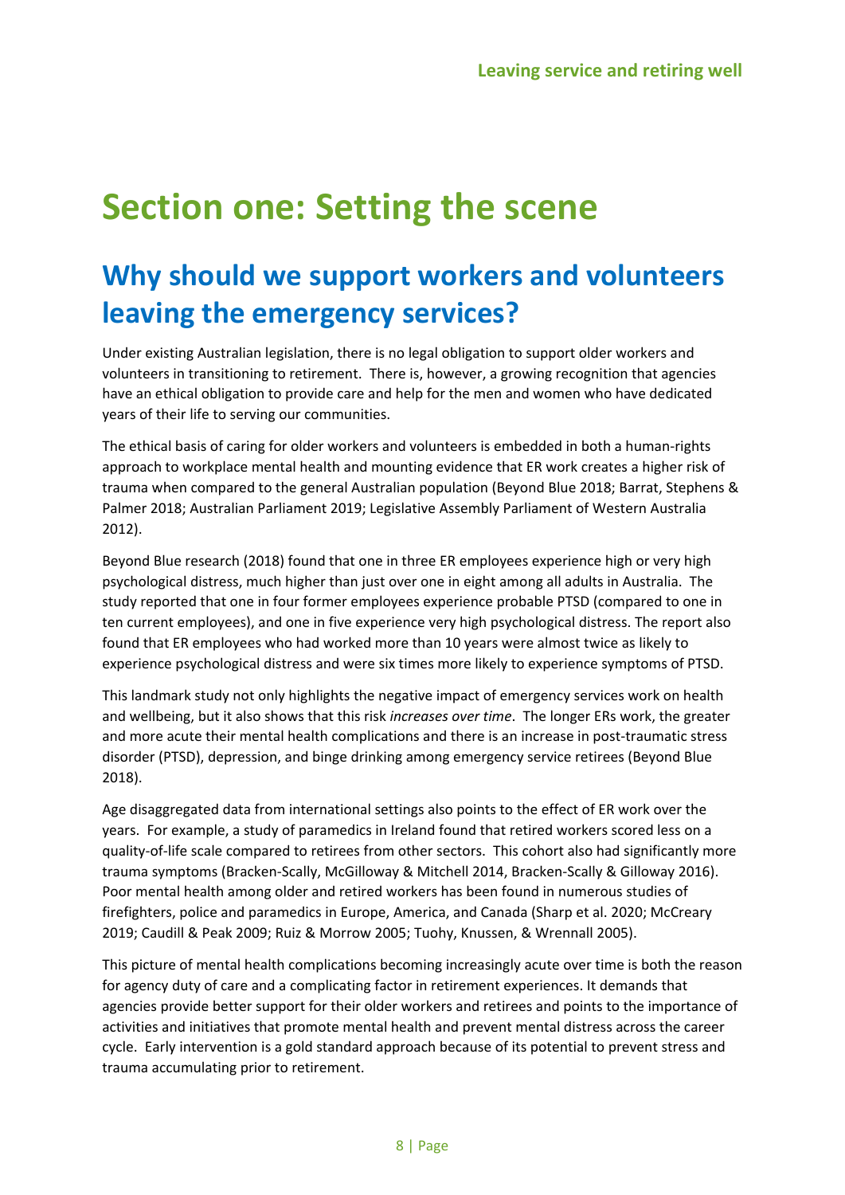# Section one: Setting the scene

## Why should we support workers and volunteers leaving the emergency services?

Under existing Australian legislation, there is no legal obligation to support older workers and volunteers in transitioning to retirement. There is, however, a growing recognition that agencies have an ethical obligation to provide care and help for the men and women who have dedicated years of their life to serving our communities.

The ethical basis of caring for older workers and volunteers is embedded in both a human-rights approach to workplace mental health and mounting evidence that ER work creates a higher risk of trauma when compared to the general Australian population (Beyond Blue 2018; Barrat, Stephens & Palmer 2018; Australian Parliament 2019; Legislative Assembly Parliament of Western Australia 2012).

Beyond Blue research (2018) found that one in three ER employees experience high or very high psychological distress, much higher than just over one in eight among all adults in Australia. The study reported that one in four former employees experience probable PTSD (compared to one in ten current employees), and one in five experience very high psychological distress. The report also found that ER employees who had worked more than 10 years were almost twice as likely to experience psychological distress and were six times more likely to experience symptoms of PTSD.

This landmark study not only highlights the negative impact of emergency services work on health and wellbeing, but it also shows that this risk *increases over time*. The longer ERs work, the greater and more acute their mental health complications and there is an increase in post-traumatic stress disorder (PTSD), depression, and binge drinking among emergency service retirees (Beyond Blue 2018).

Age disaggregated data from international settings also points to the effect of ER work over the years. For example, a study of paramedics in Ireland found that retired workers scored less on a quality-of-life scale compared to retirees from other sectors. This cohort also had significantly more trauma symptoms (Bracken-Scally, McGilloway & Mitchell 2014, Bracken-Scally & Gilloway 2016). Poor mental health among older and retired workers has been found in numerous studies of firefighters, police and paramedics in Europe, America, and Canada (Sharp et al. 2020; McCreary 2019; Caudill & Peak 2009; Ruiz & Morrow 2005; Tuohy, Knussen, & Wrennall 2005).

This picture of mental health complications becoming increasingly acute over time is both the reason for agency duty of care and a complicating factor in retirement experiences. It demands that agencies provide better support for their older workers and retirees and points to the importance of activities and initiatives that promote mental health and prevent mental distress across the career cycle. Early intervention is a gold standard approach because of its potential to prevent stress and trauma accumulating prior to retirement.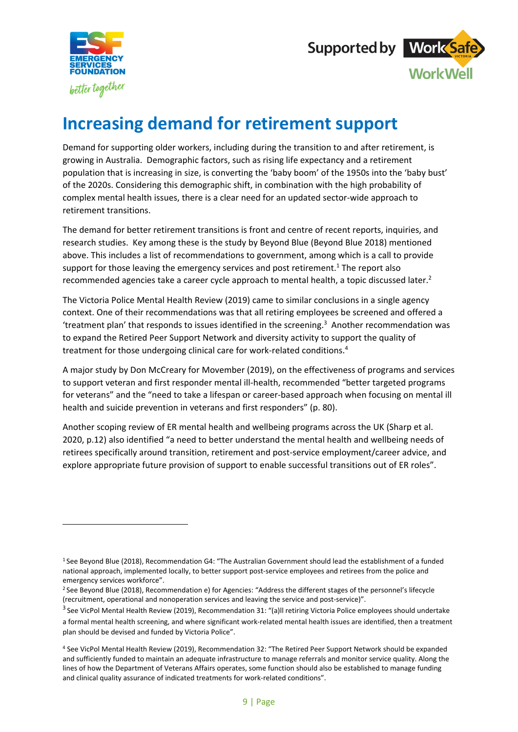# Increasing demand for retirement support

Demand for supporting older workers, including during the transition to and after retirement, is growing in Australia. Demographic factors, such as rising life expectancy and a retirement population that is increasing in size, is converting the 'baby boom' of the 1950s into the 'baby bust' of the 2020s. Considering this demographic shift, in combination with the high probability of complex mental health issues, there is a clear need for an updated sector-wide approach to retirement transitions.

The demand for better retirement transitions is front and centre of recent reports, inquiries, and research studies. Key among these is the study by Beyond Blue (Beyond Blue 2018) mentioned above. This includes a list of recommendations to government, among which is a call to provide support for those leaving the emergency services and post retirement.[1] The report also recommended agencies take a career cycle approach to mental health, a topic discussed later.[2]

The Victoria Police Mental Health Review (2019) came to similar conclusions in a single agency context. One of their recommendations was that all retiring employees be screened and offered a 'treatment plan' that responds to issues identified in the screening.[3] Another recommendation was to expand the Retired Peer Support Network and diversity activity to support the quality of treatment for those undergoing clinical care for work-related conditions.[4]

A major study by Don McCreary for Movember (2019), on the effectiveness of programs and services to support veteran and first responder mental ill-health, recommended "better targeted programs for veterans" and the "need to take a lifespan or career-based approach when focusing on mental ill health and suicide prevention in veterans and first responders" (p. 80).

Another scoping review of ER mental health and wellbeing programs across the UK (Sharp et al. 2020, p.12) also identified "a need to better understand the mental health and wellbeing needs of retirees specifically around transition, retirement and post-service employment/career advice, and explore appropriate future provision of support to enable successful transitions out of ER roles".

---

[1] See Beyond Blue (2018), Recommendation G4: "The Australian Government should lead the establishment of a funded national approach, implemented locally, to better support post-service employees and retirees from the police and emergency services workforce".

[2] See Beyond Blue (2018), Recommendation e) for Agencies: "Address the different stages of the personnel's lifecycle (recruitment, operational and nonoperation services and leaving the service and post-service)".

[3] See VicPol Mental Health Review (2019), Recommendation 31: "(a)ll retiring Victoria Police employees should undertake a formal mental health screening, and where significant work-related mental health issues are identified, then a treatment plan should be devised and funded by Victoria Police".

[4] See VicPol Mental Health Review (2019), Recommendation 32: "The Retired Peer Support Network should be expanded and sufficiently funded to maintain an adequate infrastructure to manage referrals and monitor service quality. Along the lines of how the Department of Veterans Affairs operates, some function should also be established to manage funding and clinical quality assurance of indicated treatments for work-related conditions".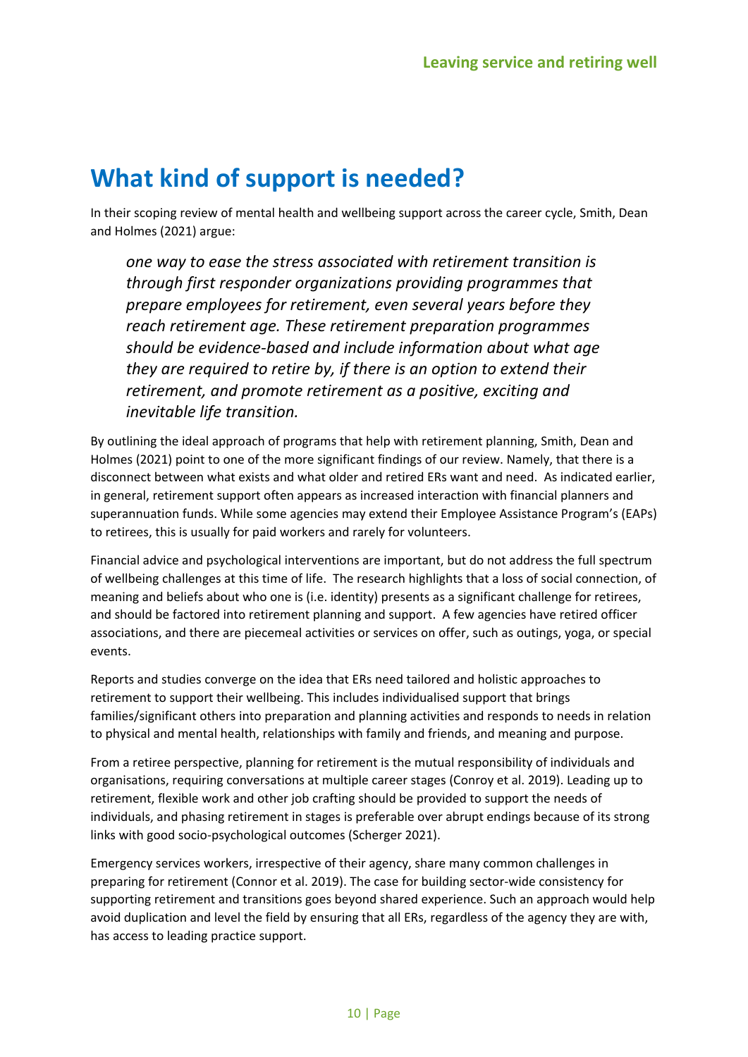# What kind of support is needed?

In their scoping review of mental health and wellbeing support across the career cycle, Smith, Dean and Holmes (2021) argue:

> *one way to ease the stress associated with retirement transition is through first responder organizations providing programmes that prepare employees for retirement, even several years before they reach retirement age. These retirement preparation programmes should be evidence-based and include information about what age they are required to retire by, if there is an option to extend their retirement, and promote retirement as a positive, exciting and inevitable life transition.*

By outlining the ideal approach of programs that help with retirement planning, Smith, Dean and Holmes (2021) point to one of the more significant findings of our review. Namely, that there is a disconnect between what exists and what older and retired ERs want and need. As indicated earlier, in general, retirement support often appears as increased interaction with financial planners and superannuation funds. While some agencies may extend their Employee Assistance Program's (EAPs) to retirees, this is usually for paid workers and rarely for volunteers.

Financial advice and psychological interventions are important, but do not address the full spectrum of wellbeing challenges at this time of life. The research highlights that a loss of social connection, of meaning and beliefs about who one is (i.e. identity) presents as a significant challenge for retirees, and should be factored into retirement planning and support. A few agencies have retired officer associations, and there are piecemeal activities or services on offer, such as outings, yoga, or special events.

Reports and studies converge on the idea that ERs need tailored and holistic approaches to retirement to support their wellbeing. This includes individualised support that brings families/significant others into preparation and planning activities and responds to needs in relation to physical and mental health, relationships with family and friends, and meaning and purpose.

From a retiree perspective, planning for retirement is the mutual responsibility of individuals and organisations, requiring conversations at multiple career stages (Conroy et al. 2019). Leading up to retirement, flexible work and other job crafting should be provided to support the needs of individuals, and phasing retirement in stages is preferable over abrupt endings because of its strong links with good socio-psychological outcomes (Scherger 2021).

Emergency services workers, irrespective of their agency, share many common challenges in preparing for retirement (Connor et al. 2019). The case for building sector-wide consistency for supporting retirement and transitions goes beyond shared experience. Such an approach would help avoid duplication and level the field by ensuring that all ERs, regardless of the agency they are with, has access to leading practice support.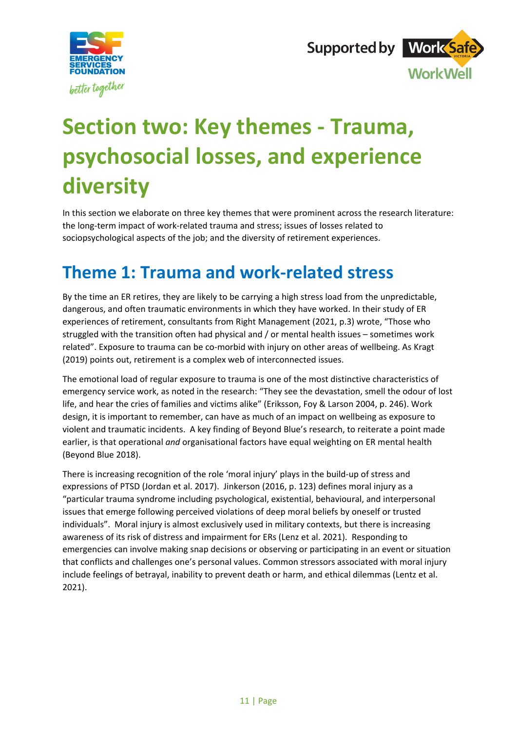# Section two: Key themes - Trauma, psychosocial losses, and experience diversity

In this section we elaborate on three key themes that were prominent across the research literature: the long-term impact of work-related trauma and stress; issues of losses related to sociopsychological aspects of the job; and the diversity of retirement experiences.

## Theme 1: Trauma and work-related stress

By the time an ER retires, they are likely to be carrying a high stress load from the unpredictable, dangerous, and often traumatic environments in which they have worked. In their study of ER experiences of retirement, consultants from Right Management (2021, p.3) wrote, "Those who struggled with the transition often had physical and / or mental health issues – sometimes work related". Exposure to trauma can be co-morbid with injury on other areas of wellbeing. As Kragt (2019) points out, retirement is a complex web of interconnected issues.

The emotional load of regular exposure to trauma is one of the most distinctive characteristics of emergency service work, as noted in the research: "They see the devastation, smell the odour of lost life, and hear the cries of families and victims alike" (Eriksson, Foy & Larson 2004, p. 246). Work design, it is important to remember, can have as much of an impact on wellbeing as exposure to violent and traumatic incidents. A key finding of Beyond Blue's research, to reiterate a point made earlier, is that operational *and* organisational factors have equal weighting on ER mental health (Beyond Blue 2018).

There is increasing recognition of the role 'moral injury' plays in the build-up of stress and expressions of PTSD (Jordan et al. 2017). Jinkerson (2016, p. 123) defines moral injury as a "particular trauma syndrome including psychological, existential, behavioural, and interpersonal issues that emerge following perceived violations of deep moral beliefs by oneself or trusted individuals". Moral injury is almost exclusively used in military contexts, but there is increasing awareness of its risk of distress and impairment for ERs (Lenz et al. 2021). Responding to emergencies can involve making snap decisions or observing or participating in an event or situation that conflicts and challenges one's personal values. Common stressors associated with moral injury include feelings of betrayal, inability to prevent death or harm, and ethical dilemmas (Lentz et al. 2021).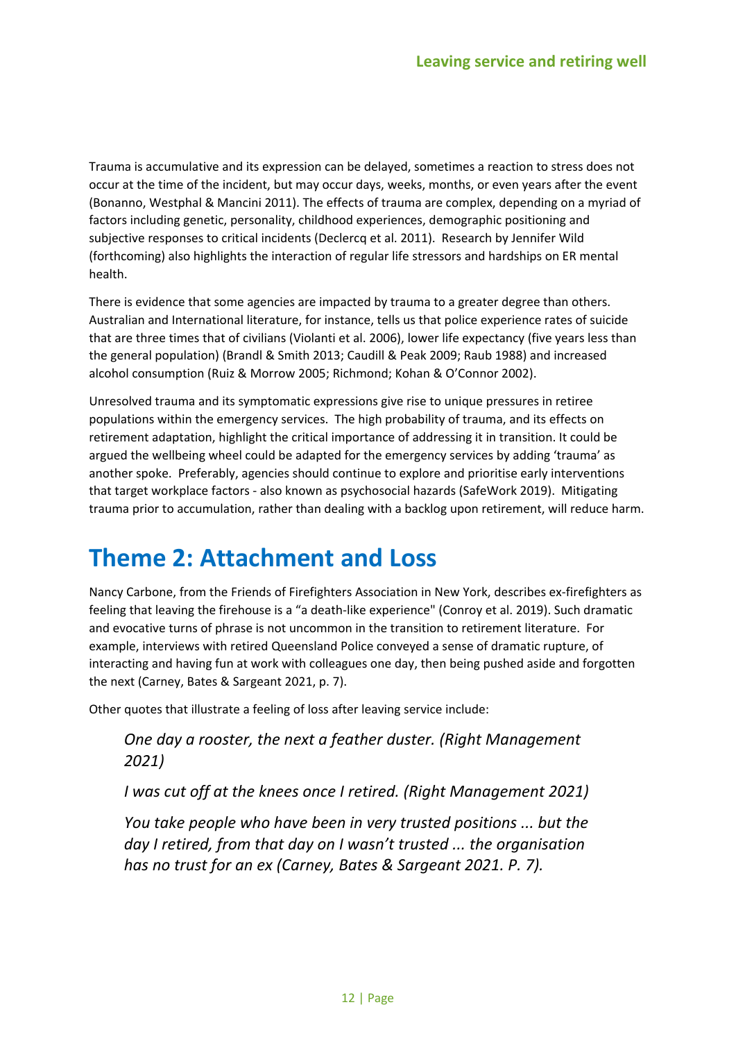Trauma is accumulative and its expression can be delayed, sometimes a reaction to stress does not occur at the time of the incident, but may occur days, weeks, months, or even years after the event (Bonanno, Westphal & Mancini 2011). The effects of trauma are complex, depending on a myriad of factors including genetic, personality, childhood experiences, demographic positioning and subjective responses to critical incidents (Declercq et al. 2011). Research by Jennifer Wild (forthcoming) also highlights the interaction of regular life stressors and hardships on ER mental health.

There is evidence that some agencies are impacted by trauma to a greater degree than others. Australian and International literature, for instance, tells us that police experience rates of suicide that are three times that of civilians (Violanti et al. 2006), lower life expectancy (five years less than the general population) (Brandl & Smith 2013; Caudill & Peak 2009; Raub 1988) and increased alcohol consumption (Ruiz & Morrow 2005; Richmond; Kohan & O'Connor 2002).

Unresolved trauma and its symptomatic expressions give rise to unique pressures in retiree populations within the emergency services. The high probability of trauma, and its effects on retirement adaptation, highlight the critical importance of addressing it in transition. It could be argued the wellbeing wheel could be adapted for the emergency services by adding 'trauma' as another spoke. Preferably, agencies should continue to explore and prioritise early interventions that target workplace factors - also known as psychosocial hazards (SafeWork 2019). Mitigating trauma prior to accumulation, rather than dealing with a backlog upon retirement, will reduce harm.

# Theme 2: Attachment and Loss

Nancy Carbone, from the Friends of Firefighters Association in New York, describes ex-firefighters as feeling that leaving the firehouse is a "a death-like experience" (Conroy et al. 2019). Such dramatic and evocative turns of phrase is not uncommon in the transition to retirement literature. For example, interviews with retired Queensland Police conveyed a sense of dramatic rupture, of interacting and having fun at work with colleagues one day, then being pushed aside and forgotten the next (Carney, Bates & Sargeant 2021, p. 7).

Other quotes that illustrate a feeling of loss after leaving service include:

> *One day a rooster, the next a feather duster. (Right Management 2021)*
>
> *I was cut off at the knees once I retired. (Right Management 2021)*
>
> *You take people who have been in very trusted positions ... but the day I retired, from that day on I wasn't trusted ... the organisation has no trust for an ex (Carney, Bates & Sargeant 2021. P. 7).*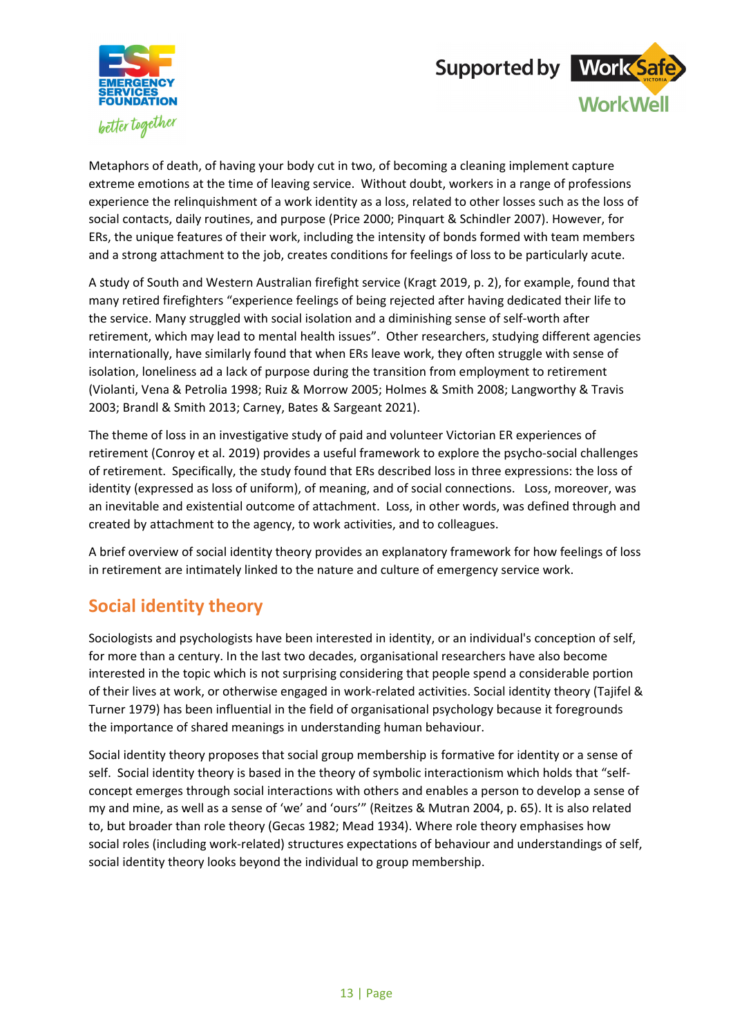Metaphors of death, of having your body cut in two, of becoming a cleaning implement capture extreme emotions at the time of leaving service. Without doubt, workers in a range of professions experience the relinquishment of a work identity as a loss, related to other losses such as the loss of social contacts, daily routines, and purpose (Price 2000; Pinquart & Schindler 2007). However, for ERs, the unique features of their work, including the intensity of bonds formed with team members and a strong attachment to the job, creates conditions for feelings of loss to be particularly acute.

A study of South and Western Australian firefight service (Kragt 2019, p. 2), for example, found that many retired firefighters "experience feelings of being rejected after having dedicated their life to the service. Many struggled with social isolation and a diminishing sense of self-worth after retirement, which may lead to mental health issues". Other researchers, studying different agencies internationally, have similarly found that when ERs leave work, they often struggle with sense of isolation, loneliness ad a lack of purpose during the transition from employment to retirement (Violanti, Vena & Petrolia 1998; Ruiz & Morrow 2005; Holmes & Smith 2008; Langworthy & Travis 2003; Brandl & Smith 2013; Carney, Bates & Sargeant 2021).

The theme of loss in an investigative study of paid and volunteer Victorian ER experiences of retirement (Conroy et al. 2019) provides a useful framework to explore the psycho-social challenges of retirement. Specifically, the study found that ERs described loss in three expressions: the loss of identity (expressed as loss of uniform), of meaning, and of social connections. Loss, moreover, was an inevitable and existential outcome of attachment. Loss, in other words, was defined through and created by attachment to the agency, to work activities, and to colleagues.

A brief overview of social identity theory provides an explanatory framework for how feelings of loss in retirement are intimately linked to the nature and culture of emergency service work.

## Social identity theory

Sociologists and psychologists have been interested in identity, or an individual's conception of self, for more than a century. In the last two decades, organisational researchers have also become interested in the topic which is not surprising considering that people spend a considerable portion of their lives at work, or otherwise engaged in work-related activities. Social identity theory (Tajifel & Turner 1979) has been influential in the field of organisational psychology because it foregrounds the importance of shared meanings in understanding human behaviour.

Social identity theory proposes that social group membership is formative for identity or a sense of self. Social identity theory is based in the theory of symbolic interactionism which holds that "self-concept emerges through social interactions with others and enables a person to develop a sense of my and mine, as well as a sense of 'we' and 'ours'" (Reitzes & Mutran 2004, p. 65). It is also related to, but broader than role theory (Gecas 1982; Mead 1934). Where role theory emphasises how social roles (including work-related) structures expectations of behaviour and understandings of self, social identity theory looks beyond the individual to group membership.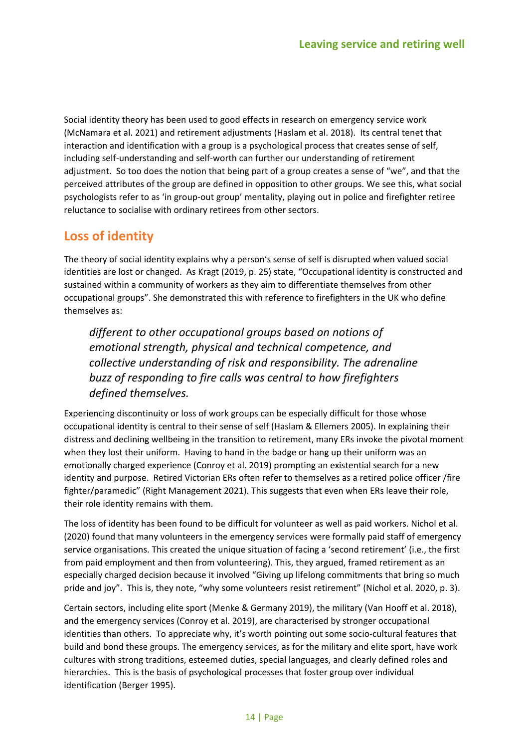Social identity theory has been used to good effects in research on emergency service work (McNamara et al. 2021) and retirement adjustments (Haslam et al. 2018). Its central tenet that interaction and identification with a group is a psychological process that creates sense of self, including self-understanding and self-worth can further our understanding of retirement adjustment. So too does the notion that being part of a group creates a sense of "we", and that the perceived attributes of the group are defined in opposition to other groups. We see this, what social psychologists refer to as 'in group-out group' mentality, playing out in police and firefighter retiree reluctance to socialise with ordinary retirees from other sectors.

## Loss of identity

The theory of social identity explains why a person's sense of self is disrupted when valued social identities are lost or changed. As Kragt (2019, p. 25) state, "Occupational identity is constructed and sustained within a community of workers as they aim to differentiate themselves from other occupational groups". She demonstrated this with reference to firefighters in the UK who define themselves as:

> *different to other occupational groups based on notions of emotional strength, physical and technical competence, and collective understanding of risk and responsibility. The adrenaline buzz of responding to fire calls was central to how firefighters defined themselves.*

Experiencing discontinuity or loss of work groups can be especially difficult for those whose occupational identity is central to their sense of self (Haslam & Ellemers 2005). In explaining their distress and declining wellbeing in the transition to retirement, many ERs invoke the pivotal moment when they lost their uniform. Having to hand in the badge or hang up their uniform was an emotionally charged experience (Conroy et al. 2019) prompting an existential search for a new identity and purpose. Retired Victorian ERs often refer to themselves as a retired police officer /fire fighter/paramedic" (Right Management 2021). This suggests that even when ERs leave their role, their role identity remains with them.

The loss of identity has been found to be difficult for volunteer as well as paid workers. Nichol et al. (2020) found that many volunteers in the emergency services were formally paid staff of emergency service organisations. This created the unique situation of facing a 'second retirement' (i.e., the first from paid employment and then from volunteering). This, they argued, framed retirement as an especially charged decision because it involved "Giving up lifelong commitments that bring so much pride and joy". This is, they note, "why some volunteers resist retirement" (Nichol et al. 2020, p. 3).

Certain sectors, including elite sport (Menke & Germany 2019), the military (Van Hooff et al. 2018), and the emergency services (Conroy et al. 2019), are characterised by stronger occupational identities than others. To appreciate why, it's worth pointing out some socio-cultural features that build and bond these groups. The emergency services, as for the military and elite sport, have work cultures with strong traditions, esteemed duties, special languages, and clearly defined roles and hierarchies. This is the basis of psychological processes that foster group over individual identification (Berger 1995).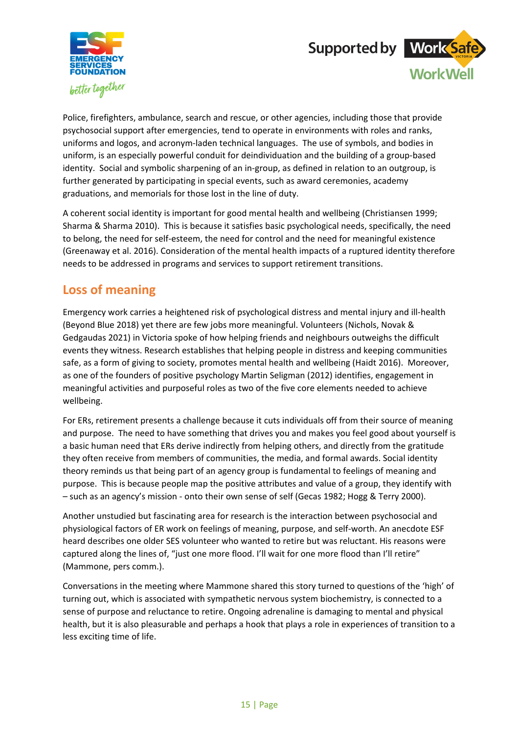Police, firefighters, ambulance, search and rescue, or other agencies, including those that provide psychosocial support after emergencies, tend to operate in environments with roles and ranks, uniforms and logos, and acronym-laden technical languages. The use of symbols, and bodies in uniform, is an especially powerful conduit for deindividuation and the building of a group-based identity. Social and symbolic sharpening of an in-group, as defined in relation to an outgroup, is further generated by participating in special events, such as award ceremonies, academy graduations, and memorials for those lost in the line of duty.

A coherent social identity is important for good mental health and wellbeing (Christiansen 1999; Sharma & Sharma 2010). This is because it satisfies basic psychological needs, specifically, the need to belong, the need for self-esteem, the need for control and the need for meaningful existence (Greenaway et al. 2016). Consideration of the mental health impacts of a ruptured identity therefore needs to be addressed in programs and services to support retirement transitions.

## Loss of meaning

Emergency work carries a heightened risk of psychological distress and mental injury and ill-health (Beyond Blue 2018) yet there are few jobs more meaningful. Volunteers (Nichols, Novak & Gedgaudas 2021) in Victoria spoke of how helping friends and neighbours outweighs the difficult events they witness. Research establishes that helping people in distress and keeping communities safe, as a form of giving to society, promotes mental health and wellbeing (Haidt 2016). Moreover, as one of the founders of positive psychology Martin Seligman (2012) identifies, engagement in meaningful activities and purposeful roles as two of the five core elements needed to achieve wellbeing.

For ERs, retirement presents a challenge because it cuts individuals off from their source of meaning and purpose. The need to have something that drives you and makes you feel good about yourself is a basic human need that ERs derive indirectly from helping others, and directly from the gratitude they often receive from members of communities, the media, and formal awards. Social identity theory reminds us that being part of an agency group is fundamental to feelings of meaning and purpose. This is because people map the positive attributes and value of a group, they identify with – such as an agency's mission - onto their own sense of self (Gecas 1982; Hogg & Terry 2000).

Another unstudied but fascinating area for research is the interaction between psychosocial and physiological factors of ER work on feelings of meaning, purpose, and self-worth. An anecdote ESF heard describes one older SES volunteer who wanted to retire but was reluctant. His reasons were captured along the lines of, "just one more flood. I'll wait for one more flood than I'll retire" (Mammone, pers comm.).

Conversations in the meeting where Mammone shared this story turned to questions of the 'high' of turning out, which is associated with sympathetic nervous system biochemistry, is connected to a sense of purpose and reluctance to retire. Ongoing adrenaline is damaging to mental and physical health, but it is also pleasurable and perhaps a hook that plays a role in experiences of transition to a less exciting time of life.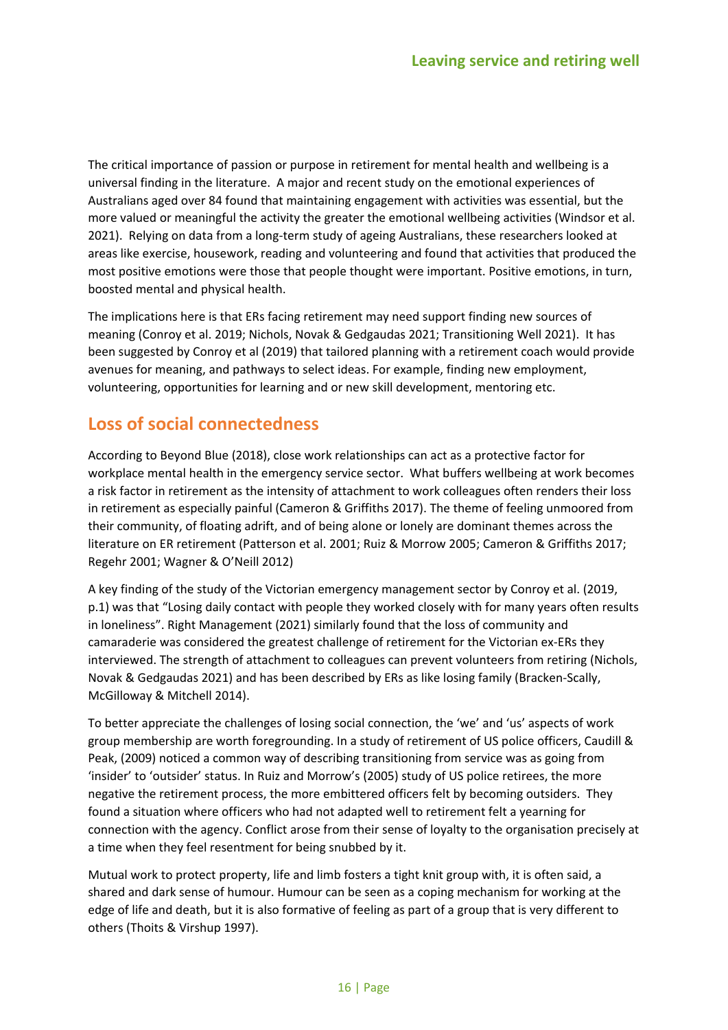The critical importance of passion or purpose in retirement for mental health and wellbeing is a universal finding in the literature. A major and recent study on the emotional experiences of Australians aged over 84 found that maintaining engagement with activities was essential, but the more valued or meaningful the activity the greater the emotional wellbeing activities (Windsor et al. 2021). Relying on data from a long-term study of ageing Australians, these researchers looked at areas like exercise, housework, reading and volunteering and found that activities that produced the most positive emotions were those that people thought were important. Positive emotions, in turn, boosted mental and physical health.

The implications here is that ERs facing retirement may need support finding new sources of meaning (Conroy et al. 2019; Nichols, Novak & Gedgaudas 2021; Transitioning Well 2021). It has been suggested by Conroy et al (2019) that tailored planning with a retirement coach would provide avenues for meaning, and pathways to select ideas. For example, finding new employment, volunteering, opportunities for learning and or new skill development, mentoring etc.

## Loss of social connectedness

According to Beyond Blue (2018), close work relationships can act as a protective factor for workplace mental health in the emergency service sector. What buffers wellbeing at work becomes a risk factor in retirement as the intensity of attachment to work colleagues often renders their loss in retirement as especially painful (Cameron & Griffiths 2017). The theme of feeling unmoored from their community, of floating adrift, and of being alone or lonely are dominant themes across the literature on ER retirement (Patterson et al. 2001; Ruiz & Morrow 2005; Cameron & Griffiths 2017; Regehr 2001; Wagner & O'Neill 2012)

A key finding of the study of the Victorian emergency management sector by Conroy et al. (2019, p.1) was that "Losing daily contact with people they worked closely with for many years often results in loneliness". Right Management (2021) similarly found that the loss of community and camaraderie was considered the greatest challenge of retirement for the Victorian ex-ERs they interviewed. The strength of attachment to colleagues can prevent volunteers from retiring (Nichols, Novak & Gedgaudas 2021) and has been described by ERs as like losing family (Bracken-Scally, McGilloway & Mitchell 2014).

To better appreciate the challenges of losing social connection, the 'we' and 'us' aspects of work group membership are worth foregrounding. In a study of retirement of US police officers, Caudill & Peak, (2009) noticed a common way of describing transitioning from service was as going from 'insider' to 'outsider' status. In Ruiz and Morrow's (2005) study of US police retirees, the more negative the retirement process, the more embittered officers felt by becoming outsiders. They found a situation where officers who had not adapted well to retirement felt a yearning for connection with the agency. Conflict arose from their sense of loyalty to the organisation precisely at a time when they feel resentment for being snubbed by it.

Mutual work to protect property, life and limb fosters a tight knit group with, it is often said, a shared and dark sense of humour. Humour can be seen as a coping mechanism for working at the edge of life and death, but it is also formative of feeling as part of a group that is very different to others (Thoits & Virshup 1997).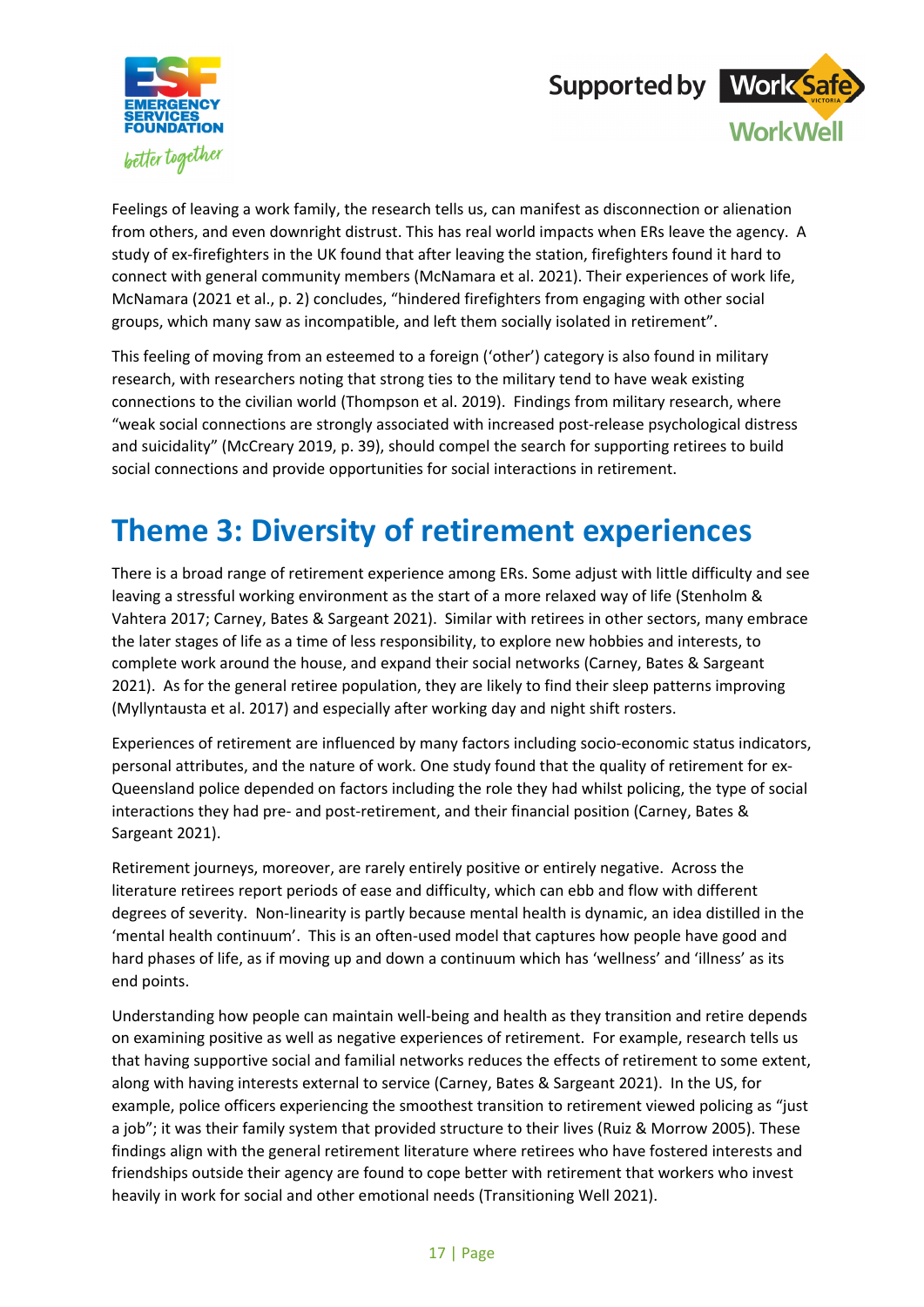Feelings of leaving a work family, the research tells us, can manifest as disconnection or alienation from others, and even downright distrust. This has real world impacts when ERs leave the agency. A study of ex-firefighters in the UK found that after leaving the station, firefighters found it hard to connect with general community members (McNamara et al. 2021). Their experiences of work life, McNamara (2021 et al., p. 2) concludes, "hindered firefighters from engaging with other social groups, which many saw as incompatible, and left them socially isolated in retirement".

This feeling of moving from an esteemed to a foreign ('other') category is also found in military research, with researchers noting that strong ties to the military tend to have weak existing connections to the civilian world (Thompson et al. 2019). Findings from military research, where "weak social connections are strongly associated with increased post-release psychological distress and suicidality" (McCreary 2019, p. 39), should compel the search for supporting retirees to build social connections and provide opportunities for social interactions in retirement.

# Theme 3: Diversity of retirement experiences

There is a broad range of retirement experience among ERs. Some adjust with little difficulty and see leaving a stressful working environment as the start of a more relaxed way of life (Stenholm & Vahtera 2017; Carney, Bates & Sargeant 2021). Similar with retirees in other sectors, many embrace the later stages of life as a time of less responsibility, to explore new hobbies and interests, to complete work around the house, and expand their social networks (Carney, Bates & Sargeant 2021). As for the general retiree population, they are likely to find their sleep patterns improving (Myllyntausta et al. 2017) and especially after working day and night shift rosters.

Experiences of retirement are influenced by many factors including socio-economic status indicators, personal attributes, and the nature of work. One study found that the quality of retirement for ex-Queensland police depended on factors including the role they had whilst policing, the type of social interactions they had pre- and post-retirement, and their financial position (Carney, Bates & Sargeant 2021).

Retirement journeys, moreover, are rarely entirely positive or entirely negative. Across the literature retirees report periods of ease and difficulty, which can ebb and flow with different degrees of severity. Non-linearity is partly because mental health is dynamic, an idea distilled in the 'mental health continuum'. This is an often-used model that captures how people have good and hard phases of life, as if moving up and down a continuum which has 'wellness' and 'illness' as its end points.

Understanding how people can maintain well-being and health as they transition and retire depends on examining positive as well as negative experiences of retirement. For example, research tells us that having supportive social and familial networks reduces the effects of retirement to some extent, along with having interests external to service (Carney, Bates & Sargeant 2021). In the US, for example, police officers experiencing the smoothest transition to retirement viewed policing as "just a job"; it was their family system that provided structure to their lives (Ruiz & Morrow 2005). These findings align with the general retirement literature where retirees who have fostered interests and friendships outside their agency are found to cope better with retirement that workers who invest heavily in work for social and other emotional needs (Transitioning Well 2021).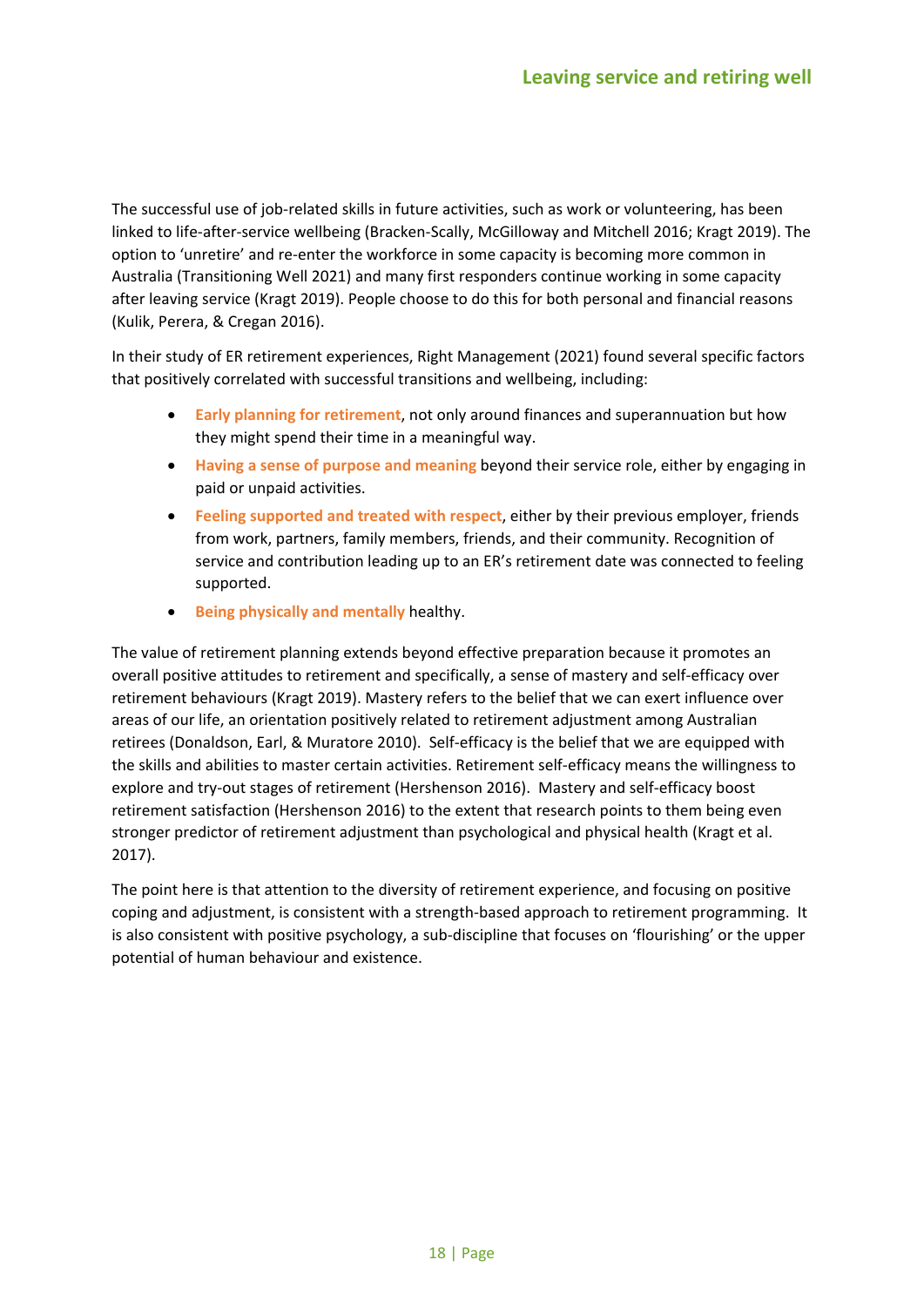The successful use of job-related skills in future activities, such as work or volunteering, has been linked to life-after-service wellbeing (Bracken-Scally, McGilloway and Mitchell 2016; Kragt 2019). The option to 'unretire' and re-enter the workforce in some capacity is becoming more common in Australia (Transitioning Well 2021) and many first responders continue working in some capacity after leaving service (Kragt 2019). People choose to do this for both personal and financial reasons (Kulik, Perera, & Cregan 2016).

In their study of ER retirement experiences, Right Management (2021) found several specific factors that positively correlated with successful transitions and wellbeing, including:

- **Early planning for retirement**, not only around finances and superannuation but how they might spend their time in a meaningful way.
- **Having a sense of purpose and meaning** beyond their service role, either by engaging in paid or unpaid activities.
- **Feeling supported and treated with respect**, either by their previous employer, friends from work, partners, family members, friends, and their community. Recognition of service and contribution leading up to an ER's retirement date was connected to feeling supported.
- **Being physically and mentally** healthy.

The value of retirement planning extends beyond effective preparation because it promotes an overall positive attitudes to retirement and specifically, a sense of mastery and self-efficacy over retirement behaviours (Kragt 2019). Mastery refers to the belief that we can exert influence over areas of our life, an orientation positively related to retirement adjustment among Australian retirees (Donaldson, Earl, & Muratore 2010). Self-efficacy is the belief that we are equipped with the skills and abilities to master certain activities. Retirement self-efficacy means the willingness to explore and try-out stages of retirement (Hershenson 2016). Mastery and self-efficacy boost retirement satisfaction (Hershenson 2016) to the extent that research points to them being even stronger predictor of retirement adjustment than psychological and physical health (Kragt et al. 2017).

The point here is that attention to the diversity of retirement experience, and focusing on positive coping and adjustment, is consistent with a strength-based approach to retirement programming. It is also consistent with positive psychology, a sub-discipline that focuses on 'flourishing' or the upper potential of human behaviour and existence.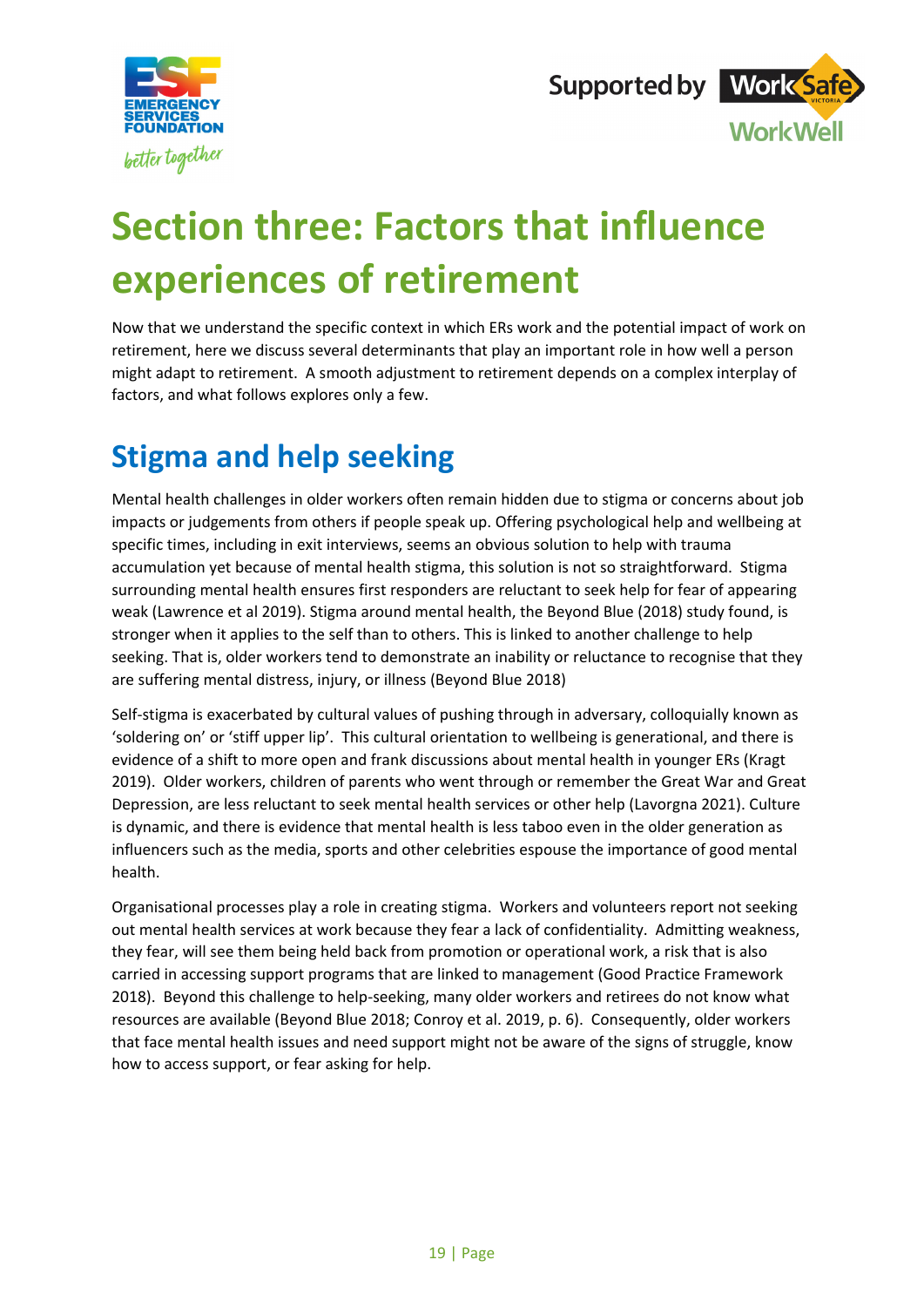# Section three: Factors that influence experiences of retirement

Now that we understand the specific context in which ERs work and the potential impact of work on retirement, here we discuss several determinants that play an important role in how well a person might adapt to retirement. A smooth adjustment to retirement depends on a complex interplay of factors, and what follows explores only a few.

## Stigma and help seeking

Mental health challenges in older workers often remain hidden due to stigma or concerns about job impacts or judgements from others if people speak up. Offering psychological help and wellbeing at specific times, including in exit interviews, seems an obvious solution to help with trauma accumulation yet because of mental health stigma, this solution is not so straightforward. Stigma surrounding mental health ensures first responders are reluctant to seek help for fear of appearing weak (Lawrence et al 2019). Stigma around mental health, the Beyond Blue (2018) study found, is stronger when it applies to the self than to others. This is linked to another challenge to help seeking. That is, older workers tend to demonstrate an inability or reluctance to recognise that they are suffering mental distress, injury, or illness (Beyond Blue 2018)

Self-stigma is exacerbated by cultural values of pushing through in adversary, colloquially known as 'soldering on' or 'stiff upper lip'. This cultural orientation to wellbeing is generational, and there is evidence of a shift to more open and frank discussions about mental health in younger ERs (Kragt 2019). Older workers, children of parents who went through or remember the Great War and Great Depression, are less reluctant to seek mental health services or other help (Lavorgna 2021). Culture is dynamic, and there is evidence that mental health is less taboo even in the older generation as influencers such as the media, sports and other celebrities espouse the importance of good mental health.

Organisational processes play a role in creating stigma. Workers and volunteers report not seeking out mental health services at work because they fear a lack of confidentiality. Admitting weakness, they fear, will see them being held back from promotion or operational work, a risk that is also carried in accessing support programs that are linked to management (Good Practice Framework 2018). Beyond this challenge to help-seeking, many older workers and retirees do not know what resources are available (Beyond Blue 2018; Conroy et al. 2019, p. 6). Consequently, older workers that face mental health issues and need support might not be aware of the signs of struggle, know how to access support, or fear asking for help.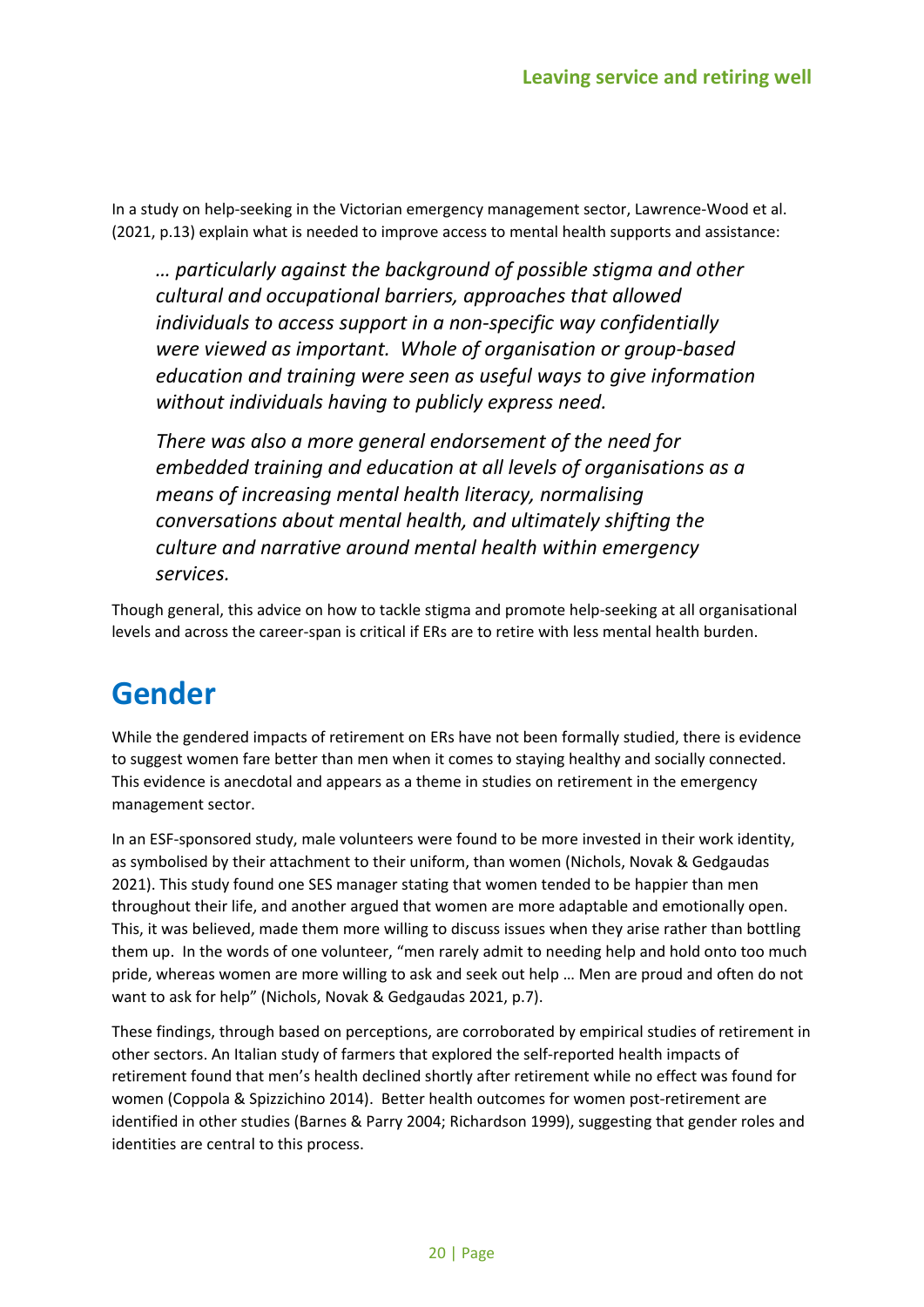In a study on help-seeking in the Victorian emergency management sector, Lawrence-Wood et al. (2021, p.13) explain what is needed to improve access to mental health supports and assistance:

> *… particularly against the background of possible stigma and other cultural and occupational barriers, approaches that allowed individuals to access support in a non-specific way confidentially were viewed as important. Whole of organisation or group-based education and training were seen as useful ways to give information without individuals having to publicly express need.*
>
> *There was also a more general endorsement of the need for embedded training and education at all levels of organisations as a means of increasing mental health literacy, normalising conversations about mental health, and ultimately shifting the culture and narrative around mental health within emergency services.*

Though general, this advice on how to tackle stigma and promote help-seeking at all organisational levels and across the career-span is critical if ERs are to retire with less mental health burden.

# Gender

While the gendered impacts of retirement on ERs have not been formally studied, there is evidence to suggest women fare better than men when it comes to staying healthy and socially connected. This evidence is anecdotal and appears as a theme in studies on retirement in the emergency management sector.

In an ESF-sponsored study, male volunteers were found to be more invested in their work identity, as symbolised by their attachment to their uniform, than women (Nichols, Novak & Gedgaudas 2021). This study found one SES manager stating that women tended to be happier than men throughout their life, and another argued that women are more adaptable and emotionally open. This, it was believed, made them more willing to discuss issues when they arise rather than bottling them up. In the words of one volunteer, "men rarely admit to needing help and hold onto too much pride, whereas women are more willing to ask and seek out help … Men are proud and often do not want to ask for help" (Nichols, Novak & Gedgaudas 2021, p.7).

These findings, through based on perceptions, are corroborated by empirical studies of retirement in other sectors. An Italian study of farmers that explored the self-reported health impacts of retirement found that men's health declined shortly after retirement while no effect was found for women (Coppola & Spizzichino 2014). Better health outcomes for women post-retirement are identified in other studies (Barnes & Parry 2004; Richardson 1999), suggesting that gender roles and identities are central to this process.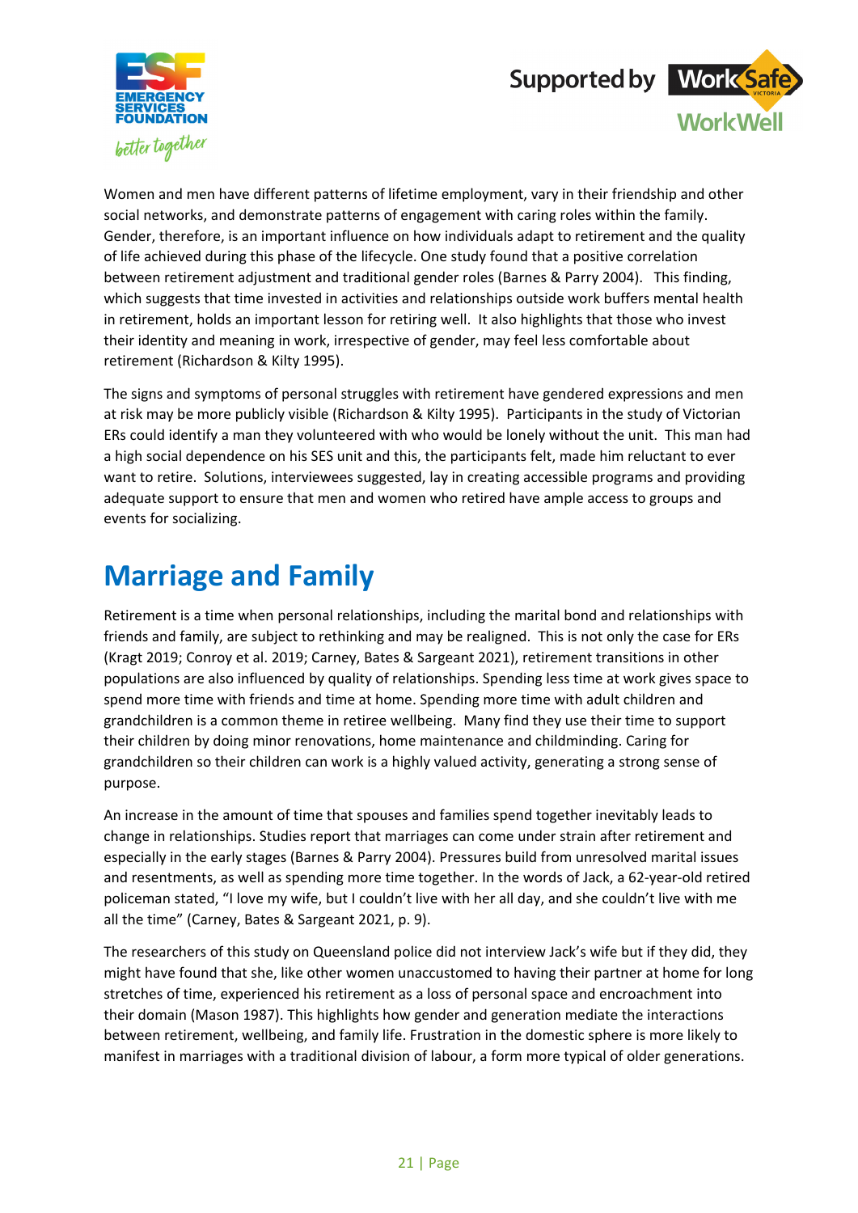Women and men have different patterns of lifetime employment, vary in their friendship and other social networks, and demonstrate patterns of engagement with caring roles within the family. Gender, therefore, is an important influence on how individuals adapt to retirement and the quality of life achieved during this phase of the lifecycle. One study found that a positive correlation between retirement adjustment and traditional gender roles (Barnes & Parry 2004). This finding, which suggests that time invested in activities and relationships outside work buffers mental health in retirement, holds an important lesson for retiring well. It also highlights that those who invest their identity and meaning in work, irrespective of gender, may feel less comfortable about retirement (Richardson & Kilty 1995).

The signs and symptoms of personal struggles with retirement have gendered expressions and men at risk may be more publicly visible (Richardson & Kilty 1995). Participants in the study of Victorian ERs could identify a man they volunteered with who would be lonely without the unit. This man had a high social dependence on his SES unit and this, the participants felt, made him reluctant to ever want to retire. Solutions, interviewees suggested, lay in creating accessible programs and providing adequate support to ensure that men and women who retired have ample access to groups and events for socializing.

# Marriage and Family

Retirement is a time when personal relationships, including the marital bond and relationships with friends and family, are subject to rethinking and may be realigned. This is not only the case for ERs (Kragt 2019; Conroy et al. 2019; Carney, Bates & Sargeant 2021), retirement transitions in other populations are also influenced by quality of relationships. Spending less time at work gives space to spend more time with friends and time at home. Spending more time with adult children and grandchildren is a common theme in retiree wellbeing. Many find they use their time to support their children by doing minor renovations, home maintenance and childminding. Caring for grandchildren so their children can work is a highly valued activity, generating a strong sense of purpose.

An increase in the amount of time that spouses and families spend together inevitably leads to change in relationships. Studies report that marriages can come under strain after retirement and especially in the early stages (Barnes & Parry 2004). Pressures build from unresolved marital issues and resentments, as well as spending more time together. In the words of Jack, a 62-year-old retired policeman stated, "I love my wife, but I couldn't live with her all day, and she couldn't live with me all the time" (Carney, Bates & Sargeant 2021, p. 9).

The researchers of this study on Queensland police did not interview Jack's wife but if they did, they might have found that she, like other women unaccustomed to having their partner at home for long stretches of time, experienced his retirement as a loss of personal space and encroachment into their domain (Mason 1987). This highlights how gender and generation mediate the interactions between retirement, wellbeing, and family life. Frustration in the domestic sphere is more likely to manifest in marriages with a traditional division of labour, a form more typical of older generations.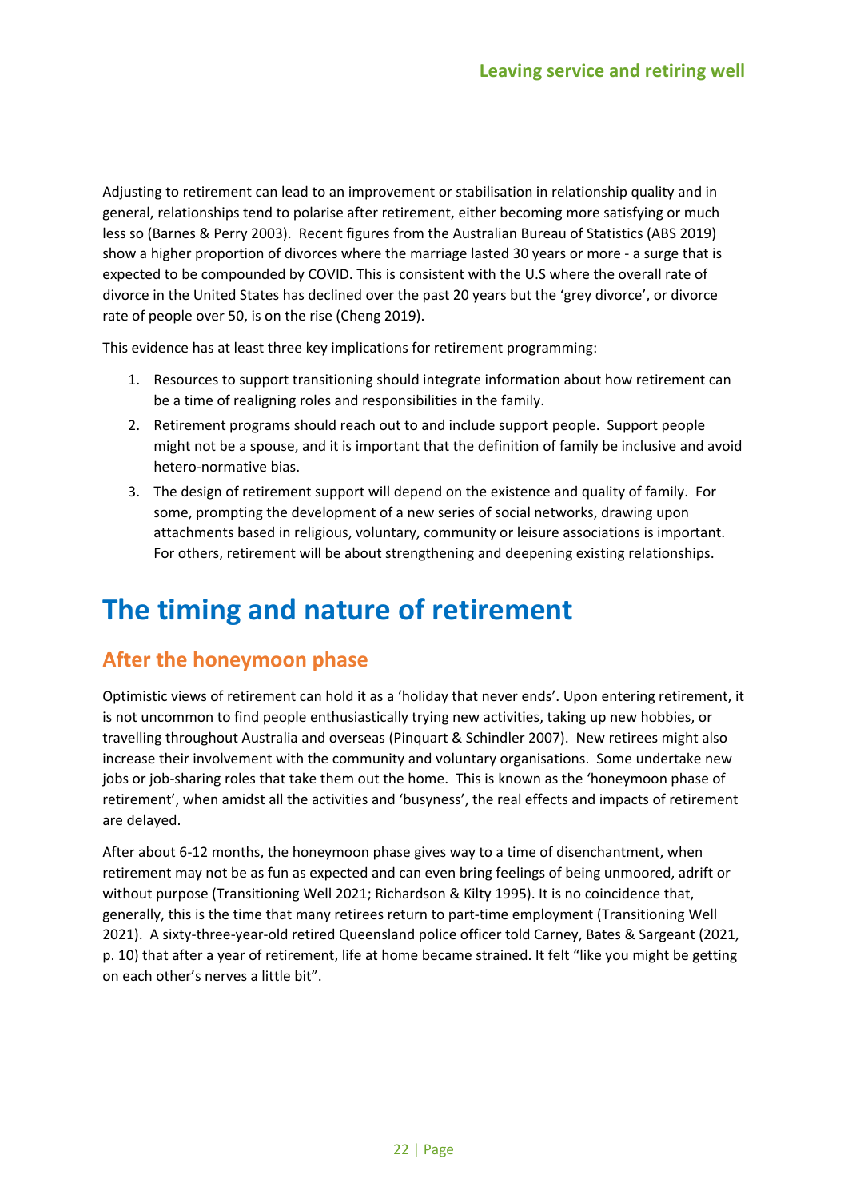Adjusting to retirement can lead to an improvement or stabilisation in relationship quality and in general, relationships tend to polarise after retirement, either becoming more satisfying or much less so (Barnes & Perry 2003). Recent figures from the Australian Bureau of Statistics (ABS 2019) show a higher proportion of divorces where the marriage lasted 30 years or more - a surge that is expected to be compounded by COVID. This is consistent with the U.S where the overall rate of divorce in the United States has declined over the past 20 years but the 'grey divorce', or divorce rate of people over 50, is on the rise (Cheng 2019).

This evidence has at least three key implications for retirement programming:

1. Resources to support transitioning should integrate information about how retirement can be a time of realigning roles and responsibilities in the family.
2. Retirement programs should reach out to and include support people. Support people might not be a spouse, and it is important that the definition of family be inclusive and avoid hetero-normative bias.
3. The design of retirement support will depend on the existence and quality of family. For some, prompting the development of a new series of social networks, drawing upon attachments based in religious, voluntary, community or leisure associations is important. For others, retirement will be about strengthening and deepening existing relationships.

# The timing and nature of retirement

## After the honeymoon phase

Optimistic views of retirement can hold it as a 'holiday that never ends'. Upon entering retirement, it is not uncommon to find people enthusiastically trying new activities, taking up new hobbies, or travelling throughout Australia and overseas (Pinquart & Schindler 2007). New retirees might also increase their involvement with the community and voluntary organisations. Some undertake new jobs or job-sharing roles that take them out the home. This is known as the 'honeymoon phase of retirement', when amidst all the activities and 'busyness', the real effects and impacts of retirement are delayed.

After about 6-12 months, the honeymoon phase gives way to a time of disenchantment, when retirement may not be as fun as expected and can even bring feelings of being unmoored, adrift or without purpose (Transitioning Well 2021; Richardson & Kilty 1995). It is no coincidence that, generally, this is the time that many retirees return to part-time employment (Transitioning Well 2021). A sixty-three-year-old retired Queensland police officer told Carney, Bates & Sargeant (2021, p. 10) that after a year of retirement, life at home became strained. It felt "like you might be getting on each other's nerves a little bit".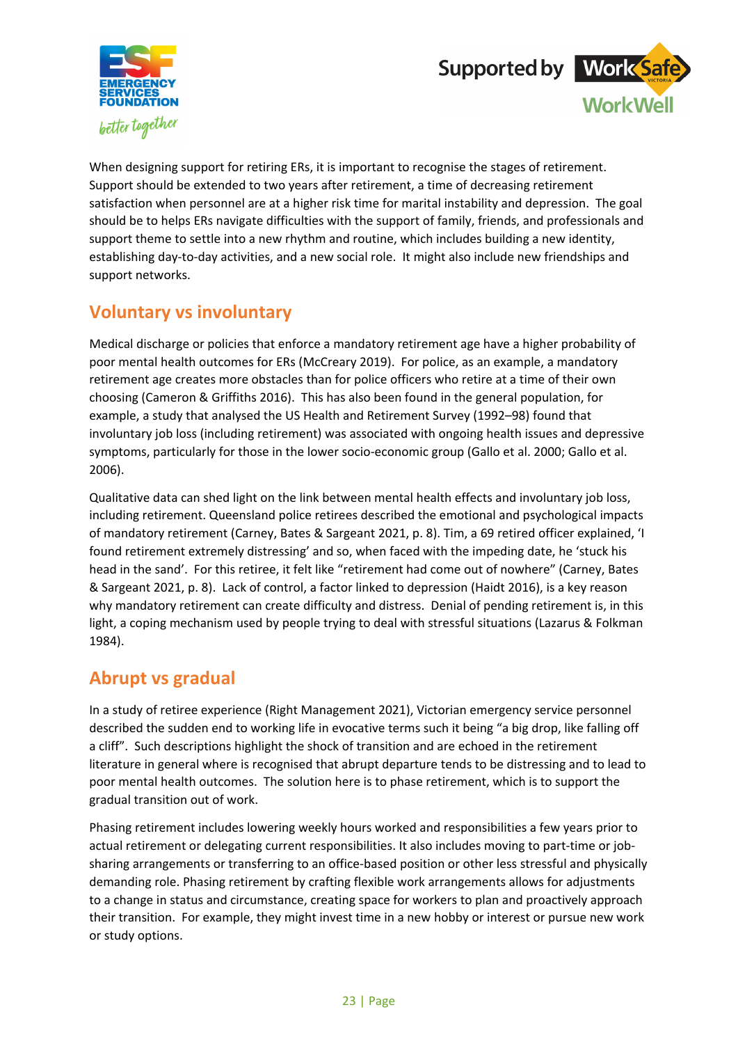When designing support for retiring ERs, it is important to recognise the stages of retirement. Support should be extended to two years after retirement, a time of decreasing retirement satisfaction when personnel are at a higher risk time for marital instability and depression. The goal should be to helps ERs navigate difficulties with the support of family, friends, and professionals and support theme to settle into a new rhythm and routine, which includes building a new identity, establishing day-to-day activities, and a new social role. It might also include new friendships and support networks.

## Voluntary vs involuntary

Medical discharge or policies that enforce a mandatory retirement age have a higher probability of poor mental health outcomes for ERs (McCreary 2019). For police, as an example, a mandatory retirement age creates more obstacles than for police officers who retire at a time of their own choosing (Cameron & Griffiths 2016). This has also been found in the general population, for example, a study that analysed the US Health and Retirement Survey (1992–98) found that involuntary job loss (including retirement) was associated with ongoing health issues and depressive symptoms, particularly for those in the lower socio-economic group (Gallo et al. 2000; Gallo et al. 2006).

Qualitative data can shed light on the link between mental health effects and involuntary job loss, including retirement. Queensland police retirees described the emotional and psychological impacts of mandatory retirement (Carney, Bates & Sargeant 2021, p. 8). Tim, a 69 retired officer explained, 'I found retirement extremely distressing' and so, when faced with the impeding date, he 'stuck his head in the sand'. For this retiree, it felt like "retirement had come out of nowhere" (Carney, Bates & Sargeant 2021, p. 8). Lack of control, a factor linked to depression (Haidt 2016), is a key reason why mandatory retirement can create difficulty and distress. Denial of pending retirement is, in this light, a coping mechanism used by people trying to deal with stressful situations (Lazarus & Folkman 1984).

## Abrupt vs gradual

In a study of retiree experience (Right Management 2021), Victorian emergency service personnel described the sudden end to working life in evocative terms such it being "a big drop, like falling off a cliff". Such descriptions highlight the shock of transition and are echoed in the retirement literature in general where is recognised that abrupt departure tends to be distressing and to lead to poor mental health outcomes. The solution here is to phase retirement, which is to support the gradual transition out of work.

Phasing retirement includes lowering weekly hours worked and responsibilities a few years prior to actual retirement or delegating current responsibilities. It also includes moving to part-time or job-sharing arrangements or transferring to an office-based position or other less stressful and physically demanding role. Phasing retirement by crafting flexible work arrangements allows for adjustments to a change in status and circumstance, creating space for workers to plan and proactively approach their transition. For example, they might invest time in a new hobby or interest or pursue new work or study options.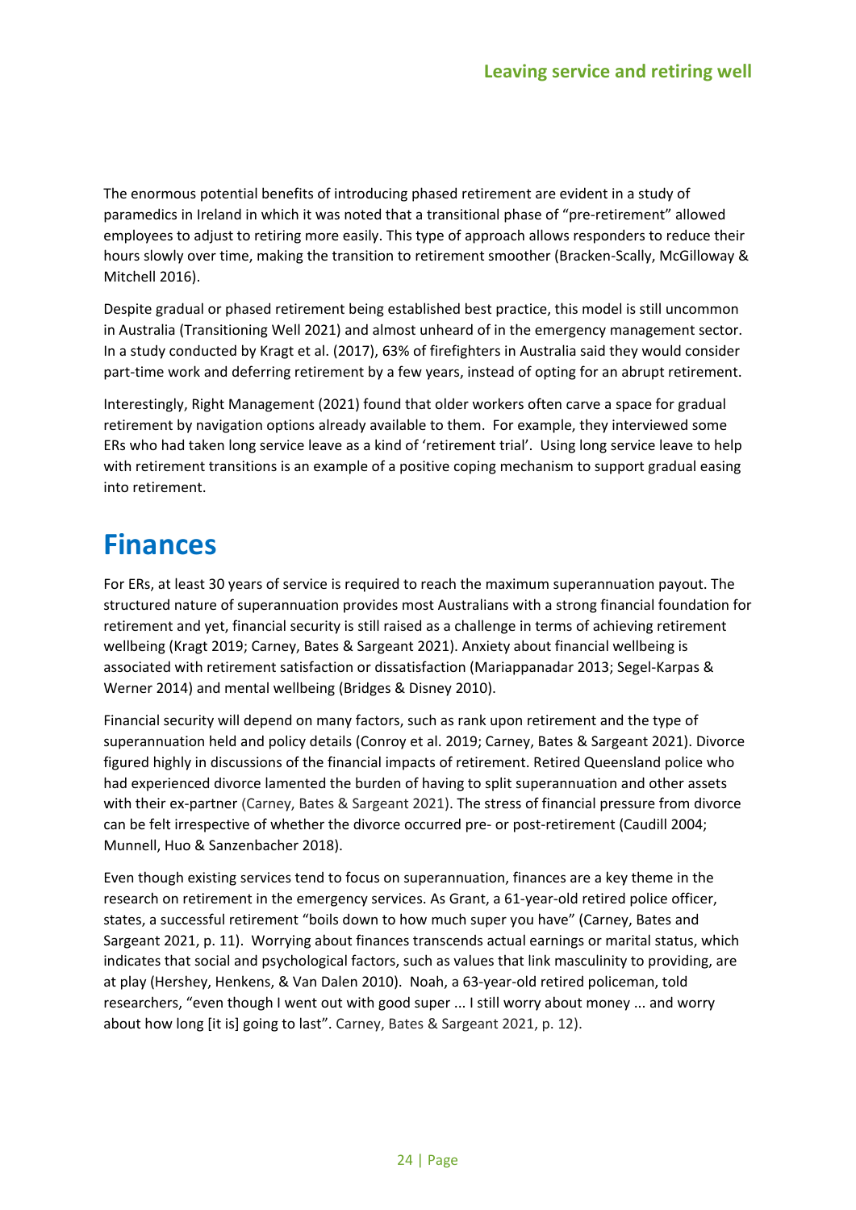The enormous potential benefits of introducing phased retirement are evident in a study of paramedics in Ireland in which it was noted that a transitional phase of "pre-retirement" allowed employees to adjust to retiring more easily. This type of approach allows responders to reduce their hours slowly over time, making the transition to retirement smoother (Bracken-Scally, McGilloway & Mitchell 2016).

Despite gradual or phased retirement being established best practice, this model is still uncommon in Australia (Transitioning Well 2021) and almost unheard of in the emergency management sector. In a study conducted by Kragt et al. (2017), 63% of firefighters in Australia said they would consider part-time work and deferring retirement by a few years, instead of opting for an abrupt retirement.

Interestingly, Right Management (2021) found that older workers often carve a space for gradual retirement by navigation options already available to them. For example, they interviewed some ERs who had taken long service leave as a kind of 'retirement trial'. Using long service leave to help with retirement transitions is an example of a positive coping mechanism to support gradual easing into retirement.

# Finances

For ERs, at least 30 years of service is required to reach the maximum superannuation payout. The structured nature of superannuation provides most Australians with a strong financial foundation for retirement and yet, financial security is still raised as a challenge in terms of achieving retirement wellbeing (Kragt 2019; Carney, Bates & Sargeant 2021). Anxiety about financial wellbeing is associated with retirement satisfaction or dissatisfaction (Mariappanadar 2013; Segel-Karpas & Werner 2014) and mental wellbeing (Bridges & Disney 2010).

Financial security will depend on many factors, such as rank upon retirement and the type of superannuation held and policy details (Conroy et al. 2019; Carney, Bates & Sargeant 2021). Divorce figured highly in discussions of the financial impacts of retirement. Retired Queensland police who had experienced divorce lamented the burden of having to split superannuation and other assets with their ex-partner (Carney, Bates & Sargeant 2021). The stress of financial pressure from divorce can be felt irrespective of whether the divorce occurred pre- or post-retirement (Caudill 2004; Munnell, Huo & Sanzenbacher 2018).

Even though existing services tend to focus on superannuation, finances are a key theme in the research on retirement in the emergency services. As Grant, a 61-year-old retired police officer, states, a successful retirement "boils down to how much super you have" (Carney, Bates and Sargeant 2021, p. 11). Worrying about finances transcends actual earnings or marital status, which indicates that social and psychological factors, such as values that link masculinity to providing, are at play (Hershey, Henkens, & Van Dalen 2010). Noah, a 63-year-old retired policeman, told researchers, "even though I went out with good super ... I still worry about money ... and worry about how long [it is] going to last". Carney, Bates & Sargeant 2021, p. 12).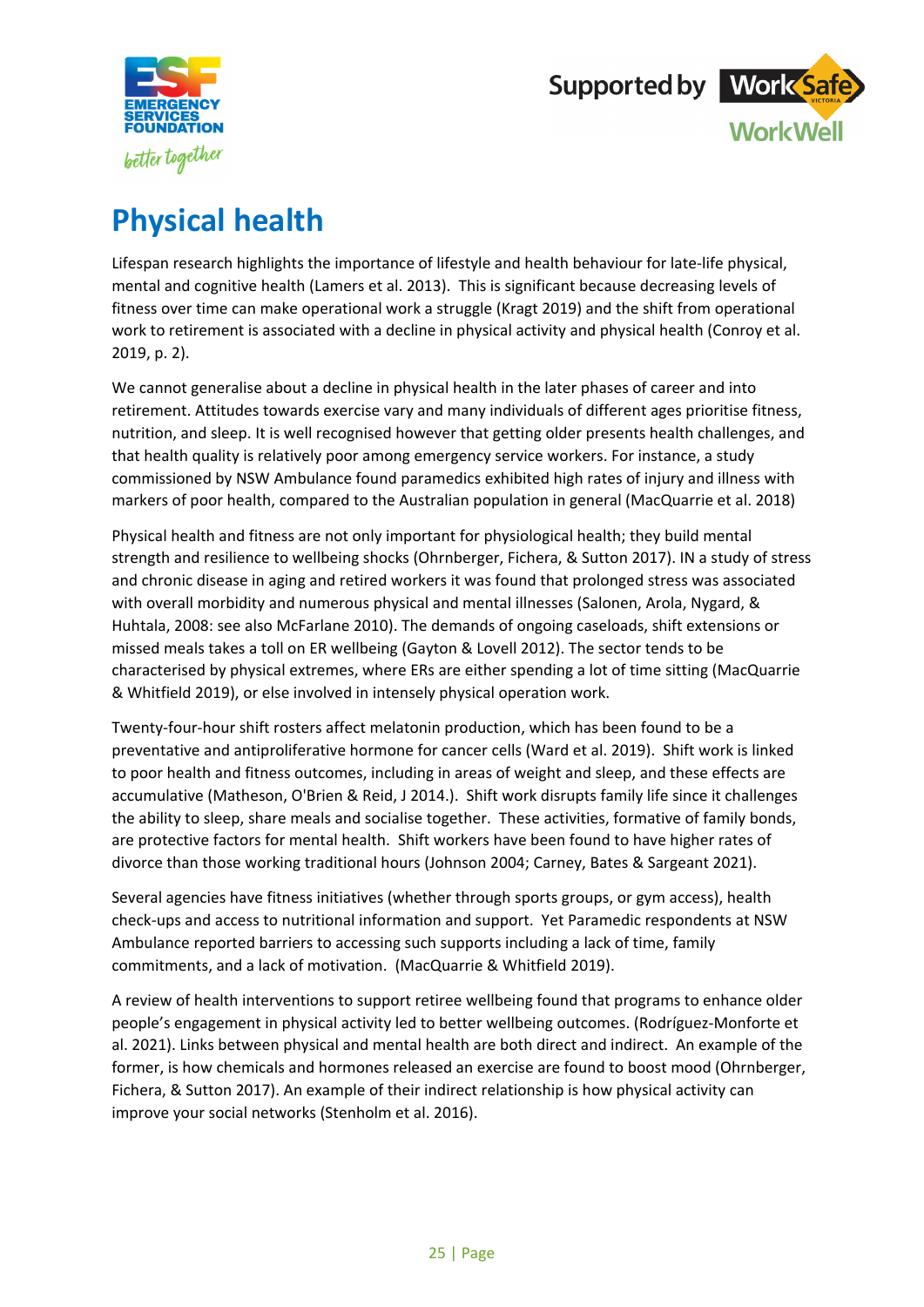# Physical health

Lifespan research highlights the importance of lifestyle and health behaviour for late-life physical, mental and cognitive health (Lamers et al. 2013). This is significant because decreasing levels of fitness over time can make operational work a struggle (Kragt 2019) and the shift from operational work to retirement is associated with a decline in physical activity and physical health (Conroy et al. 2019, p. 2).

We cannot generalise about a decline in physical health in the later phases of career and into retirement. Attitudes towards exercise vary and many individuals of different ages prioritise fitness, nutrition, and sleep. It is well recognised however that getting older presents health challenges, and that health quality is relatively poor among emergency service workers. For instance, a study commissioned by NSW Ambulance found paramedics exhibited high rates of injury and illness with markers of poor health, compared to the Australian population in general (MacQuarrie et al. 2018)

Physical health and fitness are not only important for physiological health; they build mental strength and resilience to wellbeing shocks (Ohrnberger, Fichera, & Sutton 2017). IN a study of stress and chronic disease in aging and retired workers it was found that prolonged stress was associated with overall morbidity and numerous physical and mental illnesses (Salonen, Arola, Nygard, & Huhtala, 2008: see also McFarlane 2010). The demands of ongoing caseloads, shift extensions or missed meals takes a toll on ER wellbeing (Gayton & Lovell 2012). The sector tends to be characterised by physical extremes, where ERs are either spending a lot of time sitting (MacQuarrie & Whitfield 2019), or else involved in intensely physical operation work.

Twenty-four-hour shift rosters affect melatonin production, which has been found to be a preventative and antiproliferative hormone for cancer cells (Ward et al. 2019). Shift work is linked to poor health and fitness outcomes, including in areas of weight and sleep, and these effects are accumulative (Matheson, O'Brien & Reid, J 2014.). Shift work disrupts family life since it challenges the ability to sleep, share meals and socialise together. These activities, formative of family bonds, are protective factors for mental health. Shift workers have been found to have higher rates of divorce than those working traditional hours (Johnson 2004; Carney, Bates & Sargeant 2021).

Several agencies have fitness initiatives (whether through sports groups, or gym access), health check-ups and access to nutritional information and support. Yet Paramedic respondents at NSW Ambulance reported barriers to accessing such supports including a lack of time, family commitments, and a lack of motivation. (MacQuarrie & Whitfield 2019).

A review of health interventions to support retiree wellbeing found that programs to enhance older people's engagement in physical activity led to better wellbeing outcomes. (Rodríguez-Monforte et al. 2021). Links between physical and mental health are both direct and indirect. An example of the former, is how chemicals and hormones released an exercise are found to boost mood (Ohrnberger, Fichera, & Sutton 2017). An example of their indirect relationship is how physical activity can improve your social networks (Stenholm et al. 2016).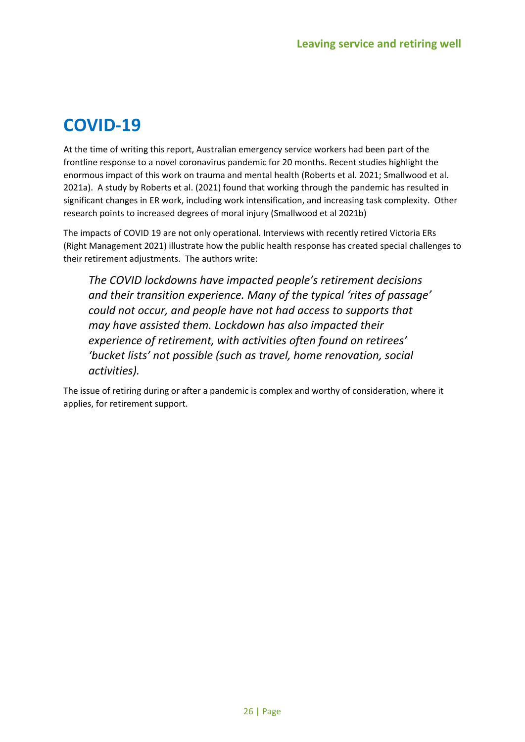# COVID-19

At the time of writing this report, Australian emergency service workers had been part of the frontline response to a novel coronavirus pandemic for 20 months. Recent studies highlight the enormous impact of this work on trauma and mental health (Roberts et al. 2021; Smallwood et al. 2021a). A study by Roberts et al. (2021) found that working through the pandemic has resulted in significant changes in ER work, including work intensification, and increasing task complexity. Other research points to increased degrees of moral injury (Smallwood et al 2021b)

The impacts of COVID 19 are not only operational. Interviews with recently retired Victoria ERs (Right Management 2021) illustrate how the public health response has created special challenges to their retirement adjustments. The authors write:

> *The COVID lockdowns have impacted people's retirement decisions and their transition experience. Many of the typical 'rites of passage' could not occur, and people have not had access to supports that may have assisted them. Lockdown has also impacted their experience of retirement, with activities often found on retirees' 'bucket lists' not possible (such as travel, home renovation, social activities).*

The issue of retiring during or after a pandemic is complex and worthy of consideration, where it applies, for retirement support.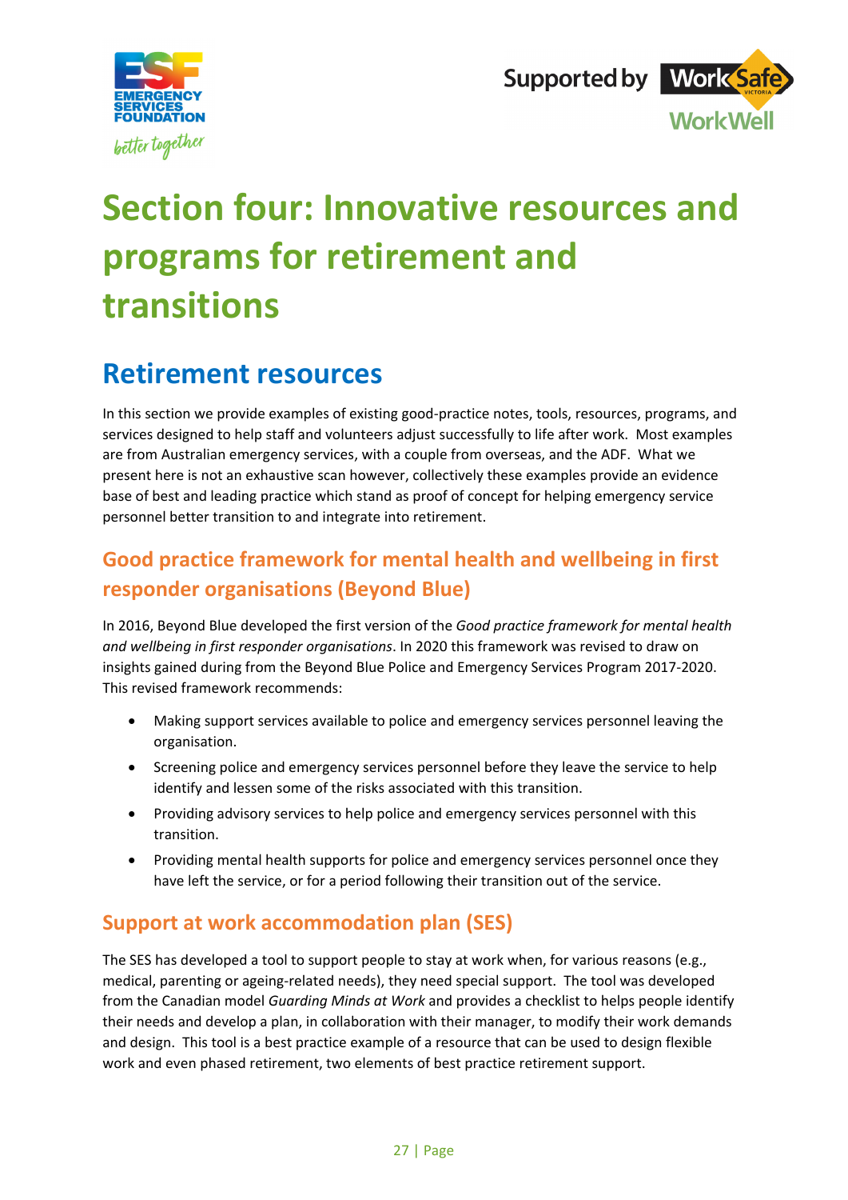# Section four: Innovative resources and programs for retirement and transitions

## Retirement resources

In this section we provide examples of existing good-practice notes, tools, resources, programs, and services designed to help staff and volunteers adjust successfully to life after work. Most examples are from Australian emergency services, with a couple from overseas, and the ADF. What we present here is not an exhaustive scan however, collectively these examples provide an evidence base of best and leading practice which stand as proof of concept for helping emergency service personnel better transition to and integrate into retirement.

### Good practice framework for mental health and wellbeing in first responder organisations (Beyond Blue)

In 2016, Beyond Blue developed the first version of the *Good practice framework for mental health and wellbeing in first responder organisations*. In 2020 this framework was revised to draw on insights gained during from the Beyond Blue Police and Emergency Services Program 2017-2020. This revised framework recommends:

- Making support services available to police and emergency services personnel leaving the organisation.
- Screening police and emergency services personnel before they leave the service to help identify and lessen some of the risks associated with this transition.
- Providing advisory services to help police and emergency services personnel with this transition.
- Providing mental health supports for police and emergency services personnel once they have left the service, or for a period following their transition out of the service.

### Support at work accommodation plan (SES)

The SES has developed a tool to support people to stay at work when, for various reasons (e.g., medical, parenting or ageing-related needs), they need special support. The tool was developed from the Canadian model *Guarding Minds at Work* and provides a checklist to helps people identify their needs and develop a plan, in collaboration with their manager, to modify their work demands and design. This tool is a best practice example of a resource that can be used to design flexible work and even phased retirement, two elements of best practice retirement support.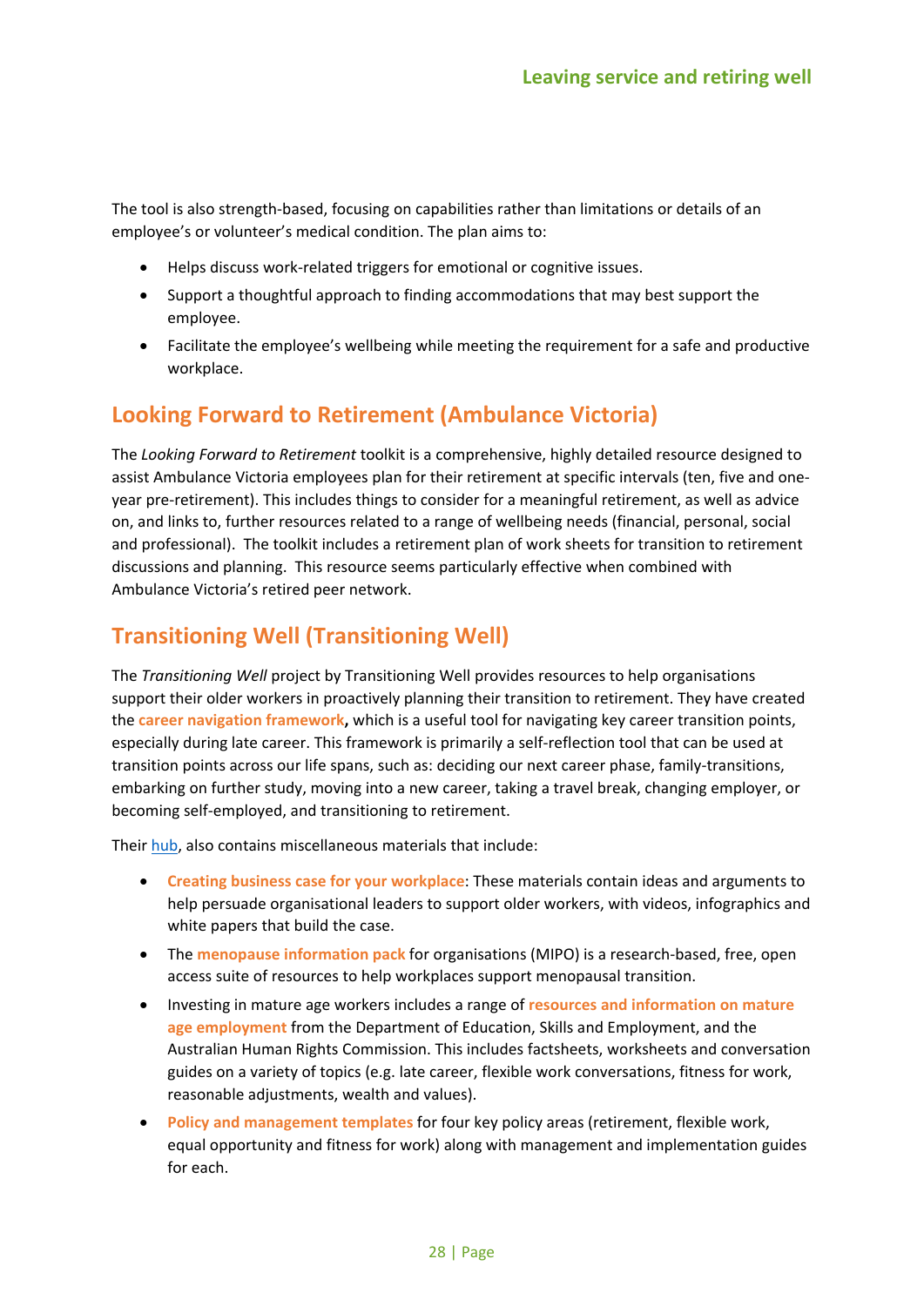The tool is also strength-based, focusing on capabilities rather than limitations or details of an employee's or volunteer's medical condition. The plan aims to:

- Helps discuss work-related triggers for emotional or cognitive issues.
- Support a thoughtful approach to finding accommodations that may best support the employee.
- Facilitate the employee's wellbeing while meeting the requirement for a safe and productive workplace.

## Looking Forward to Retirement (Ambulance Victoria)

The *Looking Forward to Retirement* toolkit is a comprehensive, highly detailed resource designed to assist Ambulance Victoria employees plan for their retirement at specific intervals (ten, five and one-year pre-retirement). This includes things to consider for a meaningful retirement, as well as advice on, and links to, further resources related to a range of wellbeing needs (financial, personal, social and professional). The toolkit includes a retirement plan of work sheets for transition to retirement discussions and planning. This resource seems particularly effective when combined with Ambulance Victoria's retired peer network.

## Transitioning Well (Transitioning Well)

The *Transitioning Well* project by Transitioning Well provides resources to help organisations support their older workers in proactively planning their transition to retirement. They have created the **career navigation framework,** which is a useful tool for navigating key career transition points, especially during late career. This framework is primarily a self-reflection tool that can be used at transition points across our life spans, such as: deciding our next career phase, family-transitions, embarking on further study, moving into a new career, taking a travel break, changing employer, or becoming self-employed, and transitioning to retirement.

Their hub, also contains miscellaneous materials that include:

- **Creating business case for your workplace**: These materials contain ideas and arguments to help persuade organisational leaders to support older workers, with videos, infographics and white papers that build the case.
- The **menopause information pack** for organisations (MIPO) is a research-based, free, open access suite of resources to help workplaces support menopausal transition.
- Investing in mature age workers includes a range of **resources and information on mature age employment** from the Department of Education, Skills and Employment, and the Australian Human Rights Commission. This includes factsheets, worksheets and conversation guides on a variety of topics (e.g. late career, flexible work conversations, fitness for work, reasonable adjustments, wealth and values).
- **Policy and management templates** for four key policy areas (retirement, flexible work, equal opportunity and fitness for work) along with management and implementation guides for each.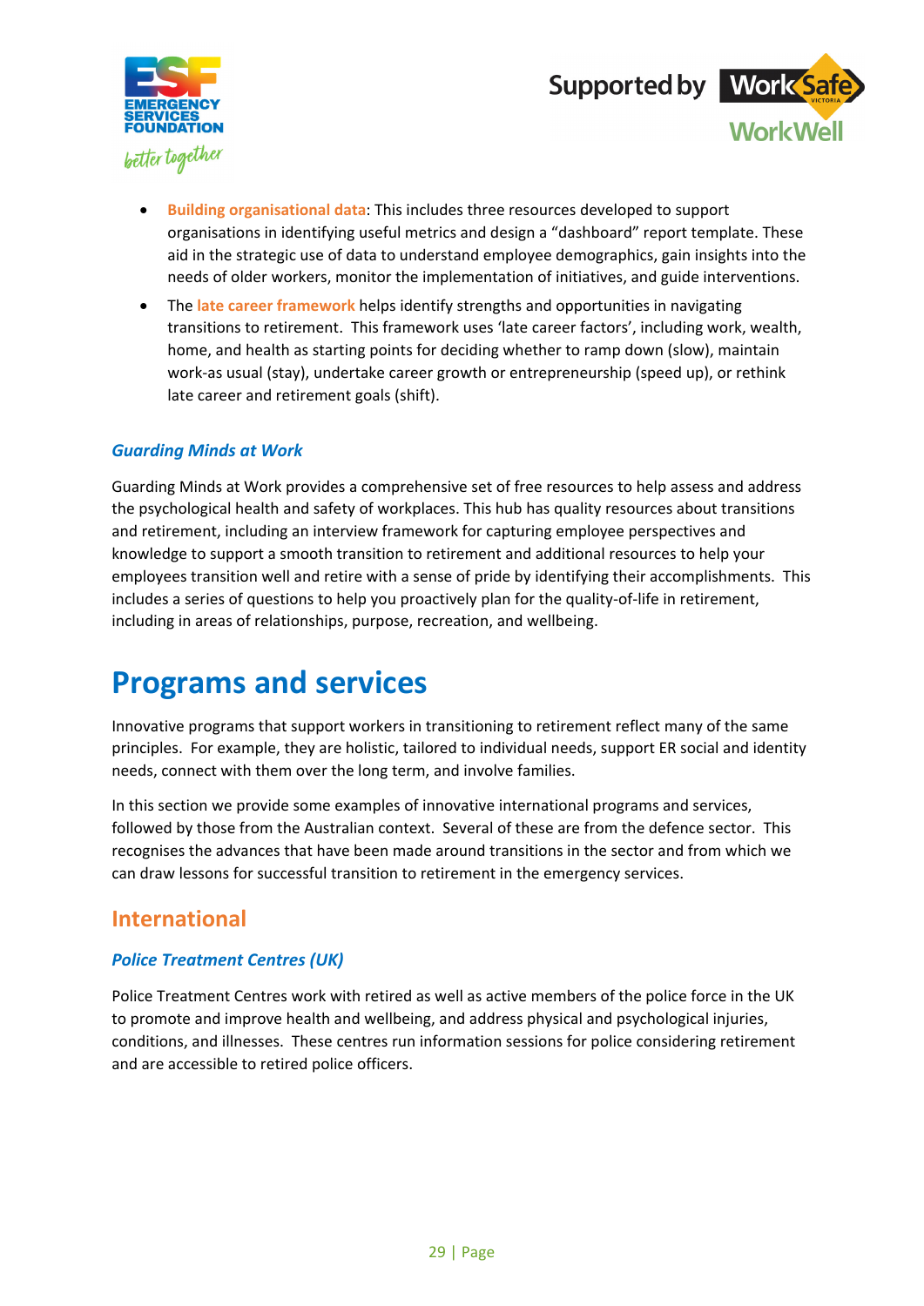- **Building organisational data**: This includes three resources developed to support organisations in identifying useful metrics and design a "dashboard" report template. These aid in the strategic use of data to understand employee demographics, gain insights into the needs of older workers, monitor the implementation of initiatives, and guide interventions.
- The **late career framework** helps identify strengths and opportunities in navigating transitions to retirement. This framework uses 'late career factors', including work, wealth, home, and health as starting points for deciding whether to ramp down (slow), maintain work-as usual (stay), undertake career growth or entrepreneurship (speed up), or rethink late career and retirement goals (shift).

### *Guarding Minds at Work*

Guarding Minds at Work provides a comprehensive set of free resources to help assess and address the psychological health and safety of workplaces. This hub has quality resources about transitions and retirement, including an interview framework for capturing employee perspectives and knowledge to support a smooth transition to retirement and additional resources to help your employees transition well and retire with a sense of pride by identifying their accomplishments. This includes a series of questions to help you proactively plan for the quality-of-life in retirement, including in areas of relationships, purpose, recreation, and wellbeing.

# Programs and services

Innovative programs that support workers in transitioning to retirement reflect many of the same principles. For example, they are holistic, tailored to individual needs, support ER social and identity needs, connect with them over the long term, and involve families.

In this section we provide some examples of innovative international programs and services, followed by those from the Australian context. Several of these are from the defence sector. This recognises the advances that have been made around transitions in the sector and from which we can draw lessons for successful transition to retirement in the emergency services.

## International

### *Police Treatment Centres (UK)*

Police Treatment Centres work with retired as well as active members of the police force in the UK to promote and improve health and wellbeing, and address physical and psychological injuries, conditions, and illnesses. These centres run information sessions for police considering retirement and are accessible to retired police officers.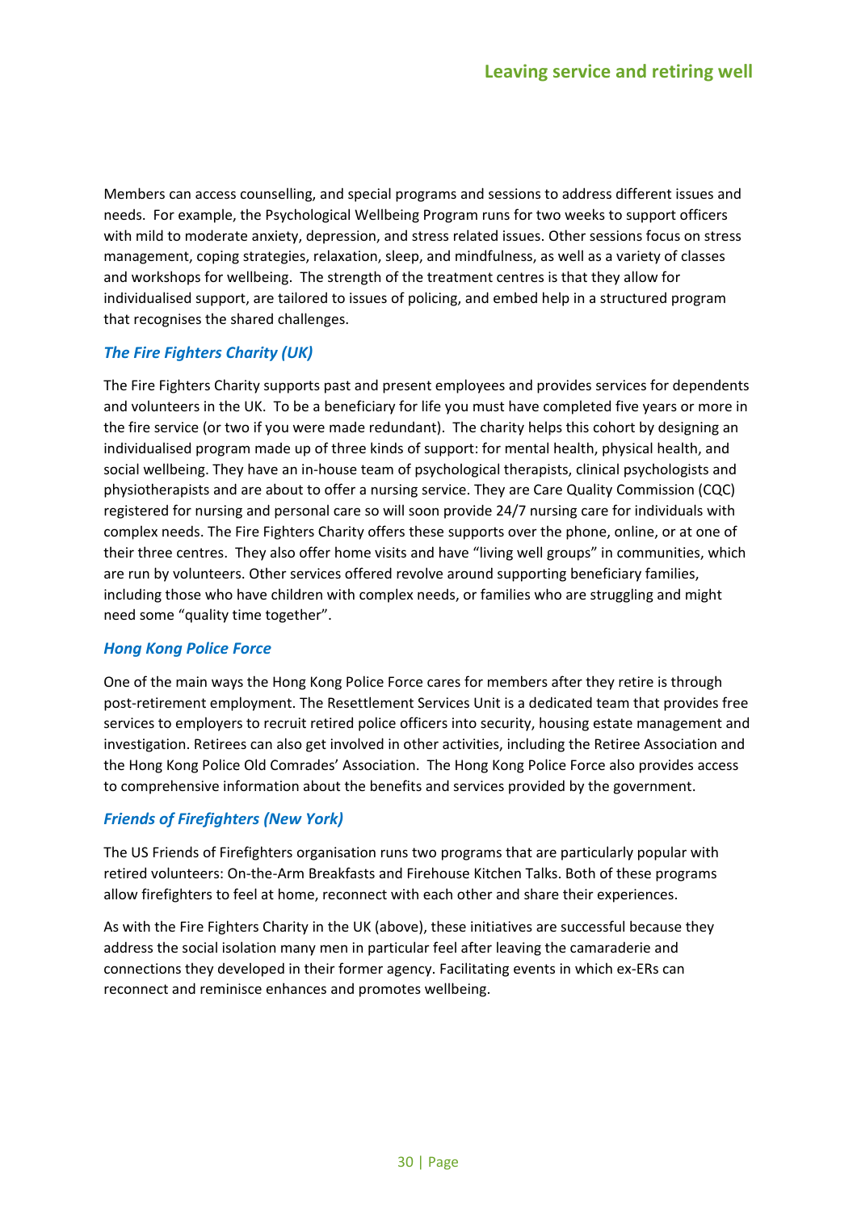Members can access counselling, and special programs and sessions to address different issues and needs. For example, the Psychological Wellbeing Program runs for two weeks to support officers with mild to moderate anxiety, depression, and stress related issues. Other sessions focus on stress management, coping strategies, relaxation, sleep, and mindfulness, as well as a variety of classes and workshops for wellbeing. The strength of the treatment centres is that they allow for individualised support, are tailored to issues of policing, and embed help in a structured program that recognises the shared challenges.

### *The Fire Fighters Charity (UK)*

The Fire Fighters Charity supports past and present employees and provides services for dependents and volunteers in the UK. To be a beneficiary for life you must have completed five years or more in the fire service (or two if you were made redundant). The charity helps this cohort by designing an individualised program made up of three kinds of support: for mental health, physical health, and social wellbeing. They have an in-house team of psychological therapists, clinical psychologists and physiotherapists and are about to offer a nursing service. They are Care Quality Commission (CQC) registered for nursing and personal care so will soon provide 24/7 nursing care for individuals with complex needs. The Fire Fighters Charity offers these supports over the phone, online, or at one of their three centres. They also offer home visits and have "living well groups" in communities, which are run by volunteers. Other services offered revolve around supporting beneficiary families, including those who have children with complex needs, or families who are struggling and might need some "quality time together".

### *Hong Kong Police Force*

One of the main ways the Hong Kong Police Force cares for members after they retire is through post-retirement employment. The Resettlement Services Unit is a dedicated team that provides free services to employers to recruit retired police officers into security, housing estate management and investigation. Retirees can also get involved in other activities, including the Retiree Association and the Hong Kong Police Old Comrades' Association. The Hong Kong Police Force also provides access to comprehensive information about the benefits and services provided by the government.

### *Friends of Firefighters (New York)*

The US Friends of Firefighters organisation runs two programs that are particularly popular with retired volunteers: On-the-Arm Breakfasts and Firehouse Kitchen Talks. Both of these programs allow firefighters to feel at home, reconnect with each other and share their experiences.

As with the Fire Fighters Charity in the UK (above), these initiatives are successful because they address the social isolation many men in particular feel after leaving the camaraderie and connections they developed in their former agency. Facilitating events in which ex-ERs can reconnect and reminisce enhances and promotes wellbeing.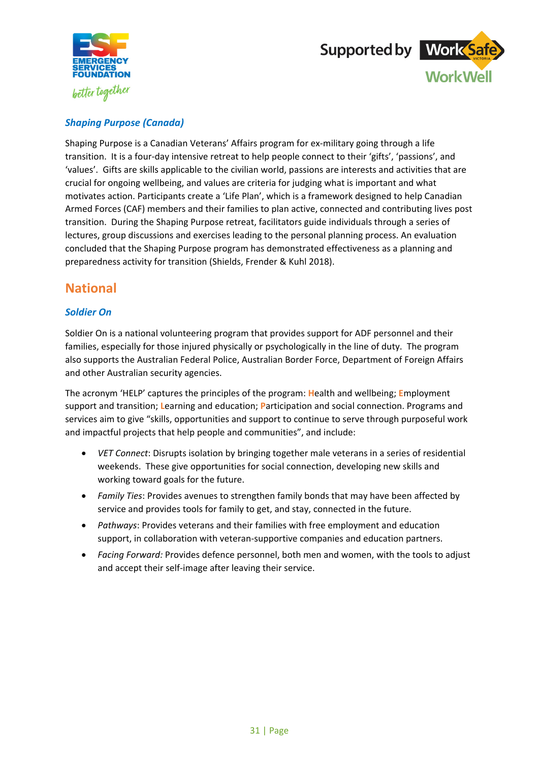### *Shaping Purpose (Canada)*

Shaping Purpose is a Canadian Veterans' Affairs program for ex-military going through a life transition. It is a four-day intensive retreat to help people connect to their 'gifts', 'passions', and 'values'. Gifts are skills applicable to the civilian world, passions are interests and activities that are crucial for ongoing wellbeing, and values are criteria for judging what is important and what motivates action. Participants create a 'Life Plan', which is a framework designed to help Canadian Armed Forces (CAF) members and their families to plan active, connected and contributing lives post transition. During the Shaping Purpose retreat, facilitators guide individuals through a series of lectures, group discussions and exercises leading to the personal planning process. An evaluation concluded that the Shaping Purpose program has demonstrated effectiveness as a planning and preparedness activity for transition (Shields, Frender & Kuhl 2018).

## National

### *Soldier On*

Soldier On is a national volunteering program that provides support for ADF personnel and their families, especially for those injured physically or psychologically in the line of duty. The program also supports the Australian Federal Police, Australian Border Force, Department of Foreign Affairs and other Australian security agencies.

The acronym 'HELP' captures the principles of the program: **H**ealth and wellbeing; **E**mployment support and transition; **L**earning and education; **P**articipation and social connection. Programs and services aim to give "skills, opportunities and support to continue to serve through purposeful work and impactful projects that help people and communities", and include:

- *VET Connect*: Disrupts isolation by bringing together male veterans in a series of residential weekends. These give opportunities for social connection, developing new skills and working toward goals for the future.
- *Family Ties*: Provides avenues to strengthen family bonds that may have been affected by service and provides tools for family to get, and stay, connected in the future.
- *Pathways*: Provides veterans and their families with free employment and education support, in collaboration with veteran-supportive companies and education partners.
- *Facing Forward:* Provides defence personnel, both men and women, with the tools to adjust and accept their self-image after leaving their service.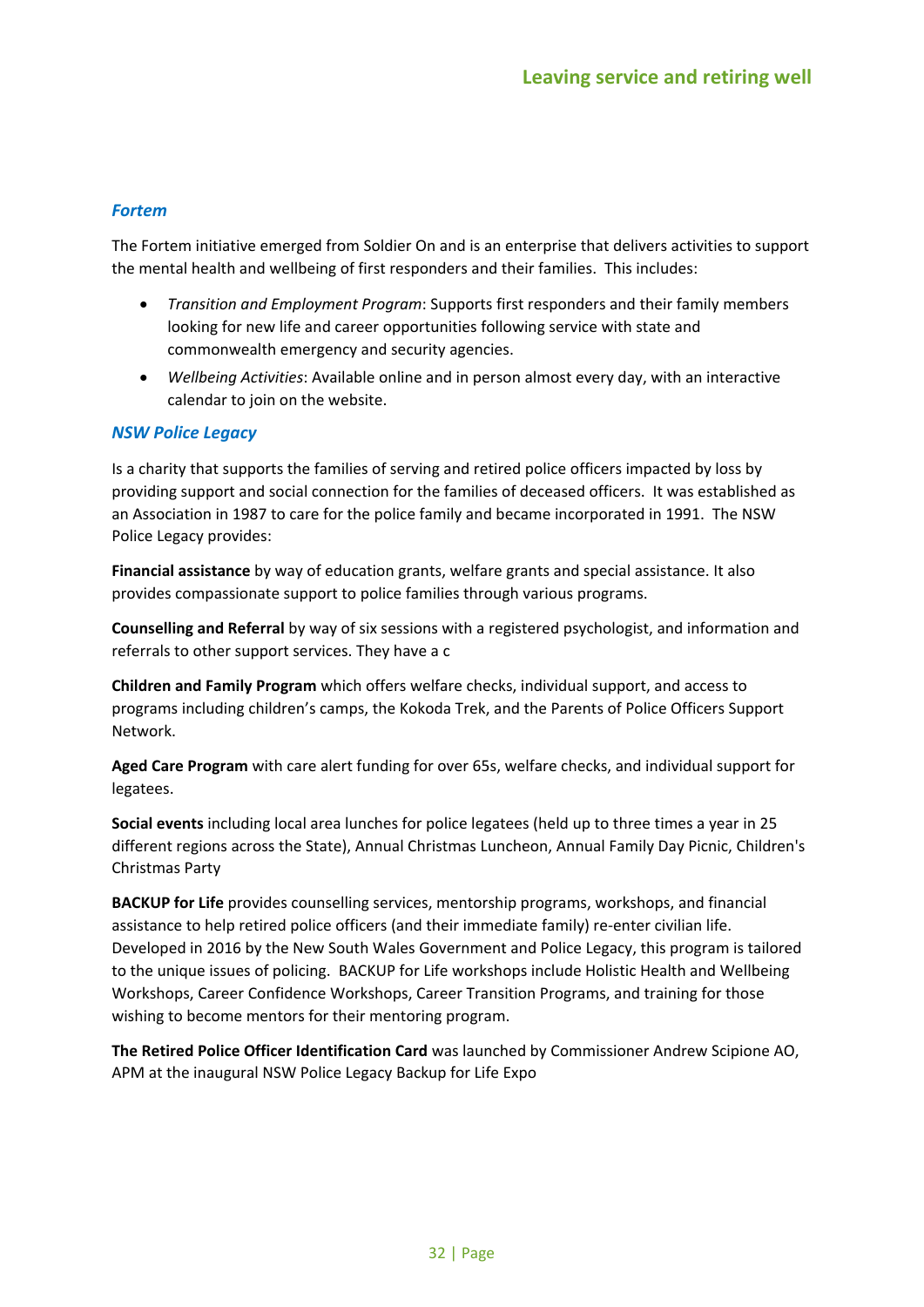### *Fortem*

The Fortem initiative emerged from Soldier On and is an enterprise that delivers activities to support the mental health and wellbeing of first responders and their families. This includes:

- *Transition and Employment Program*: Supports first responders and their family members looking for new life and career opportunities following service with state and commonwealth emergency and security agencies.
- *Wellbeing Activities*: Available online and in person almost every day, with an interactive calendar to join on the website.

### *NSW Police Legacy*

Is a charity that supports the families of serving and retired police officers impacted by loss by providing support and social connection for the families of deceased officers. It was established as an Association in 1987 to care for the police family and became incorporated in 1991. The NSW Police Legacy provides:

**Financial assistance** by way of education grants, welfare grants and special assistance. It also provides compassionate support to police families through various programs.

**Counselling and Referral** by way of six sessions with a registered psychologist, and information and referrals to other support services. They have a c

**Children and Family Program** which offers welfare checks, individual support, and access to programs including children's camps, the Kokoda Trek, and the Parents of Police Officers Support Network.

**Aged Care Program** with care alert funding for over 65s, welfare checks, and individual support for legatees.

**Social events** including local area lunches for police legatees (held up to three times a year in 25 different regions across the State), Annual Christmas Luncheon, Annual Family Day Picnic, Children's Christmas Party

**BACKUP for Life** provides counselling services, mentorship programs, workshops, and financial assistance to help retired police officers (and their immediate family) re-enter civilian life. Developed in 2016 by the New South Wales Government and Police Legacy, this program is tailored to the unique issues of policing. BACKUP for Life workshops include Holistic Health and Wellbeing Workshops, Career Confidence Workshops, Career Transition Programs, and training for those wishing to become mentors for their mentoring program.

**The Retired Police Officer Identification Card** was launched by Commissioner Andrew Scipione AO, APM at the inaugural NSW Police Legacy Backup for Life Expo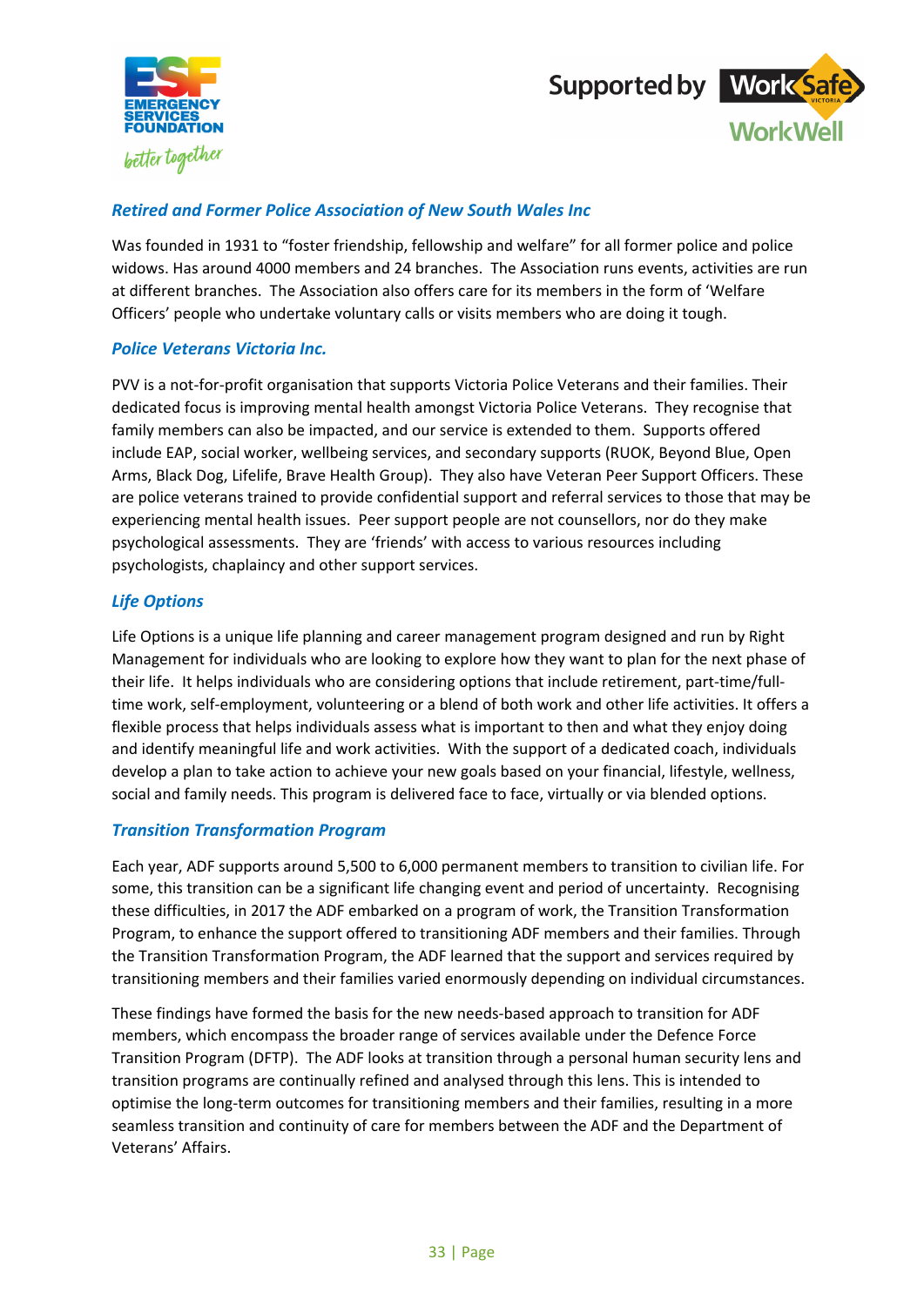### *Retired and Former Police Association of New South Wales Inc*

Was founded in 1931 to "foster friendship, fellowship and welfare" for all former police and police widows. Has around 4000 members and 24 branches. The Association runs events, activities are run at different branches. The Association also offers care for its members in the form of 'Welfare Officers' people who undertake voluntary calls or visits members who are doing it tough.

### *Police Veterans Victoria Inc.*

PVV is a not-for-profit organisation that supports Victoria Police Veterans and their families. Their dedicated focus is improving mental health amongst Victoria Police Veterans. They recognise that family members can also be impacted, and our service is extended to them. Supports offered include EAP, social worker, wellbeing services, and secondary supports (RUOK, Beyond Blue, Open Arms, Black Dog, Lifelife, Brave Health Group). They also have Veteran Peer Support Officers. These are police veterans trained to provide confidential support and referral services to those that may be experiencing mental health issues. Peer support people are not counsellors, nor do they make psychological assessments. They are 'friends' with access to various resources including psychologists, chaplaincy and other support services.

### *Life Options*

Life Options is a unique life planning and career management program designed and run by Right Management for individuals who are looking to explore how they want to plan for the next phase of their life. It helps individuals who are considering options that include retirement, part-time/full-time work, self-employment, volunteering or a blend of both work and other life activities. It offers a flexible process that helps individuals assess what is important to then and what they enjoy doing and identify meaningful life and work activities. With the support of a dedicated coach, individuals develop a plan to take action to achieve your new goals based on your financial, lifestyle, wellness, social and family needs. This program is delivered face to face, virtually or via blended options.

### *Transition Transformation Program*

Each year, ADF supports around 5,500 to 6,000 permanent members to transition to civilian life. For some, this transition can be a significant life changing event and period of uncertainty. Recognising these difficulties, in 2017 the ADF embarked on a program of work, the Transition Transformation Program, to enhance the support offered to transitioning ADF members and their families. Through the Transition Transformation Program, the ADF learned that the support and services required by transitioning members and their families varied enormously depending on individual circumstances.

These findings have formed the basis for the new needs-based approach to transition for ADF members, which encompass the broader range of services available under the Defence Force Transition Program (DFTP). The ADF looks at transition through a personal human security lens and transition programs are continually refined and analysed through this lens. This is intended to optimise the long-term outcomes for transitioning members and their families, resulting in a more seamless transition and continuity of care for members between the ADF and the Department of Veterans' Affairs.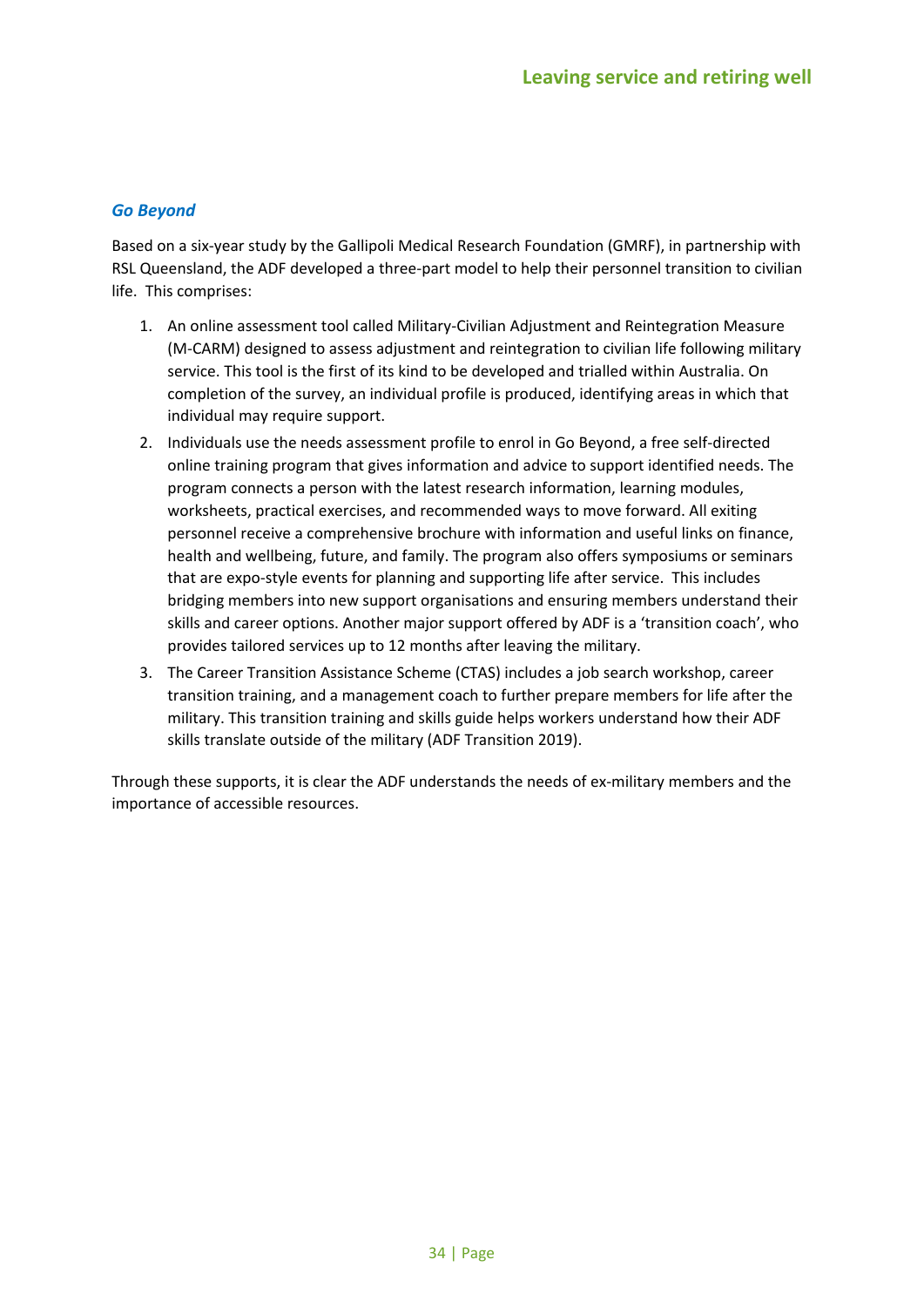### *Go Beyond*

Based on a six-year study by the Gallipoli Medical Research Foundation (GMRF), in partnership with RSL Queensland, the ADF developed a three-part model to help their personnel transition to civilian life. This comprises:

1. An online assessment tool called Military-Civilian Adjustment and Reintegration Measure (M-CARM) designed to assess adjustment and reintegration to civilian life following military service. This tool is the first of its kind to be developed and trialled within Australia. On completion of the survey, an individual profile is produced, identifying areas in which that individual may require support.
2. Individuals use the needs assessment profile to enrol in Go Beyond, a free self-directed online training program that gives information and advice to support identified needs. The program connects a person with the latest research information, learning modules, worksheets, practical exercises, and recommended ways to move forward. All exiting personnel receive a comprehensive brochure with information and useful links on finance, health and wellbeing, future, and family. The program also offers symposiums or seminars that are expo-style events for planning and supporting life after service. This includes bridging members into new support organisations and ensuring members understand their skills and career options. Another major support offered by ADF is a 'transition coach', who provides tailored services up to 12 months after leaving the military.
3. The Career Transition Assistance Scheme (CTAS) includes a job search workshop, career transition training, and a management coach to further prepare members for life after the military. This transition training and skills guide helps workers understand how their ADF skills translate outside of the military (ADF Transition 2019).

Through these supports, it is clear the ADF understands the needs of ex-military members and the importance of accessible resources.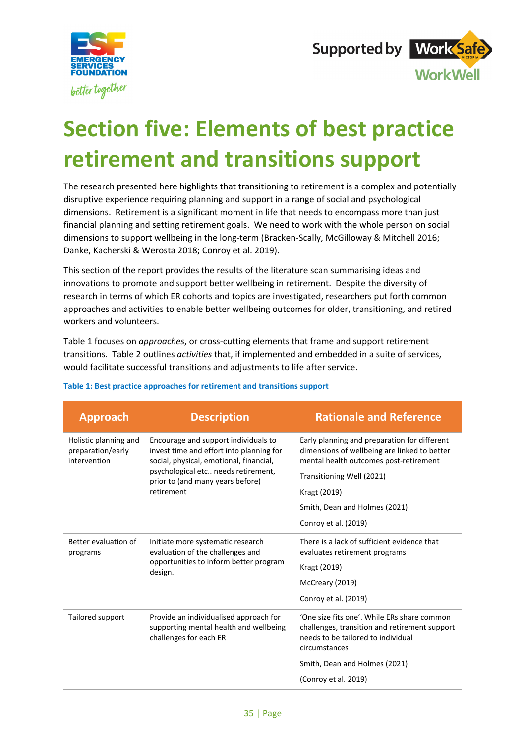# Section five: Elements of best practice retirement and transitions support

The research presented here highlights that transitioning to retirement is a complex and potentially disruptive experience requiring planning and support in a range of social and psychological dimensions. Retirement is a significant moment in life that needs to encompass more than just financial planning and setting retirement goals. We need to work with the whole person on social dimensions to support wellbeing in the long-term (Bracken-Scally, McGilloway & Mitchell 2016; Danke, Kacherski & Werosta 2018; Conroy et al. 2019).

This section of the report provides the results of the literature scan summarising ideas and innovations to promote and support better wellbeing in retirement. Despite the diversity of research in terms of which ER cohorts and topics are investigated, researchers put forth common approaches and activities to enable better wellbeing outcomes for older, transitioning, and retired workers and volunteers.

Table 1 focuses on *approaches*, or cross-cutting elements that frame and support retirement transitions. Table 2 outlines *activities* that, if implemented and embedded in a suite of services, would facilitate successful transitions and adjustments to life after service.

**Table 1: Best practice approaches for retirement and transitions support**

| Approach | Description | Rationale and Reference |
| --- | --- | --- |
| Holistic planning and preparation/early intervention | Encourage and support individuals to invest time and effort into planning for social, physical, emotional, financial, psychological etc.. needs retirement, prior to (and many years before) retirement | Early planning and preparation for different dimensions of wellbeing are linked to better mental health outcomes post-retirement<br>Transitioning Well (2021)<br>Kragt (2019)<br>Smith, Dean and Holmes (2021)<br>Conroy et al. (2019) |
| Better evaluation of programs | Initiate more systematic research evaluation of the challenges and opportunities to inform better program design. | There is a lack of sufficient evidence that evaluates retirement programs<br>Kragt (2019)<br>McCreary (2019)<br>Conroy et al. (2019) |
| Tailored support | Provide an individualised approach for supporting mental health and wellbeing challenges for each ER | 'One size fits one'. While ERs share common challenges, transition and retirement support needs to be tailored to individual circumstances<br>Smith, Dean and Holmes (2021)<br>(Conroy et al. 2019) |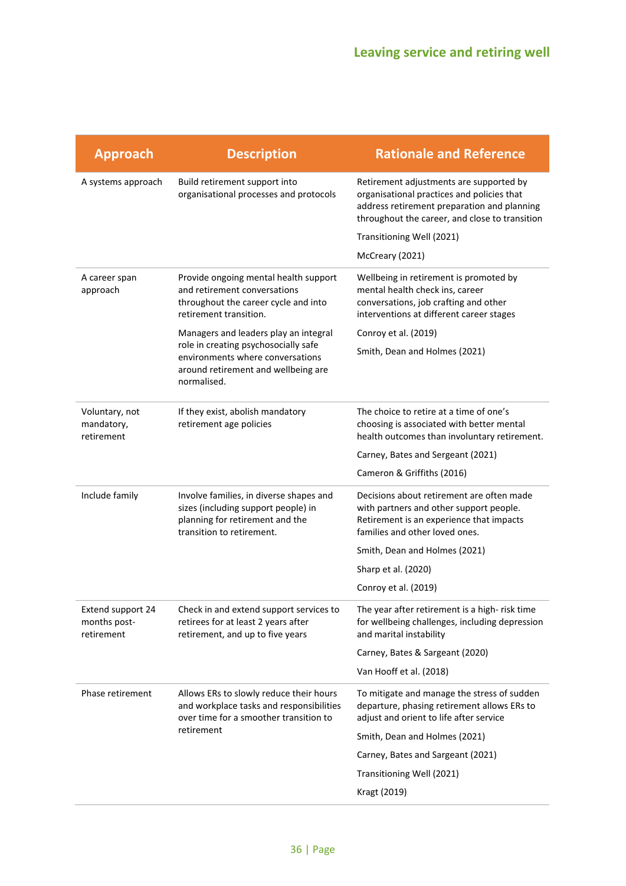| Approach | Description | Rationale and Reference |
|---|---|---|
| A systems approach | Build retirement support into organisational processes and protocols | Retirement adjustments are supported by organisational practices and policies that address retirement preparation and planning throughout the career, and close to transition<br><br>Transitioning Well (2021)<br><br>McCreary (2021) |
| A career span approach | Provide ongoing mental health support and retirement conversations throughout the career cycle and into retirement transition.<br><br>Managers and leaders play an integral role in creating psychosocially safe environments where conversations around retirement and wellbeing are normalised. | Wellbeing in retirement is promoted by mental health check ins, career conversations, job crafting and other interventions at different career stages<br><br>Conroy et al. (2019)<br><br>Smith, Dean and Holmes (2021) |
| Voluntary, not mandatory, retirement | If they exist, abolish mandatory retirement age policies | The choice to retire at a time of one's choosing is associated with better mental health outcomes than involuntary retirement.<br><br>Carney, Bates and Sergeant (2021)<br><br>Cameron & Griffiths (2016) |
| Include family | Involve families, in diverse shapes and sizes (including support people) in planning for retirement and the transition to retirement. | Decisions about retirement are often made with partners and other support people. Retirement is an experience that impacts families and other loved ones.<br><br>Smith, Dean and Holmes (2021)<br><br>Sharp et al. (2020)<br><br>Conroy et al. (2019) |
| Extend support 24 months post-retirement | Check in and extend support services to retirees for at least 2 years after retirement, and up to five years | The year after retirement is a high- risk time for wellbeing challenges, including depression and marital instability<br><br>Carney, Bates & Sargeant (2020)<br><br>Van Hooff et al. (2018) |
| Phase retirement | Allows ERs to slowly reduce their hours and workplace tasks and responsibilities over time for a smoother transition to retirement | To mitigate and manage the stress of sudden departure, phasing retirement allows ERs to adjust and orient to life after service<br><br>Smith, Dean and Holmes (2021)<br><br>Carney, Bates and Sargeant (2021)<br><br>Transitioning Well (2021)<br><br>Kragt (2019) |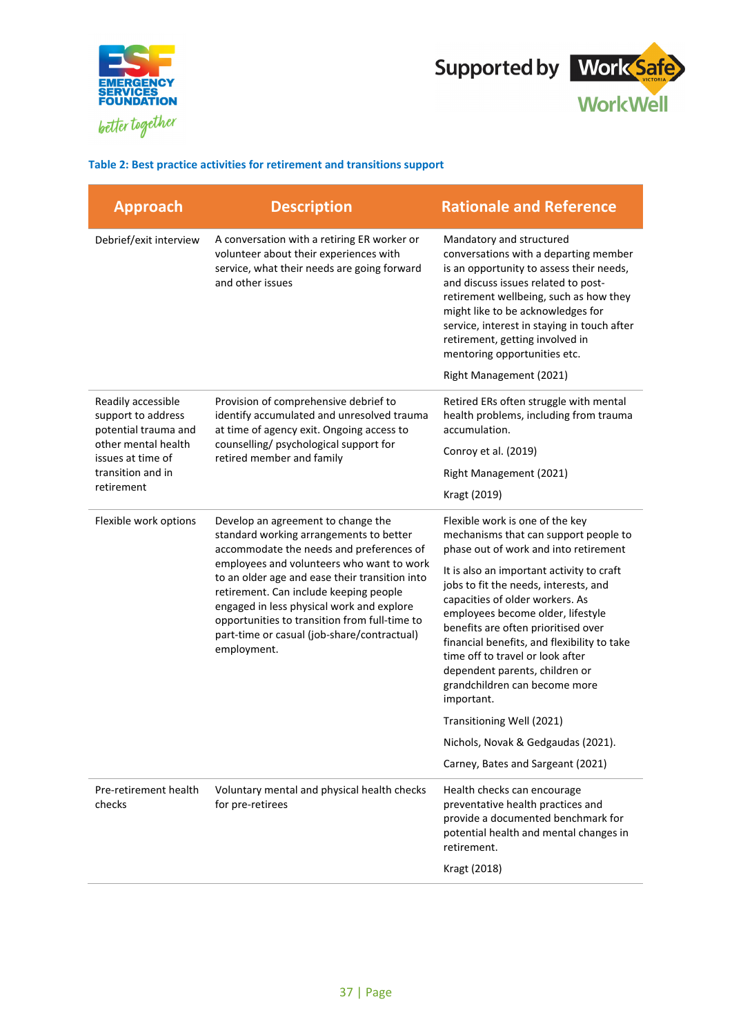**Table 2: Best practice activities for retirement and transitions support**

| Approach | Description | Rationale and Reference |
|---|---|---|
| Debrief/exit interview | A conversation with a retiring ER worker or volunteer about their experiences with service, what their needs are going forward and other issues | Mandatory and structured conversations with a departing member is an opportunity to assess their needs, and discuss issues related to post-retirement wellbeing, such as how they might like to be acknowledges for service, interest in staying in touch after retirement, getting involved in mentoring opportunities etc.<br><br>Right Management (2021) |
| Readily accessible support to address potential trauma and other mental health issues at time of transition and in retirement | Provision of comprehensive debrief to identify accumulated and unresolved trauma at time of agency exit. Ongoing access to counselling/ psychological support for retired member and family | Retired ERs often struggle with mental health problems, including from trauma accumulation.<br><br>Conroy et al. (2019)<br><br>Right Management (2021)<br><br>Kragt (2019) |
| Flexible work options | Develop an agreement to change the standard working arrangements to better accommodate the needs and preferences of employees and volunteers who want to work to an older age and ease their transition into retirement. Can include keeping people engaged in less physical work and explore opportunities to transition from full-time to part-time or casual (job-share/contractual) employment. | Flexible work is one of the key mechanisms that can support people to phase out of work and into retirement<br><br>It is also an important activity to craft jobs to fit the needs, interests, and capacities of older workers. As employees become older, lifestyle benefits are often prioritised over financial benefits, and flexibility to take time off to travel or look after dependent parents, children or grandchildren can become more important.<br><br>Transitioning Well (2021)<br><br>Nichols, Novak & Gedgaudas (2021).<br><br>Carney, Bates and Sargeant (2021) |
| Pre-retirement health checks | Voluntary mental and physical health checks for pre-retirees | Health checks can encourage preventative health practices and provide a documented benchmark for potential health and mental changes in retirement.<br><br>Kragt (2018) |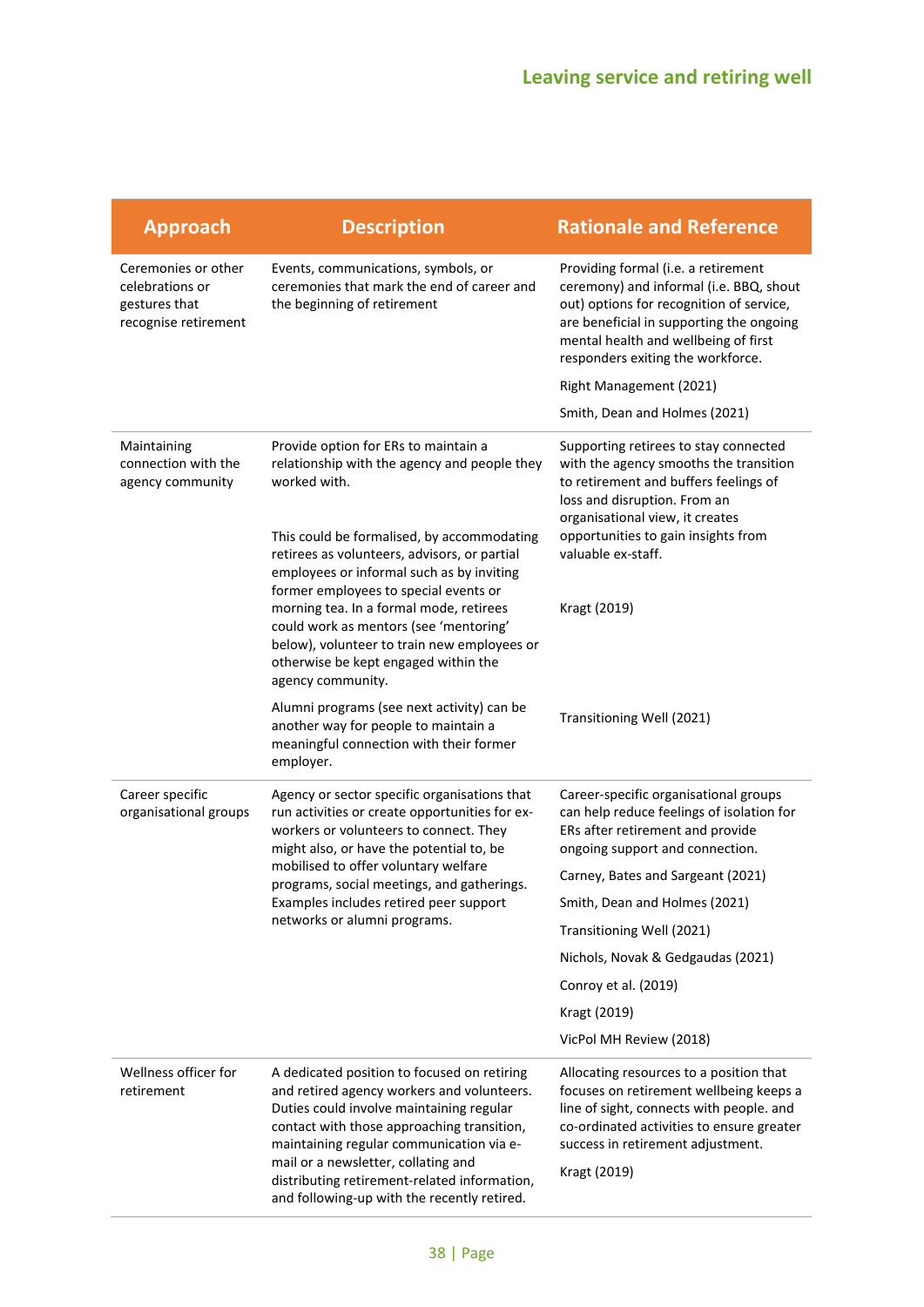| Approach | Description | Rationale and Reference |
|---|---|---|
| Ceremonies or other celebrations or gestures that recognise retirement | Events, communications, symbols, or ceremonies that mark the end of career and the beginning of retirement | Providing formal (i.e. a retirement ceremony) and informal (i.e. BBQ, shout out) options for recognition of service, are beneficial in supporting the ongoing mental health and wellbeing of first responders exiting the workforce.<br><br>Right Management (2021)<br><br>Smith, Dean and Holmes (2021) |
| Maintaining connection with the agency community | Provide option for ERs to maintain a relationship with the agency and people they worked with.<br><br>This could be formalised, by accommodating retirees as volunteers, advisors, or partial employees or informal such as by inviting former employees to special events or morning tea. In a formal mode, retirees could work as mentors (see 'mentoring' below), volunteer to train new employees or otherwise be kept engaged within the agency community.<br><br>Alumni programs (see next activity) can be another way for people to maintain a meaningful connection with their former employer. | Supporting retirees to stay connected with the agency smooths the transition to retirement and buffers feelings of loss and disruption. From an organisational view, it creates opportunities to gain insights from valuable ex-staff.<br><br>Kragt (2019)<br><br>Transitioning Well (2021) |
| Career specific organisational groups | Agency or sector specific organisations that run activities or create opportunities for ex-workers or volunteers to connect. They might also, or have the potential to, be mobilised to offer voluntary welfare programs, social meetings, and gatherings. Examples includes retired peer support networks or alumni programs. | Career-specific organisational groups can help reduce feelings of isolation for ERs after retirement and provide ongoing support and connection.<br><br>Carney, Bates and Sargeant (2021)<br><br>Smith, Dean and Holmes (2021)<br><br>Transitioning Well (2021)<br><br>Nichols, Novak & Gedgaudas (2021)<br><br>Conroy et al. (2019)<br><br>Kragt (2019)<br><br>VicPol MH Review (2018) |
| Wellness officer for retirement | A dedicated position to focused on retiring and retired agency workers and volunteers. Duties could involve maintaining regular contact with those approaching transition, maintaining regular communication via e-mail or a newsletter, collating and distributing retirement-related information, and following-up with the recently retired. | Allocating resources to a position that focuses on retirement wellbeing keeps a line of sight, connects with people. and co-ordinated activities to ensure greater success in retirement adjustment.<br><br>Kragt (2019) |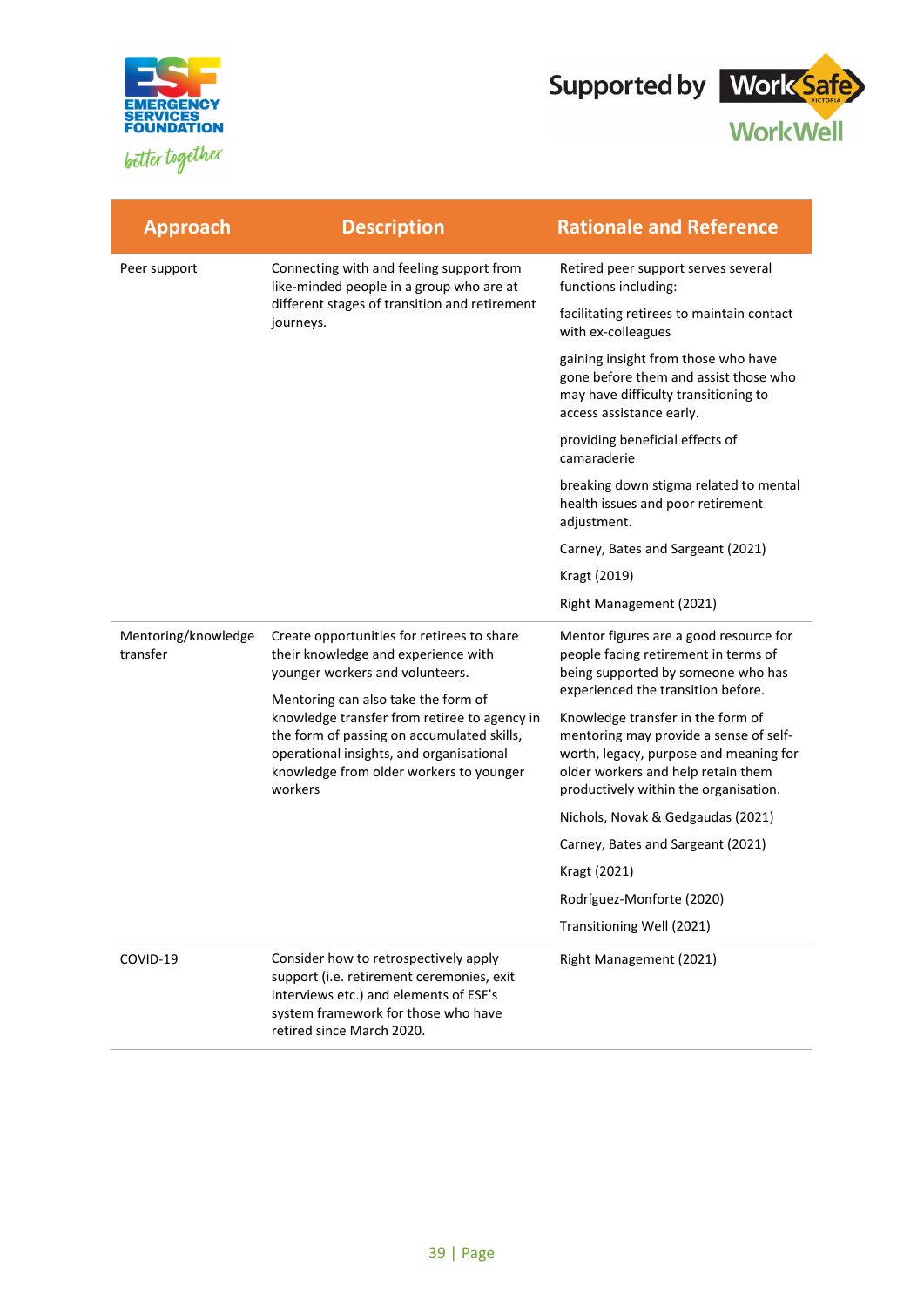| Approach | Description | Rationale and Reference |
|---|---|---|
| Peer support | Connecting with and feeling support from like-minded people in a group who are at different stages of transition and retirement journeys. | Retired peer support serves several functions including:<br><br>facilitating retirees to maintain contact with ex-colleagues<br><br>gaining insight from those who have gone before them and assist those who may have difficulty transitioning to access assistance early.<br><br>providing beneficial effects of camaraderie<br><br>breaking down stigma related to mental health issues and poor retirement adjustment.<br><br>Carney, Bates and Sargeant (2021)<br><br>Kragt (2019)<br><br>Right Management (2021) |
| Mentoring/knowledge transfer | Create opportunities for retirees to share their knowledge and experience with younger workers and volunteers.<br><br>Mentoring can also take the form of knowledge transfer from retiree to agency in the form of passing on accumulated skills, operational insights, and organisational knowledge from older workers to younger workers | Mentor figures are a good resource for people facing retirement in terms of being supported by someone who has experienced the transition before.<br><br>Knowledge transfer in the form of mentoring may provide a sense of self-worth, legacy, purpose and meaning for older workers and help retain them productively within the organisation.<br><br>Nichols, Novak & Gedgaudas (2021)<br><br>Carney, Bates and Sargeant (2021)<br><br>Kragt (2021)<br><br>Rodríguez-Monforte (2020)<br><br>Transitioning Well (2021) |
| COVID-19 | Consider how to retrospectively apply support (i.e. retirement ceremonies, exit interviews etc.) and elements of ESF's system framework for those who have retired since March 2020. | Right Management (2021) |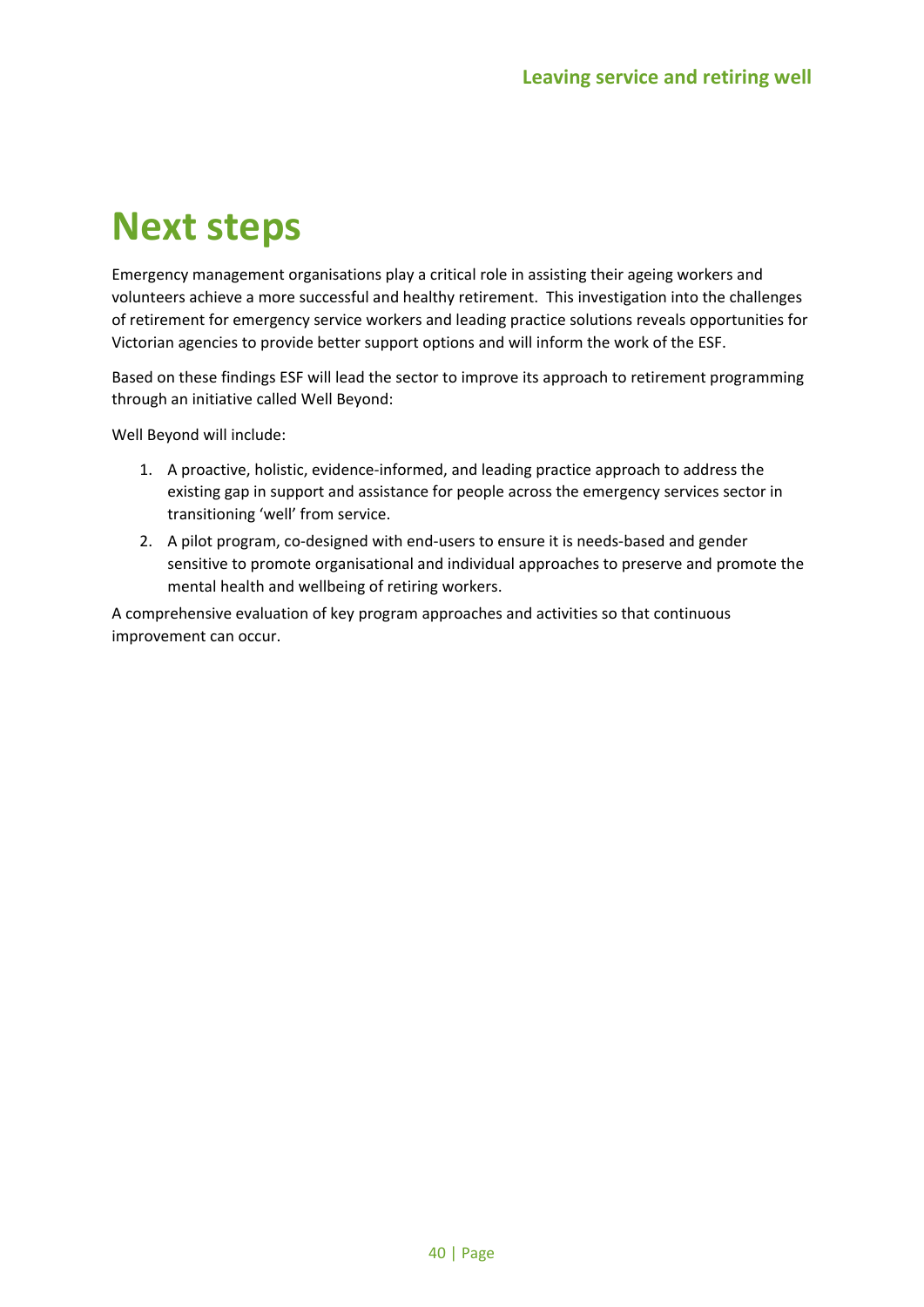# Next steps

Emergency management organisations play a critical role in assisting their ageing workers and volunteers achieve a more successful and healthy retirement. This investigation into the challenges of retirement for emergency service workers and leading practice solutions reveals opportunities for Victorian agencies to provide better support options and will inform the work of the ESF.

Based on these findings ESF will lead the sector to improve its approach to retirement programming through an initiative called Well Beyond:

Well Beyond will include:

1. A proactive, holistic, evidence-informed, and leading practice approach to address the existing gap in support and assistance for people across the emergency services sector in transitioning 'well' from service.
2. A pilot program, co-designed with end-users to ensure it is needs-based and gender sensitive to promote organisational and individual approaches to preserve and promote the mental health and wellbeing of retiring workers.

A comprehensive evaluation of key program approaches and activities so that continuous improvement can occur.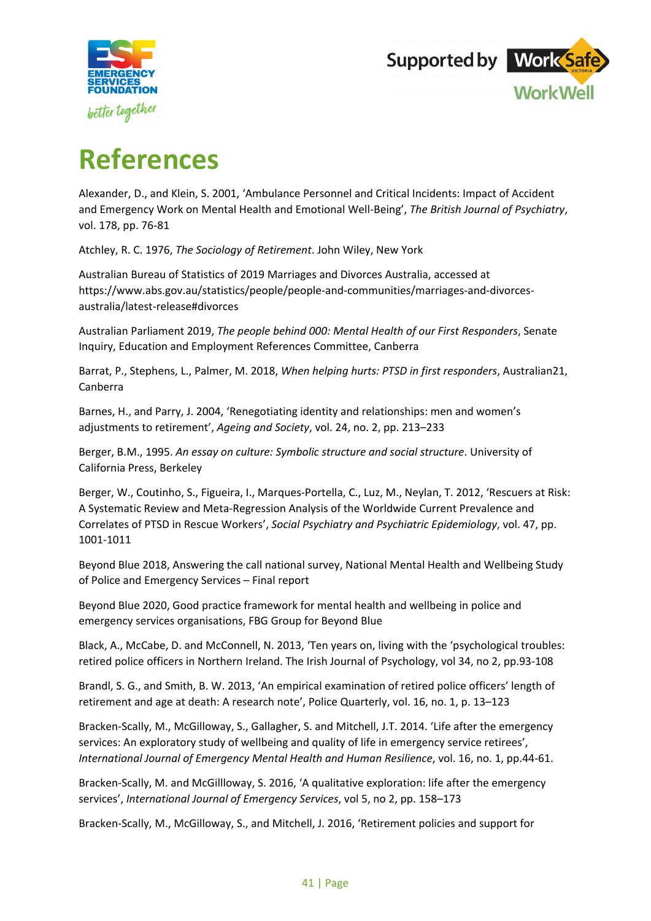# References

Alexander, D., and Klein, S. 2001, 'Ambulance Personnel and Critical Incidents: Impact of Accident and Emergency Work on Mental Health and Emotional Well-Being', *The British Journal of Psychiatry*, vol. 178, pp. 76-81

Atchley, R. C. 1976, *The Sociology of Retirement*. John Wiley, New York

Australian Bureau of Statistics of 2019 Marriages and Divorces Australia, accessed at https://www.abs.gov.au/statistics/people/people-and-communities/marriages-and-divorces-australia/latest-release#divorces

Australian Parliament 2019, *The people behind 000: Mental Health of our First Responders*, Senate Inquiry, Education and Employment References Committee, Canberra

Barrat, P., Stephens, L., Palmer, M. 2018, *When helping hurts: PTSD in first responders*, Australian21, Canberra

Barnes, H., and Parry, J. 2004, 'Renegotiating identity and relationships: men and women's adjustments to retirement', *Ageing and Society*, vol. 24, no. 2, pp. 213–233

Berger, B.M., 1995. *An essay on culture: Symbolic structure and social structure*. University of California Press, Berkeley

Berger, W., Coutinho, S., Figueira, I., Marques-Portella, C., Luz, M., Neylan, T. 2012, 'Rescuers at Risk: A Systematic Review and Meta-Regression Analysis of the Worldwide Current Prevalence and Correlates of PTSD in Rescue Workers', *Social Psychiatry and Psychiatric Epidemiology*, vol. 47, pp. 1001-1011

Beyond Blue 2018, Answering the call national survey, National Mental Health and Wellbeing Study of Police and Emergency Services – Final report

Beyond Blue 2020, Good practice framework for mental health and wellbeing in police and emergency services organisations, FBG Group for Beyond Blue

Black, A., McCabe, D. and McConnell, N. 2013, 'Ten years on, living with the 'psychological troubles: retired police officers in Northern Ireland. The Irish Journal of Psychology, vol 34, no 2, pp.93-108

Brandl, S. G., and Smith, B. W. 2013, 'An empirical examination of retired police officers' length of retirement and age at death: A research note', Police Quarterly, vol. 16, no. 1, p. 13–123

Bracken-Scally, M., McGilloway, S., Gallagher, S. and Mitchell, J.T. 2014. 'Life after the emergency services: An exploratory study of wellbeing and quality of life in emergency service retirees', *International Journal of Emergency Mental Health and Human Resilience*, vol. 16, no. 1, pp.44-61.

Bracken-Scally, M. and McGillloway, S. 2016, 'A qualitative exploration: life after the emergency services', *International Journal of Emergency Services*, vol 5, no 2, pp. 158–173

Bracken-Scally, M., McGilloway, S., and Mitchell, J. 2016, 'Retirement policies and support for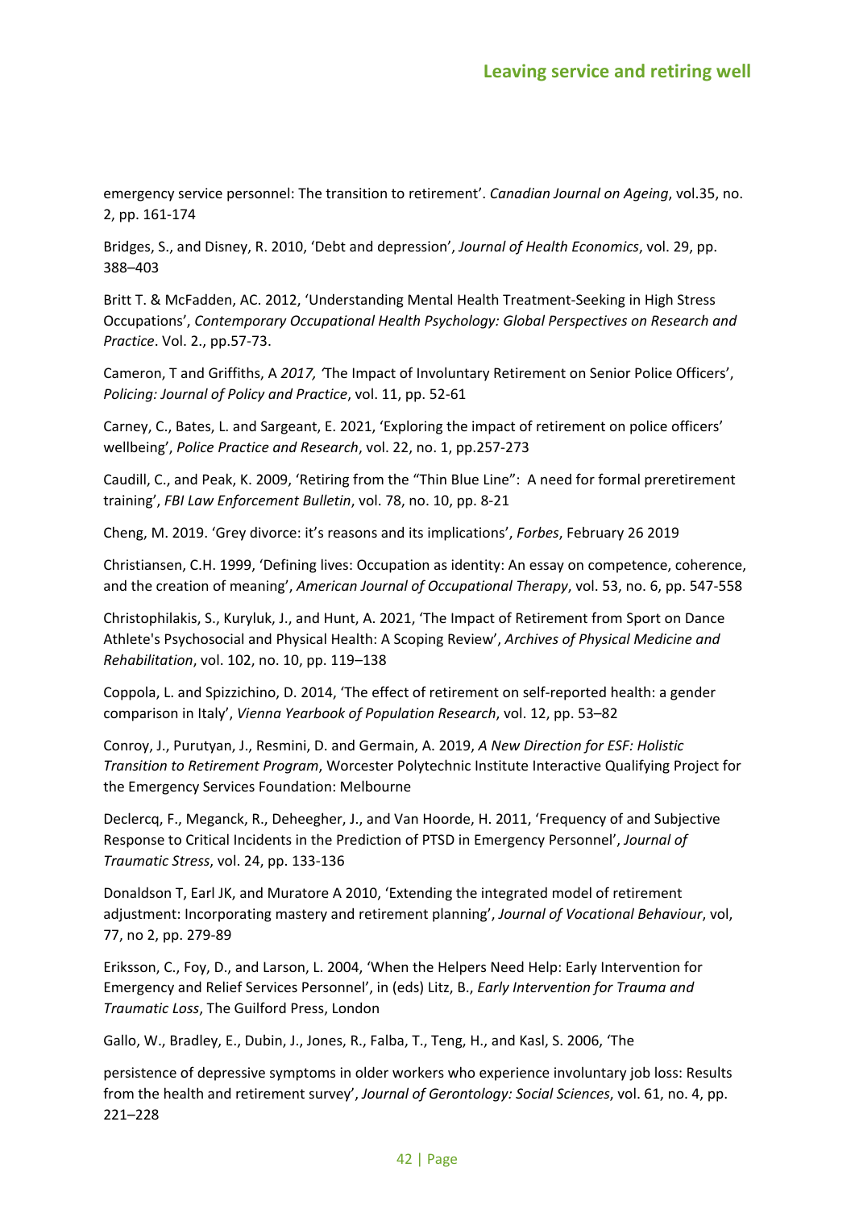emergency service personnel: The transition to retirement'. *Canadian Journal on Ageing*, vol.35, no. 2, pp. 161-174

Bridges, S., and Disney, R. 2010, 'Debt and depression', *Journal of Health Economics*, vol. 29, pp. 388–403

Britt T. & McFadden, AC. 2012, 'Understanding Mental Health Treatment-Seeking in High Stress Occupations', *Contemporary Occupational Health Psychology: Global Perspectives on Research and Practice*. Vol. 2., pp.57-73.

Cameron, T and Griffiths, A *2017, '*The Impact of Involuntary Retirement on Senior Police Officers', *Policing: Journal of Policy and Practice*, vol. 11, pp. 52-61

Carney, C., Bates, L. and Sargeant, E. 2021, 'Exploring the impact of retirement on police officers' wellbeing', *Police Practice and Research*, vol. 22, no. 1, pp.257-273

Caudill, C., and Peak, K. 2009, 'Retiring from the "Thin Blue Line": A need for formal preretirement training', *FBI Law Enforcement Bulletin*, vol. 78, no. 10, pp. 8-21

Cheng, M. 2019. 'Grey divorce: it's reasons and its implications', *Forbes*, February 26 2019

Christiansen, C.H. 1999, 'Defining lives: Occupation as identity: An essay on competence, coherence, and the creation of meaning', *American Journal of Occupational Therapy*, vol. 53, no. 6, pp. 547-558

Christophilakis, S., Kuryluk, J., and Hunt, A. 2021, 'The Impact of Retirement from Sport on Dance Athlete's Psychosocial and Physical Health: A Scoping Review', *Archives of Physical Medicine and Rehabilitation*, vol. 102, no. 10, pp. 119–138

Coppola, L. and Spizzichino, D. 2014, 'The effect of retirement on self-reported health: a gender comparison in Italy', *Vienna Yearbook of Population Research*, vol. 12, pp. 53–82

Conroy, J., Purutyan, J., Resmini, D. and Germain, A. 2019, *A New Direction for ESF: Holistic Transition to Retirement Program*, Worcester Polytechnic Institute Interactive Qualifying Project for the Emergency Services Foundation: Melbourne

Declercq, F., Meganck, R., Deheegher, J., and Van Hoorde, H. 2011, 'Frequency of and Subjective Response to Critical Incidents in the Prediction of PTSD in Emergency Personnel', *Journal of Traumatic Stress*, vol. 24, pp. 133-136

Donaldson T, Earl JK, and Muratore A 2010, 'Extending the integrated model of retirement adjustment: Incorporating mastery and retirement planning', *Journal of Vocational Behaviour*, vol, 77, no 2, pp. 279-89

Eriksson, C., Foy, D., and Larson, L. 2004, 'When the Helpers Need Help: Early Intervention for Emergency and Relief Services Personnel', in (eds) Litz, B., *Early Intervention for Trauma and Traumatic Loss*, The Guilford Press, London

Gallo, W., Bradley, E., Dubin, J., Jones, R., Falba, T., Teng, H., and Kasl, S. 2006, 'The persistence of depressive symptoms in older workers who experience involuntary job loss: Results from the health and retirement survey', *Journal of Gerontology: Social Sciences*, vol. 61, no. 4, pp. 221–228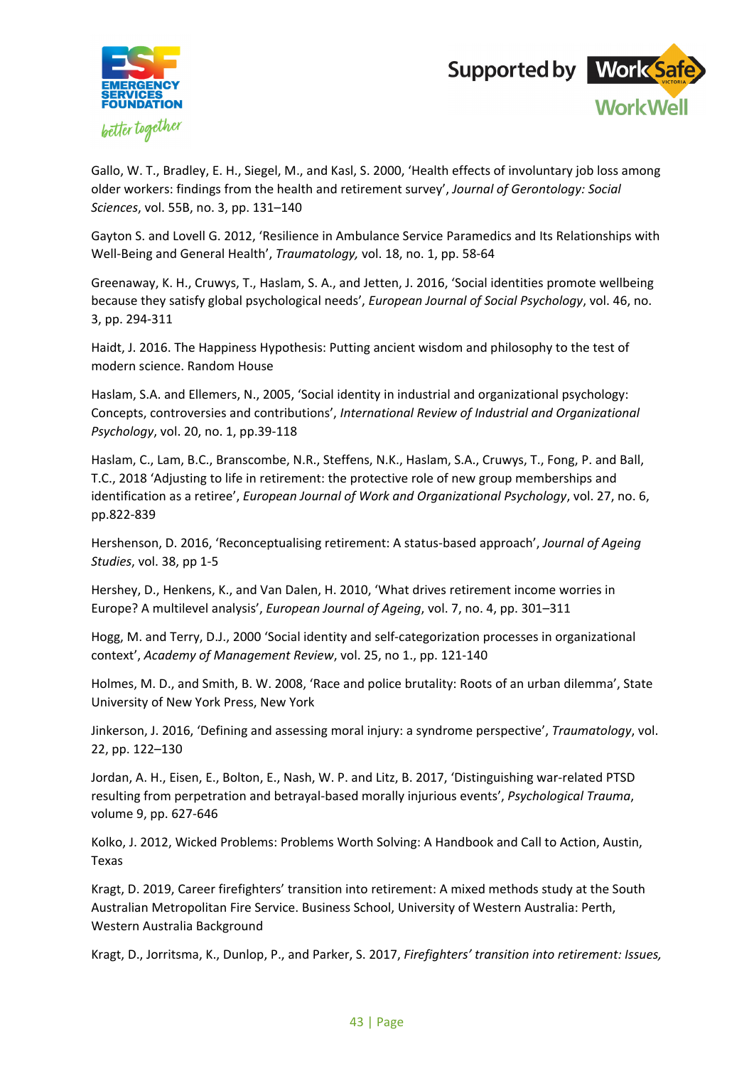Gallo, W. T., Bradley, E. H., Siegel, M., and Kasl, S. 2000, 'Health effects of involuntary job loss among older workers: findings from the health and retirement survey', *Journal of Gerontology: Social Sciences*, vol. 55B, no. 3, pp. 131–140

Gayton S. and Lovell G. 2012, 'Resilience in Ambulance Service Paramedics and Its Relationships with Well-Being and General Health', *Traumatology,* vol. 18, no. 1, pp. 58-64

Greenaway, K. H., Cruwys, T., Haslam, S. A., and Jetten, J. 2016, 'Social identities promote wellbeing because they satisfy global psychological needs', *European Journal of Social Psychology*, vol. 46, no. 3, pp. 294-311

Haidt, J. 2016. The Happiness Hypothesis: Putting ancient wisdom and philosophy to the test of modern science. Random House

Haslam, S.A. and Ellemers, N., 2005, 'Social identity in industrial and organizational psychology: Concepts, controversies and contributions', *International Review of Industrial and Organizational Psychology*, vol. 20, no. 1, pp.39-118

Haslam, C., Lam, B.C., Branscombe, N.R., Steffens, N.K., Haslam, S.A., Cruwys, T., Fong, P. and Ball, T.C., 2018 'Adjusting to life in retirement: the protective role of new group memberships and identification as a retiree', *European Journal of Work and Organizational Psychology*, vol. 27, no. 6, pp.822-839

Hershenson, D. 2016, 'Reconceptualising retirement: A status-based approach', *Journal of Ageing Studies*, vol. 38, pp 1-5

Hershey, D., Henkens, K., and Van Dalen, H. 2010, 'What drives retirement income worries in Europe? A multilevel analysis', *European Journal of Ageing*, vol. 7, no. 4, pp. 301–311

Hogg, M. and Terry, D.J., 2000 'Social identity and self-categorization processes in organizational context', *Academy of Management Review*, vol. 25, no 1., pp. 121-140

Holmes, M. D., and Smith, B. W. 2008, 'Race and police brutality: Roots of an urban dilemma', State University of New York Press, New York

Jinkerson, J. 2016, 'Defining and assessing moral injury: a syndrome perspective', *Traumatology*, vol. 22, pp. 122–130

Jordan, A. H., Eisen, E., Bolton, E., Nash, W. P. and Litz, B. 2017, 'Distinguishing war-related PTSD resulting from perpetration and betrayal-based morally injurious events', *Psychological Trauma*, volume 9, pp. 627-646

Kolko, J. 2012, Wicked Problems: Problems Worth Solving: A Handbook and Call to Action, Austin, Texas

Kragt, D. 2019, Career firefighters' transition into retirement: A mixed methods study at the South Australian Metropolitan Fire Service. Business School, University of Western Australia: Perth, Western Australia Background

Kragt, D., Jorritsma, K., Dunlop, P., and Parker, S. 2017, *Firefighters' transition into retirement: Issues,*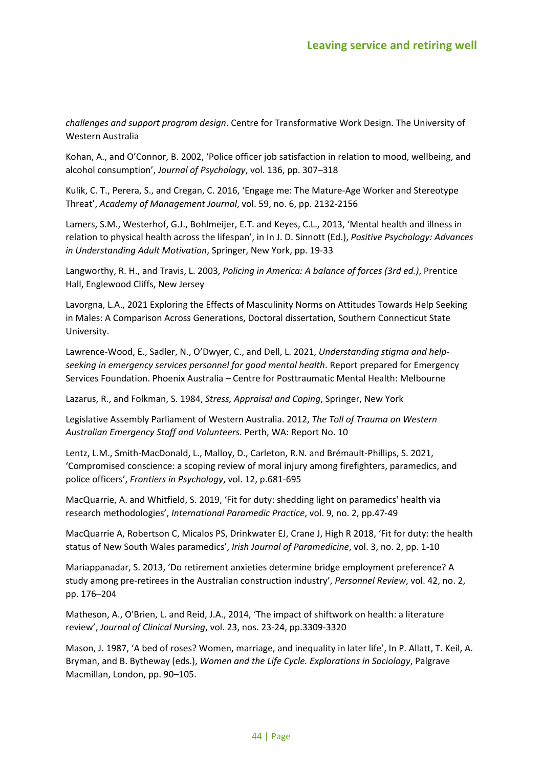*challenges and support program design*. Centre for Transformative Work Design. The University of Western Australia

Kohan, A., and O'Connor, B. 2002, 'Police officer job satisfaction in relation to mood, wellbeing, and alcohol consumption', *Journal of Psychology*, vol. 136, pp. 307–318

Kulik, C. T., Perera, S., and Cregan, C. 2016, 'Engage me: The Mature-Age Worker and Stereotype Threat', *Academy of Management Journal*, vol. 59, no. 6, pp. 2132-2156

Lamers, S.M., Westerhof, G.J., Bohlmeijer, E.T. and Keyes, C.L., 2013, 'Mental health and illness in relation to physical health across the lifespan', in In J. D. Sinnott (Ed.), *Positive Psychology: Advances in Understanding Adult Motivation*, Springer, New York, pp. 19-33

Langworthy, R. H., and Travis, L. 2003, *Policing in America: A balance of forces (3rd ed.)*, Prentice Hall, Englewood Cliffs, New Jersey

Lavorgna, L.A., 2021 Exploring the Effects of Masculinity Norms on Attitudes Towards Help Seeking in Males: A Comparison Across Generations, Doctoral dissertation, Southern Connecticut State University.

Lawrence-Wood, E., Sadler, N., O'Dwyer, C., and Dell, L. 2021, *Understanding stigma and help-seeking in emergency services personnel for good mental health*. Report prepared for Emergency Services Foundation. Phoenix Australia – Centre for Posttraumatic Mental Health: Melbourne

Lazarus, R., and Folkman, S. 1984, *Stress, Appraisal and Coping*, Springer, New York

Legislative Assembly Parliament of Western Australia. 2012, *The Toll of Trauma on Western Australian Emergency Staff and Volunteers.* Perth, WA: Report No. 10

Lentz, L.M., Smith-MacDonald, L., Malloy, D., Carleton, R.N. and Brémault-Phillips, S. 2021, 'Compromised conscience: a scoping review of moral injury among firefighters, paramedics, and police officers', *Frontiers in Psychology*, vol. 12, p.681-695

MacQuarrie, A. and Whitfield, S. 2019, 'Fit for duty: shedding light on paramedics' health via research methodologies', *International Paramedic Practice*, vol. 9, no. 2, pp.47-49

MacQuarrie A, Robertson C, Micalos PS, Drinkwater EJ, Crane J, High R 2018, 'Fit for duty: the health status of New South Wales paramedics', *Irish Journal of Paramedicine*, vol. 3, no. 2, pp. 1-10

Mariappanadar, S. 2013, 'Do retirement anxieties determine bridge employment preference? A study among pre-retirees in the Australian construction industry', *Personnel Review*, vol. 42, no. 2, pp. 176–204

Matheson, A., O'Brien, L. and Reid, J.A., 2014, 'The impact of shiftwork on health: a literature review', *Journal of Clinical Nursing*, vol. 23, nos. 23-24, pp.3309-3320

Mason, J. 1987, 'A bed of roses? Women, marriage, and inequality in later life', In P. Allatt, T. Keil, A. Bryman, and B. Bytheway (eds.), *Women and the Life Cycle. Explorations in Sociology*, Palgrave Macmillan, London, pp. 90–105.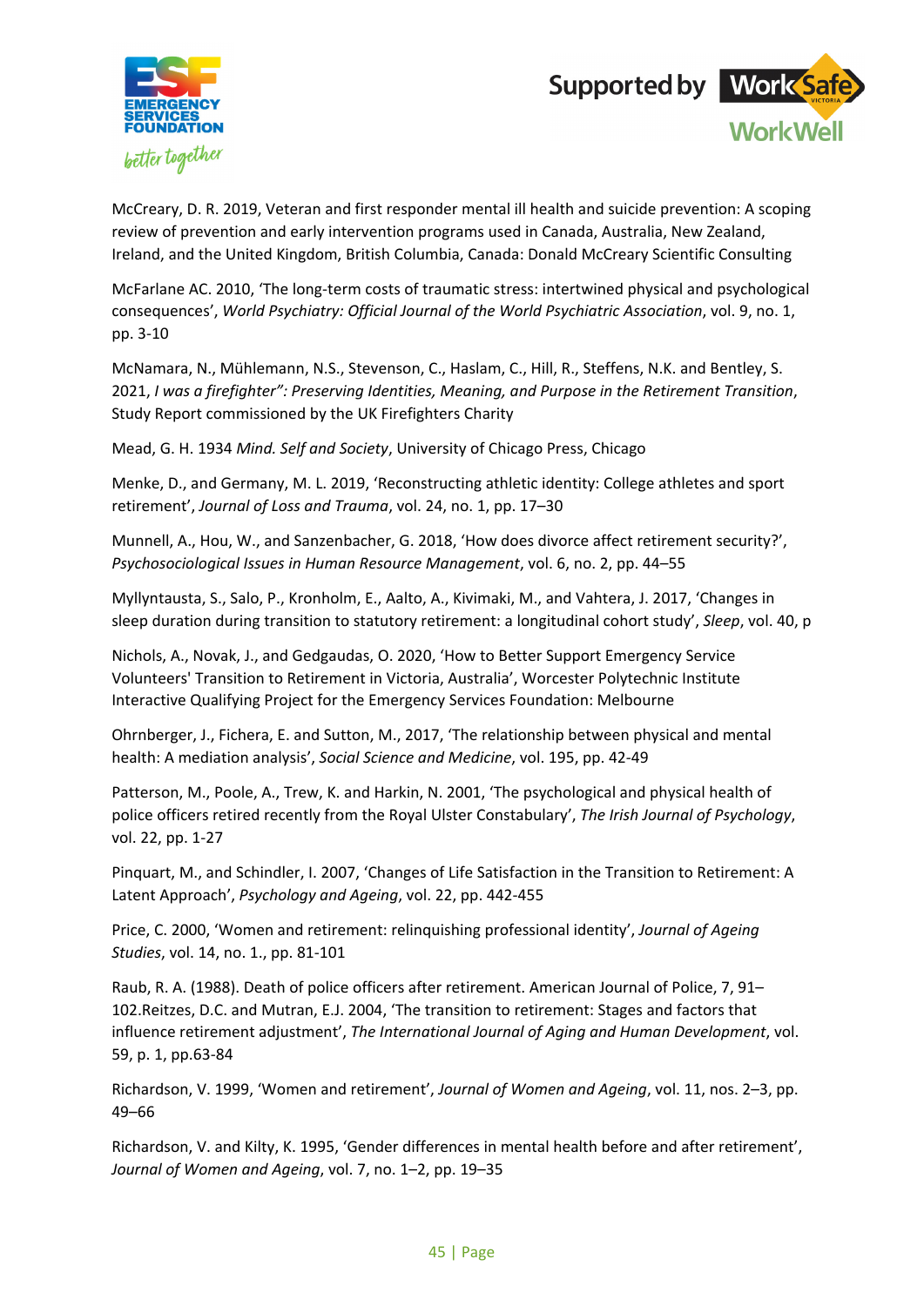McCreary, D. R. 2019, Veteran and first responder mental ill health and suicide prevention: A scoping review of prevention and early intervention programs used in Canada, Australia, New Zealand, Ireland, and the United Kingdom, British Columbia, Canada: Donald McCreary Scientific Consulting

McFarlane AC. 2010, 'The long-term costs of traumatic stress: intertwined physical and psychological consequences', *World Psychiatry: Official Journal of the World Psychiatric Association*, vol. 9, no. 1, pp. 3-10

McNamara, N., Mühlemann, N.S., Stevenson, C., Haslam, C., Hill, R., Steffens, N.K. and Bentley, S. 2021, *I was a firefighter": Preserving Identities, Meaning, and Purpose in the Retirement Transition*, Study Report commissioned by the UK Firefighters Charity

Mead, G. H. 1934 *Mind. Self and Society*, University of Chicago Press, Chicago

Menke, D., and Germany, M. L. 2019, 'Reconstructing athletic identity: College athletes and sport retirement', *Journal of Loss and Trauma*, vol. 24, no. 1, pp. 17–30

Munnell, A., Hou, W., and Sanzenbacher, G. 2018, 'How does divorce affect retirement security?', *Psychosociological Issues in Human Resource Management*, vol. 6, no. 2, pp. 44–55

Myllyntausta, S., Salo, P., Kronholm, E., Aalto, A., Kivimaki, M., and Vahtera, J. 2017, 'Changes in sleep duration during transition to statutory retirement: a longitudinal cohort study', *Sleep*, vol. 40, p

Nichols, A., Novak, J., and Gedgaudas, O. 2020, 'How to Better Support Emergency Service Volunteers' Transition to Retirement in Victoria, Australia', Worcester Polytechnic Institute Interactive Qualifying Project for the Emergency Services Foundation: Melbourne

Ohrnberger, J., Fichera, E. and Sutton, M., 2017, 'The relationship between physical and mental health: A mediation analysis', *Social Science and Medicine*, vol. 195, pp. 42-49

Patterson, M., Poole, A., Trew, K. and Harkin, N. 2001, 'The psychological and physical health of police officers retired recently from the Royal Ulster Constabulary', *The Irish Journal of Psychology*, vol. 22, pp. 1-27

Pinquart, M., and Schindler, I. 2007, 'Changes of Life Satisfaction in the Transition to Retirement: A Latent Approach', *Psychology and Ageing*, vol. 22, pp. 442-455

Price, C. 2000, 'Women and retirement: relinquishing professional identity', *Journal of Ageing Studies*, vol. 14, no. 1., pp. 81-101

Raub, R. A. (1988). Death of police officers after retirement. American Journal of Police, 7, 91–102.Reitzes, D.C. and Mutran, E.J. 2004, 'The transition to retirement: Stages and factors that influence retirement adjustment', *The International Journal of Aging and Human Development*, vol. 59, p. 1, pp.63-84

Richardson, V. 1999, 'Women and retirement', *Journal of Women and Ageing*, vol. 11, nos. 2–3, pp. 49–66

Richardson, V. and Kilty, K. 1995, 'Gender differences in mental health before and after retirement', *Journal of Women and Ageing*, vol. 7, no. 1–2, pp. 19–35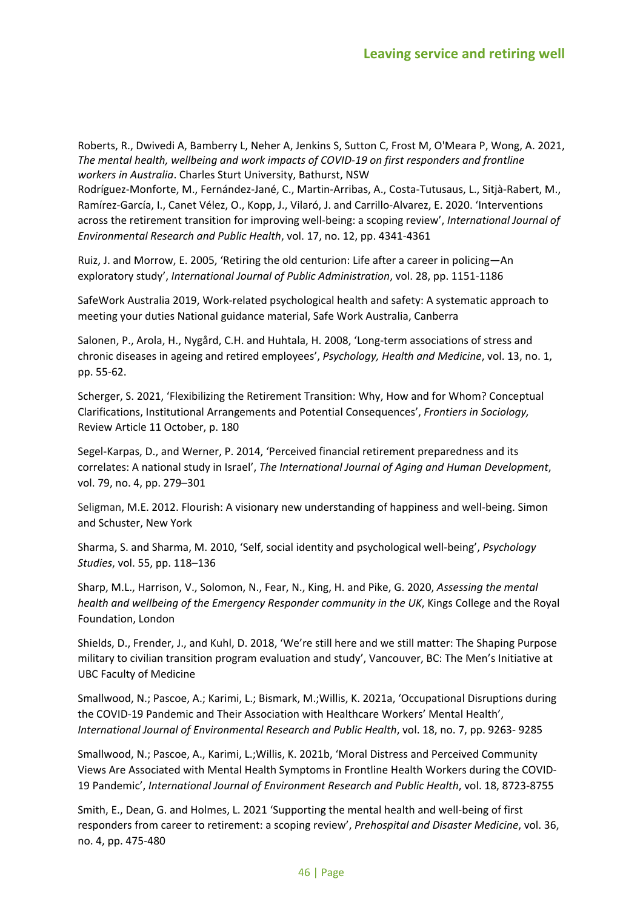Roberts, R., Dwivedi A, Bamberry L, Neher A, Jenkins S, Sutton C, Frost M, O'Meara P, Wong, A. 2021, *The mental health, wellbeing and work impacts of COVID-19 on first responders and frontline workers in Australia*. Charles Sturt University, Bathurst, NSW

Rodríguez-Monforte, M., Fernández-Jané, C., Martin-Arribas, A., Costa-Tutusaus, L., Sitjà-Rabert, M., Ramírez-García, I., Canet Vélez, O., Kopp, J., Vilaró, J. and Carrillo-Alvarez, E. 2020. 'Interventions across the retirement transition for improving well-being: a scoping review', *International Journal of Environmental Research and Public Health*, vol. 17, no. 12, pp. 4341-4361

Ruiz, J. and Morrow, E. 2005, 'Retiring the old centurion: Life after a career in policing—An exploratory study', *International Journal of Public Administration*, vol. 28, pp. 1151-1186

SafeWork Australia 2019, Work-related psychological health and safety: A systematic approach to meeting your duties National guidance material, Safe Work Australia, Canberra

Salonen, P., Arola, H., Nygård, C.H. and Huhtala, H. 2008, 'Long-term associations of stress and chronic diseases in ageing and retired employees', *Psychology, Health and Medicine*, vol. 13, no. 1, pp. 55-62.

Scherger, S. 2021, 'Flexibilizing the Retirement Transition: Why, How and for Whom? Conceptual Clarifications, Institutional Arrangements and Potential Consequences', *Frontiers in Sociology,* Review Article 11 October, p. 180

Segel-Karpas, D., and Werner, P. 2014, 'Perceived financial retirement preparedness and its correlates: A national study in Israel', *The International Journal of Aging and Human Development*, vol. 79, no. 4, pp. 279–301

Seligman, M.E. 2012. Flourish: A visionary new understanding of happiness and well-being. Simon and Schuster, New York

Sharma, S. and Sharma, M. 2010, 'Self, social identity and psychological well-being', *Psychology Studies*, vol. 55, pp. 118–136

Sharp, M.L., Harrison, V., Solomon, N., Fear, N., King, H. and Pike, G. 2020, *Assessing the mental health and wellbeing of the Emergency Responder community in the UK*, Kings College and the Royal Foundation, London

Shields, D., Frender, J., and Kuhl, D. 2018, 'We're still here and we still matter: The Shaping Purpose military to civilian transition program evaluation and study', Vancouver, BC: The Men's Initiative at UBC Faculty of Medicine

Smallwood, N.; Pascoe, A.; Karimi, L.; Bismark, M.;Willis, K. 2021a, 'Occupational Disruptions during the COVID-19 Pandemic and Their Association with Healthcare Workers' Mental Health', *International Journal of Environmental Research and Public Health*, vol. 18, no. 7, pp. 9263- 9285

Smallwood, N.; Pascoe, A., Karimi, L.;Willis, K. 2021b, 'Moral Distress and Perceived Community Views Are Associated with Mental Health Symptoms in Frontline Health Workers during the COVID-19 Pandemic', *International Journal of Environment Research and Public Health*, vol. 18, 8723-8755

Smith, E., Dean, G. and Holmes, L. 2021 'Supporting the mental health and well-being of first responders from career to retirement: a scoping review', *Prehospital and Disaster Medicine*, vol. 36, no. 4, pp. 475-480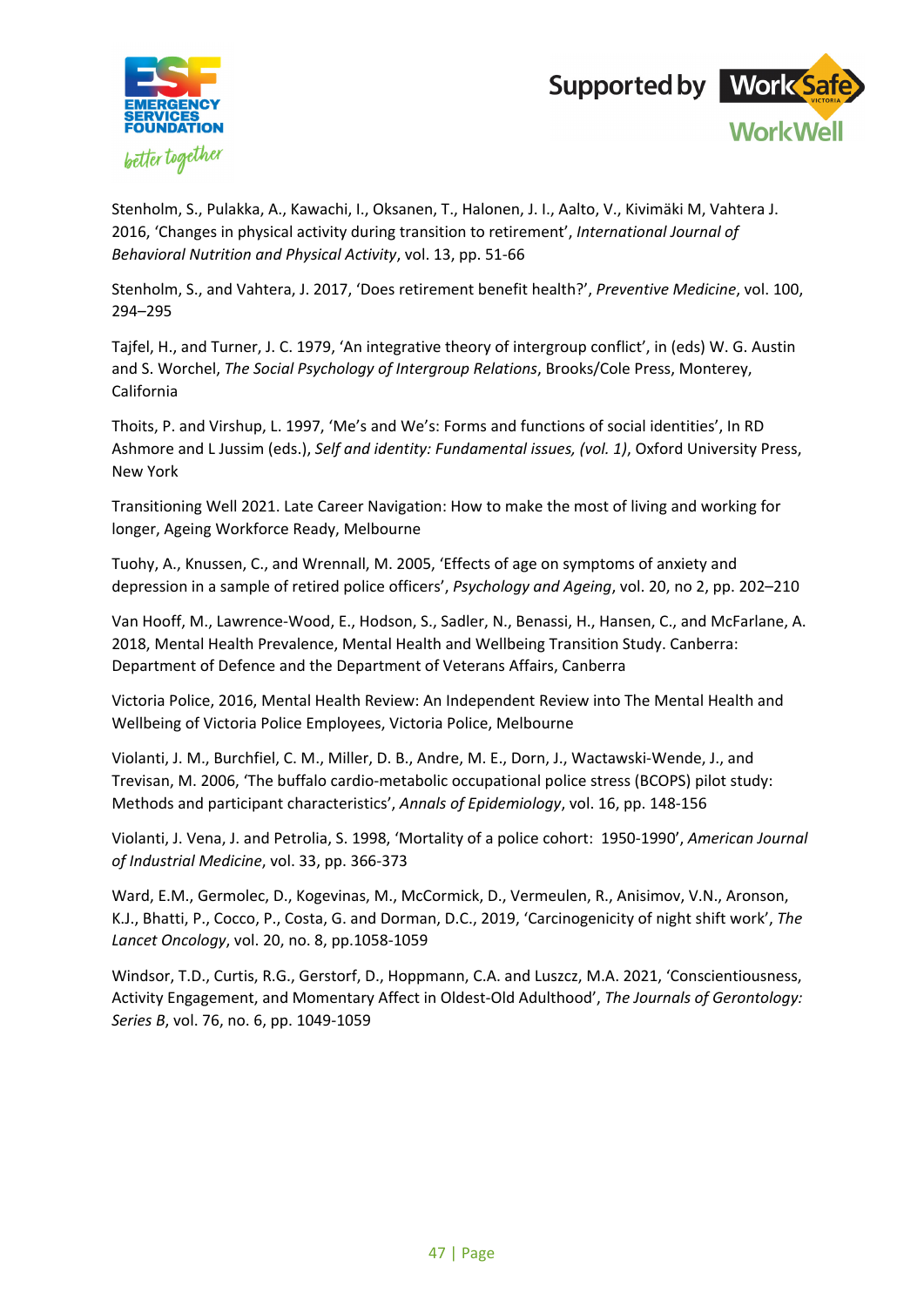Stenholm, S., Pulakka, A., Kawachi, I., Oksanen, T., Halonen, J. I., Aalto, V., Kivimäki M, Vahtera J. 2016, 'Changes in physical activity during transition to retirement', *International Journal of Behavioral Nutrition and Physical Activity*, vol. 13, pp. 51-66

Stenholm, S., and Vahtera, J. 2017, 'Does retirement benefit health?', *Preventive Medicine*, vol. 100, 294–295

Tajfel, H., and Turner, J. C. 1979, 'An integrative theory of intergroup conflict', in (eds) W. G. Austin and S. Worchel, *The Social Psychology of Intergroup Relations*, Brooks/Cole Press, Monterey, California

Thoits, P. and Virshup, L. 1997, 'Me's and We's: Forms and functions of social identities', In RD Ashmore and L Jussim (eds.), *Self and identity: Fundamental issues, (vol. 1)*, Oxford University Press, New York

Transitioning Well 2021. Late Career Navigation: How to make the most of living and working for longer, Ageing Workforce Ready, Melbourne

Tuohy, A., Knussen, C., and Wrennall, M. 2005, 'Effects of age on symptoms of anxiety and depression in a sample of retired police officers', *Psychology and Ageing*, vol. 20, no 2, pp. 202–210

Van Hooff, M., Lawrence-Wood, E., Hodson, S., Sadler, N., Benassi, H., Hansen, C., and McFarlane, A. 2018, Mental Health Prevalence, Mental Health and Wellbeing Transition Study. Canberra: Department of Defence and the Department of Veterans Affairs, Canberra

Victoria Police, 2016, Mental Health Review: An Independent Review into The Mental Health and Wellbeing of Victoria Police Employees, Victoria Police, Melbourne

Violanti, J. M., Burchfiel, C. M., Miller, D. B., Andre, M. E., Dorn, J., Wactawski-Wende, J., and Trevisan, M. 2006, 'The buffalo cardio-metabolic occupational police stress (BCOPS) pilot study: Methods and participant characteristics', *Annals of Epidemiology*, vol. 16, pp. 148-156

Violanti, J. Vena, J. and Petrolia, S. 1998, 'Mortality of a police cohort: 1950-1990', *American Journal of Industrial Medicine*, vol. 33, pp. 366-373

Ward, E.M., Germolec, D., Kogevinas, M., McCormick, D., Vermeulen, R., Anisimov, V.N., Aronson, K.J., Bhatti, P., Cocco, P., Costa, G. and Dorman, D.C., 2019, 'Carcinogenicity of night shift work', *The Lancet Oncology*, vol. 20, no. 8, pp.1058-1059

Windsor, T.D., Curtis, R.G., Gerstorf, D., Hoppmann, C.A. and Luszcz, M.A. 2021, 'Conscientiousness, Activity Engagement, and Momentary Affect in Oldest-Old Adulthood', *The Journals of Gerontology: Series B*, vol. 76, no. 6, pp. 1049-1059